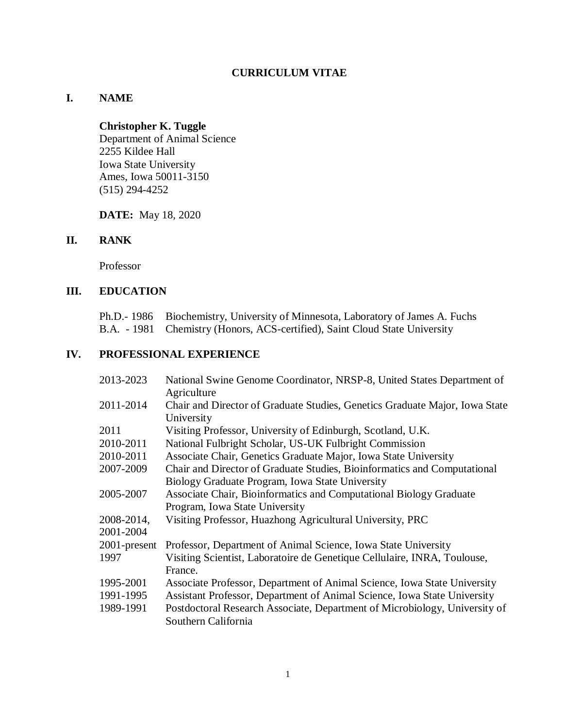# CURRICULUM VITAE

## I. NAME

**Christopher K. Tuggle**
Department of Animal Science
2255 Kildee Hall
Iowa State University
Ames, Iowa 50011-3150
(515) 294-4252

**DATE:** May 18, 2020

## II. RANK

Professor

## III. EDUCATION

Ph.D.- 1986 Biochemistry, University of Minnesota, Laboratory of James A. Fuchs
B.A. - 1981 Chemistry (Honors, ACS-certified), Saint Cloud State University

## IV. PROFESSIONAL EXPERIENCE

| | |
|---|---|
| 2013-2023 | National Swine Genome Coordinator, NRSP-8, United States Department of Agriculture |
| 2011-2014 | Chair and Director of Graduate Studies, Genetics Graduate Major, Iowa State University |
| 2011 | Visiting Professor, University of Edinburgh, Scotland, U.K. |
| 2010-2011 | National Fulbright Scholar, US-UK Fulbright Commission |
| 2010-2011 | Associate Chair, Genetics Graduate Major, Iowa State University |
| 2007-2009 | Chair and Director of Graduate Studies, Bioinformatics and Computational Biology Graduate Program, Iowa State University |
| 2005-2007 | Associate Chair, Bioinformatics and Computational Biology Graduate Program, Iowa State University |
| 2008-2014, 2001-2004 | Visiting Professor, Huazhong Agricultural University, PRC |
| 2001-present | Professor, Department of Animal Science, Iowa State University |
| 1997 | Visiting Scientist, Laboratoire de Genetique Cellulaire, INRA, Toulouse, France. |
| 1995-2001 | Associate Professor, Department of Animal Science, Iowa State University |
| 1991-1995 | Assistant Professor, Department of Animal Science, Iowa State University |
| 1989-1991 | Postdoctoral Research Associate, Department of Microbiology, University of Southern California |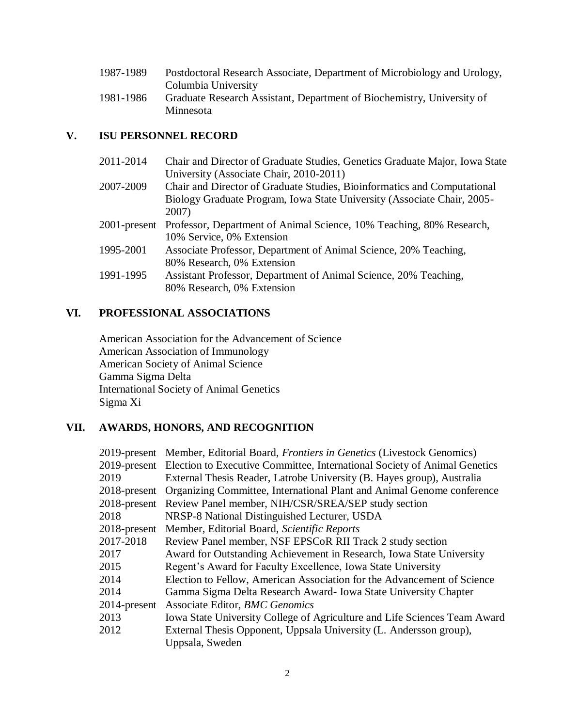| | |
|---|---|
| 1987-1989 | Postdoctoral Research Associate, Department of Microbiology and Urology, Columbia University |
| 1981-1986 | Graduate Research Assistant, Department of Biochemistry, University of Minnesota |

## V. ISU PERSONNEL RECORD

| | |
|---|---|
| 2011-2014 | Chair and Director of Graduate Studies, Genetics Graduate Major, Iowa State University (Associate Chair, 2010-2011) |
| 2007-2009 | Chair and Director of Graduate Studies, Bioinformatics and Computational Biology Graduate Program, Iowa State University (Associate Chair, 2005-2007) |
| 2001-present | Professor, Department of Animal Science, 10% Teaching, 80% Research, 10% Service, 0% Extension |
| 1995-2001 | Associate Professor, Department of Animal Science, 20% Teaching, 80% Research, 0% Extension |
| 1991-1995 | Assistant Professor, Department of Animal Science, 20% Teaching, 80% Research, 0% Extension |

## VI. PROFESSIONAL ASSOCIATIONS

American Association for the Advancement of Science
American Association of Immunology
American Society of Animal Science
Gamma Sigma Delta
International Society of Animal Genetics
Sigma Xi

## VII. AWARDS, HONORS, AND RECOGNITION

| | |
|---|---|
| 2019-present | Member, Editorial Board, *Frontiers in Genetics* (Livestock Genomics) |
| 2019-present | Election to Executive Committee, International Society of Animal Genetics |
| 2019 | External Thesis Reader, Latrobe University (B. Hayes group), Australia |
| 2018-present | Organizing Committee, International Plant and Animal Genome conference |
| 2018-present | Review Panel member, NIH/CSR/SREA/SEP study section |
| 2018 | NRSP-8 National Distinguished Lecturer, USDA |
| 2018-present | Member, Editorial Board, *Scientific Reports* |
| 2017-2018 | Review Panel member, NSF EPSCoR RII Track 2 study section |
| 2017 | Award for Outstanding Achievement in Research, Iowa State University |
| 2015 | Regent's Award for Faculty Excellence, Iowa State University |
| 2014 | Election to Fellow, American Association for the Advancement of Science |
| 2014 | Gamma Sigma Delta Research Award- Iowa State University Chapter |
| 2014-present | Associate Editor, *BMC Genomics* |
| 2013 | Iowa State University College of Agriculture and Life Sciences Team Award |
| 2012 | External Thesis Opponent, Uppsala University (L. Andersson group), Uppsala, Sweden |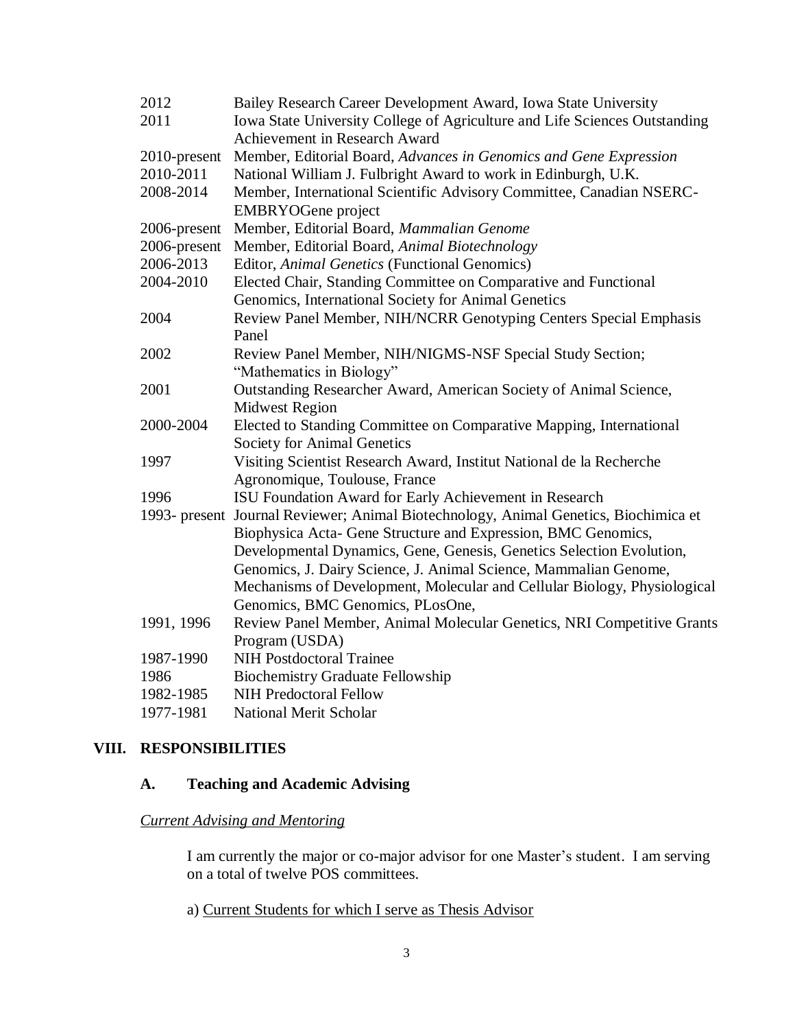| | |
|---|---|
| 2012 | Bailey Research Career Development Award, Iowa State University |
| 2011 | Iowa State University College of Agriculture and Life Sciences Outstanding Achievement in Research Award |
| 2010-present | Member, Editorial Board, *Advances in Genomics and Gene Expression* |
| 2010-2011 | National William J. Fulbright Award to work in Edinburgh, U.K. |
| 2008-2014 | Member, International Scientific Advisory Committee, Canadian NSERC-EMBRYOGene project |
| 2006-present | Member, Editorial Board, *Mammalian Genome* |
| 2006-present | Member, Editorial Board, *Animal Biotechnology* |
| 2006-2013 | Editor, *Animal Genetics* (Functional Genomics) |
| 2004-2010 | Elected Chair, Standing Committee on Comparative and Functional Genomics, International Society for Animal Genetics |
| 2004 | Review Panel Member, NIH/NCRR Genotyping Centers Special Emphasis Panel |
| 2002 | Review Panel Member, NIH/NIGMS-NSF Special Study Section; "Mathematics in Biology" |
| 2001 | Outstanding Researcher Award, American Society of Animal Science, Midwest Region |
| 2000-2004 | Elected to Standing Committee on Comparative Mapping, International Society for Animal Genetics |
| 1997 | Visiting Scientist Research Award, Institut National de la Recherche Agronomique, Toulouse, France |
| 1996 | ISU Foundation Award for Early Achievement in Research |
| 1993- present | Journal Reviewer; Animal Biotechnology, Animal Genetics, Biochimica et Biophysica Acta- Gene Structure and Expression, BMC Genomics, Developmental Dynamics, Gene, Genesis, Genetics Selection Evolution, Genomics, J. Dairy Science, J. Animal Science, Mammalian Genome, Mechanisms of Development, Molecular and Cellular Biology, Physiological Genomics, BMC Genomics, PLosOne, |
| 1991, 1996 | Review Panel Member, Animal Molecular Genetics, NRI Competitive Grants Program (USDA) |
| 1987-1990 | NIH Postdoctoral Trainee |
| 1986 | Biochemistry Graduate Fellowship |
| 1982-1985 | NIH Predoctoral Fellow |
| 1977-1981 | National Merit Scholar |

## VIII. RESPONSIBILITIES

### A. Teaching and Academic Advising

*Current Advising and Mentoring*

I am currently the major or co-major advisor for one Master's student. I am serving on a total of twelve POS committees.

a) Current Students for which I serve as Thesis Advisor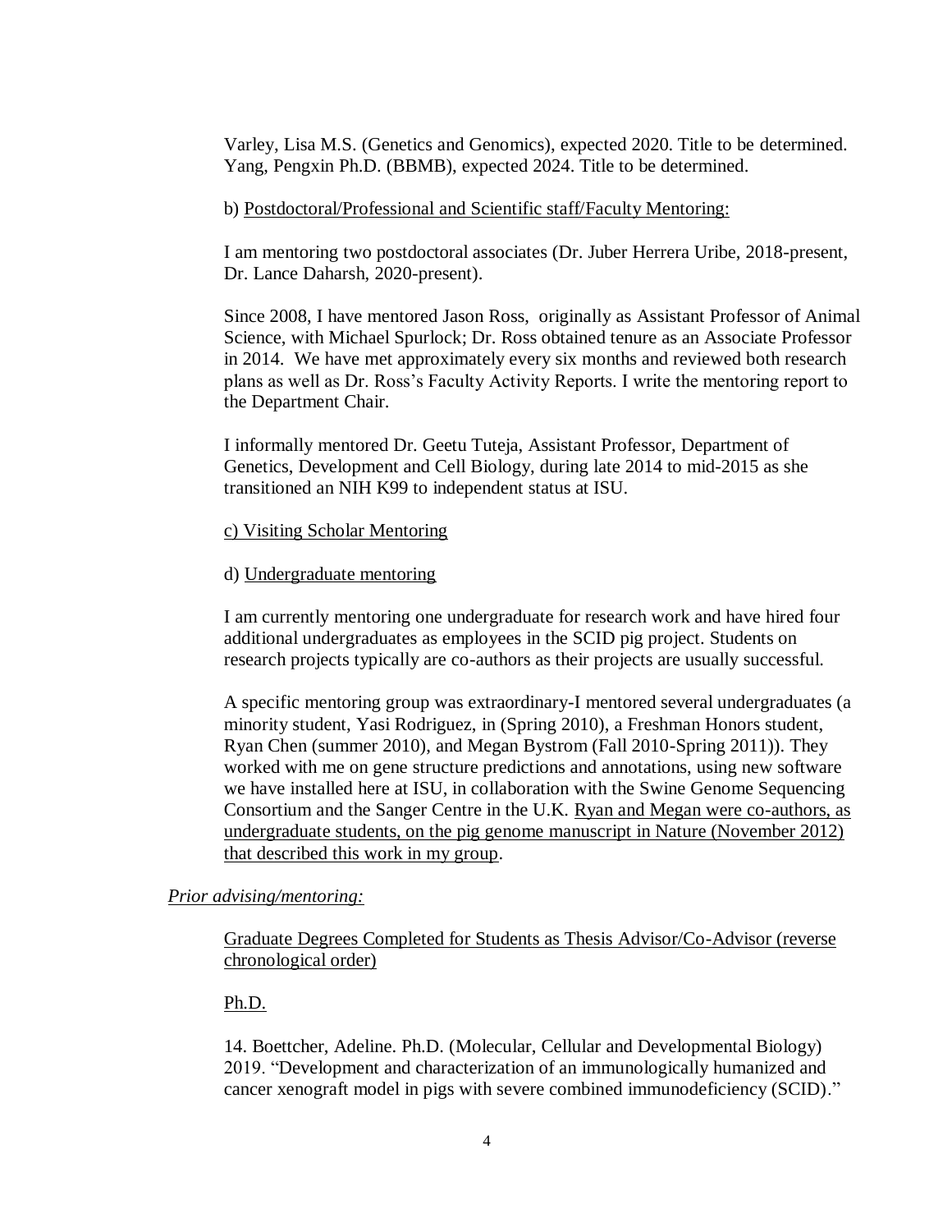Varley, Lisa M.S. (Genetics and Genomics), expected 2020. Title to be determined.
Yang, Pengxin Ph.D. (BBMB), expected 2024. Title to be determined.

b) Postdoctoral/Professional and Scientific staff/Faculty Mentoring:

I am mentoring two postdoctoral associates (Dr. Juber Herrera Uribe, 2018-present, Dr. Lance Daharsh, 2020-present).

Since 2008, I have mentored Jason Ross, originally as Assistant Professor of Animal Science, with Michael Spurlock; Dr. Ross obtained tenure as an Associate Professor in 2014. We have met approximately every six months and reviewed both research plans as well as Dr. Ross's Faculty Activity Reports. I write the mentoring report to the Department Chair.

I informally mentored Dr. Geetu Tuteja, Assistant Professor, Department of Genetics, Development and Cell Biology, during late 2014 to mid-2015 as she transitioned an NIH K99 to independent status at ISU.

c) Visiting Scholar Mentoring

d) Undergraduate mentoring

I am currently mentoring one undergraduate for research work and have hired four additional undergraduates as employees in the SCID pig project. Students on research projects typically are co-authors as their projects are usually successful.

A specific mentoring group was extraordinary-I mentored several undergraduates (a minority student, Yasi Rodriguez, in (Spring 2010), a Freshman Honors student, Ryan Chen (summer 2010), and Megan Bystrom (Fall 2010-Spring 2011)). They worked with me on gene structure predictions and annotations, using new software we have installed here at ISU, in collaboration with the Swine Genome Sequencing Consortium and the Sanger Centre in the U.K. Ryan and Megan were co-authors, as undergraduate students, on the pig genome manuscript in Nature (November 2012) that described this work in my group.

*Prior advising/mentoring:*

Graduate Degrees Completed for Students as Thesis Advisor/Co-Advisor (reverse chronological order)

Ph.D.

14. Boettcher, Adeline. Ph.D. (Molecular, Cellular and Developmental Biology) 2019. "Development and characterization of an immunologically humanized and cancer xenograft model in pigs with severe combined immunodeficiency (SCID)."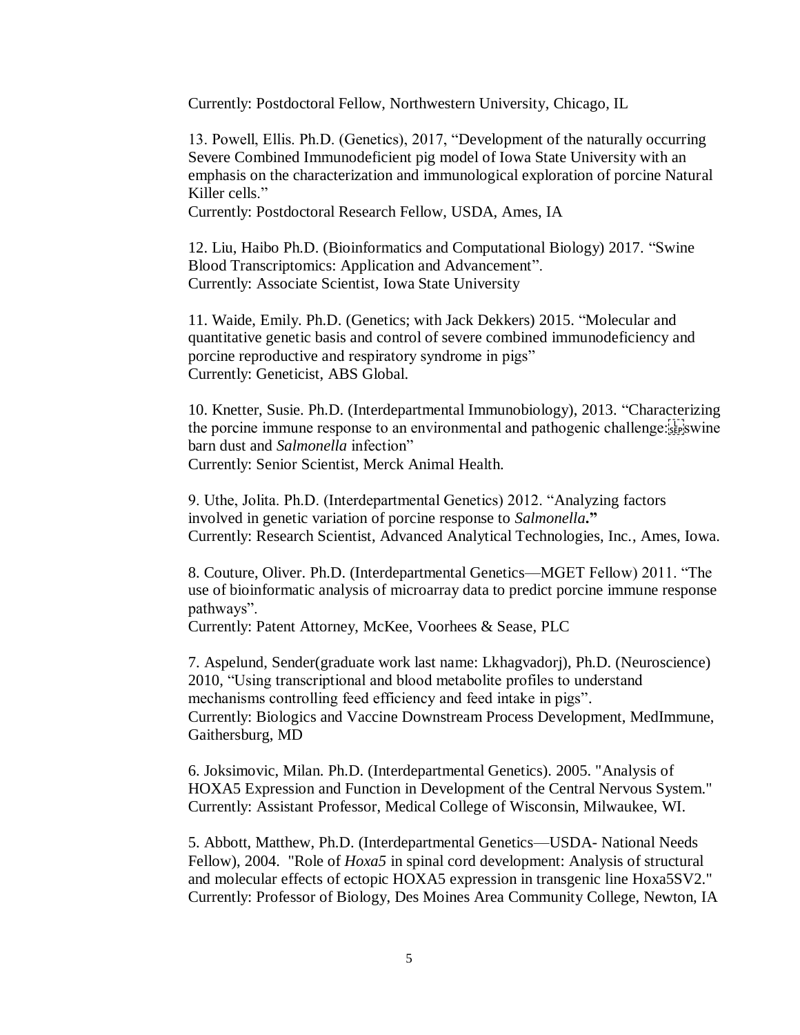Currently: Postdoctoral Fellow, Northwestern University, Chicago, IL

13. Powell, Ellis. Ph.D. (Genetics), 2017, "Development of the naturally occurring Severe Combined Immunodeficient pig model of Iowa State University with an emphasis on the characterization and immunological exploration of porcine Natural Killer cells."
Currently: Postdoctoral Research Fellow, USDA, Ames, IA

12. Liu, Haibo Ph.D. (Bioinformatics and Computational Biology) 2017. "Swine Blood Transcriptomics: Application and Advancement".
Currently: Associate Scientist, Iowa State University

11. Waide, Emily. Ph.D. (Genetics; with Jack Dekkers) 2015. "Molecular and quantitative genetic basis and control of severe combined immunodeficiency and porcine reproductive and respiratory syndrome in pigs"
Currently: Geneticist, ABS Global.

10. Knetter, Susie. Ph.D. (Interdepartmental Immunobiology), 2013. "Characterizing the porcine immune response to an environmental and pathogenic challenge: swine barn dust and *Salmonella* infection"
Currently: Senior Scientist, Merck Animal Health.

9. Uthe, Jolita. Ph.D. (Interdepartmental Genetics) 2012. "Analyzing factors involved in genetic variation of porcine response to *Salmonella*."
Currently: Research Scientist, Advanced Analytical Technologies, Inc., Ames, Iowa.

8. Couture, Oliver. Ph.D. (Interdepartmental Genetics—MGET Fellow) 2011. "The use of bioinformatic analysis of microarray data to predict porcine immune response pathways".
Currently: Patent Attorney, McKee, Voorhees & Sease, PLC

7. Aspelund, Sender(graduate work last name: Lkhagvadorj), Ph.D. (Neuroscience) 2010, "Using transcriptional and blood metabolite profiles to understand mechanisms controlling feed efficiency and feed intake in pigs".
Currently: Biologics and Vaccine Downstream Process Development, MedImmune, Gaithersburg, MD

6. Joksimovic, Milan. Ph.D. (Interdepartmental Genetics). 2005. "Analysis of HOXA5 Expression and Function in Development of the Central Nervous System."
Currently: Assistant Professor, Medical College of Wisconsin, Milwaukee, WI.

5. Abbott, Matthew, Ph.D. (Interdepartmental Genetics—USDA- National Needs Fellow), 2004. "Role of *Hoxa5* in spinal cord development: Analysis of structural and molecular effects of ectopic HOXA5 expression in transgenic line Hoxa5SV2."
Currently: Professor of Biology, Des Moines Area Community College, Newton, IA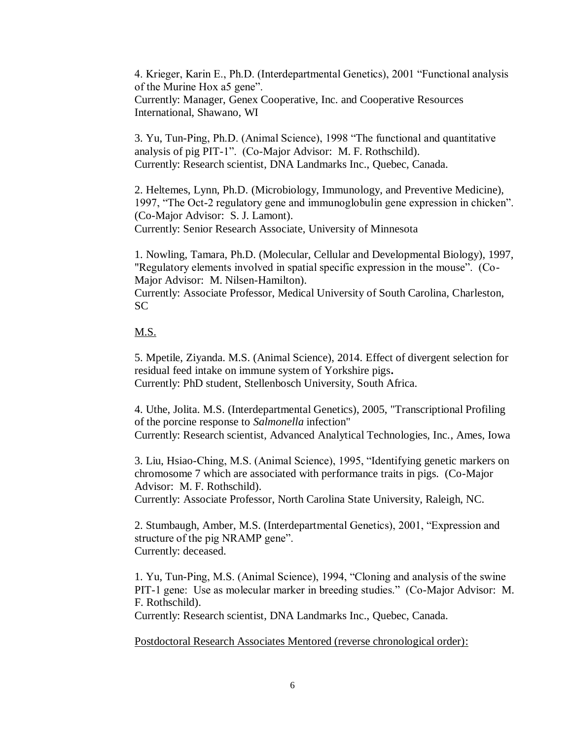4. Krieger, Karin E., Ph.D. (Interdepartmental Genetics), 2001 "Functional analysis of the Murine Hox a5 gene".
Currently: Manager, Genex Cooperative, Inc. and Cooperative Resources International, Shawano, WI

3. Yu, Tun-Ping, Ph.D. (Animal Science), 1998 "The functional and quantitative analysis of pig PIT-1". (Co-Major Advisor: M. F. Rothschild).
Currently: Research scientist, DNA Landmarks Inc., Quebec, Canada.

2. Heltemes, Lynn, Ph.D. (Microbiology, Immunology, and Preventive Medicine), 1997, "The Oct-2 regulatory gene and immunoglobulin gene expression in chicken". (Co-Major Advisor: S. J. Lamont).
Currently: Senior Research Associate, University of Minnesota

1. Nowling, Tamara, Ph.D. (Molecular, Cellular and Developmental Biology), 1997, "Regulatory elements involved in spatial specific expression in the mouse". (Co-Major Advisor: M. Nilsen-Hamilton).
Currently: Associate Professor, Medical University of South Carolina, Charleston, SC

M.S.

5. Mpetile, Ziyanda. M.S. (Animal Science), 2014. Effect of divergent selection for residual feed intake on immune system of Yorkshire pigs**.**
Currently: PhD student, Stellenbosch University, South Africa.

4. Uthe, Jolita. M.S. (Interdepartmental Genetics), 2005, "Transcriptional Profiling of the porcine response to *Salmonella* infection"
Currently: Research scientist, Advanced Analytical Technologies, Inc., Ames, Iowa

3. Liu, Hsiao-Ching, M.S. (Animal Science), 1995, "Identifying genetic markers on chromosome 7 which are associated with performance traits in pigs. (Co-Major Advisor: M. F. Rothschild).
Currently: Associate Professor, North Carolina State University, Raleigh, NC.

2. Stumbaugh, Amber, M.S. (Interdepartmental Genetics), 2001, "Expression and structure of the pig NRAMP gene".
Currently: deceased.

1. Yu, Tun-Ping, M.S. (Animal Science), 1994, "Cloning and analysis of the swine PIT-1 gene: Use as molecular marker in breeding studies." (Co-Major Advisor: M. F. Rothschild).
Currently: Research scientist, DNA Landmarks Inc., Quebec, Canada.

Postdoctoral Research Associates Mentored (reverse chronological order):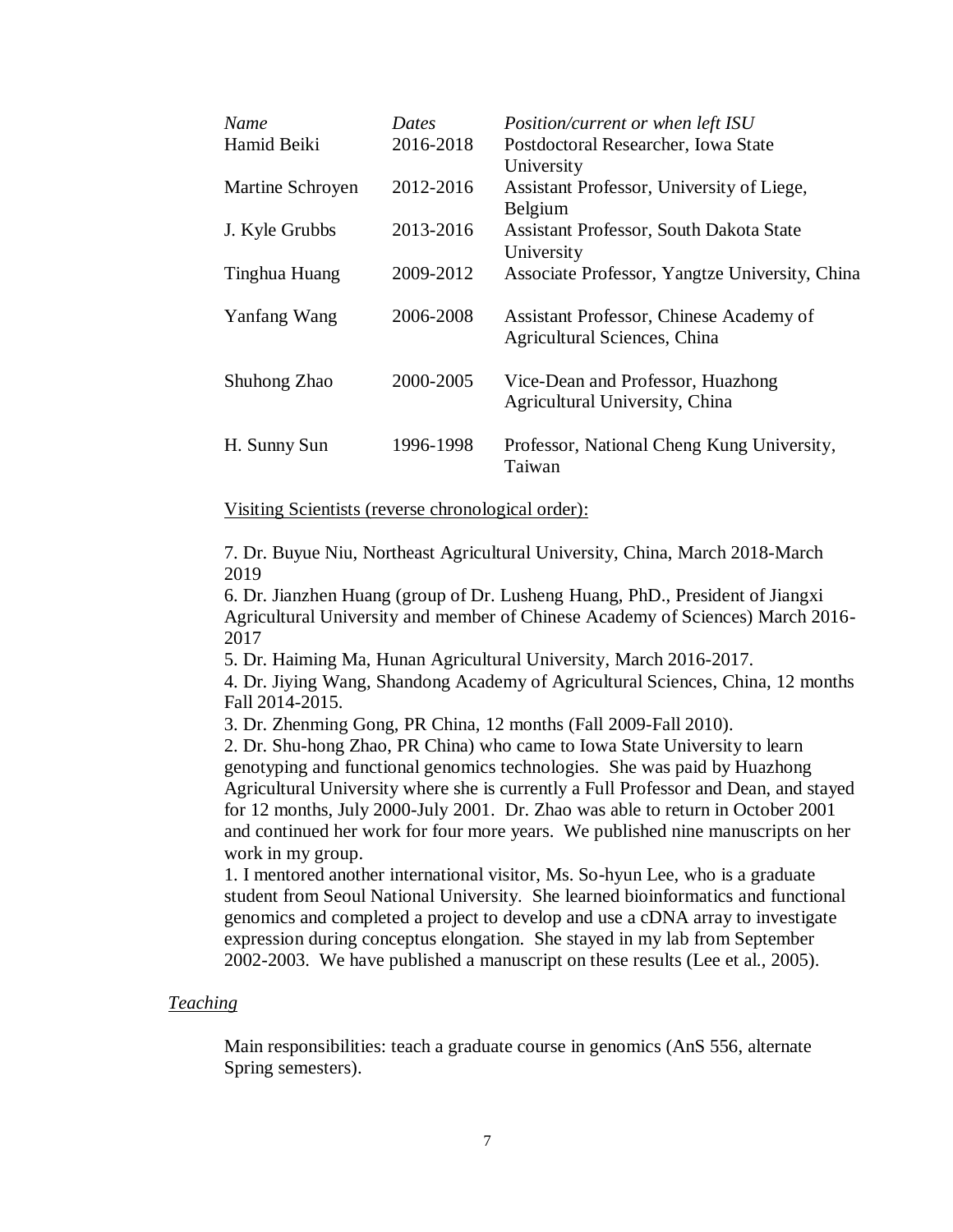| *Name* | *Dates* | *Position/current or when left ISU* |
|---|---|---|
| Hamid Beiki | 2016-2018 | Postdoctoral Researcher, Iowa State University |
| Martine Schroyen | 2012-2016 | Assistant Professor, University of Liege, Belgium |
| J. Kyle Grubbs | 2013-2016 | Assistant Professor, South Dakota State University |
| Tinghua Huang | 2009-2012 | Associate Professor, Yangtze University, China |
| Yanfang Wang | 2006-2008 | Assistant Professor, Chinese Academy of Agricultural Sciences, China |
| Shuhong Zhao | 2000-2005 | Vice-Dean and Professor, Huazhong Agricultural University, China |
| H. Sunny Sun | 1996-1998 | Professor, National Cheng Kung University, Taiwan |

<u>Visiting Scientists (reverse chronological order):</u>

7. Dr. Buyue Niu, Northeast Agricultural University, China, March 2018-March 2019
6. Dr. Jianzhen Huang (group of Dr. Lusheng Huang, PhD., President of Jiangxi Agricultural University and member of Chinese Academy of Sciences) March 2016-2017
5. Dr. Haiming Ma, Hunan Agricultural University, March 2016-2017.
4. Dr. Jiying Wang, Shandong Academy of Agricultural Sciences, China, 12 months Fall 2014-2015.
3. Dr. Zhenming Gong, PR China, 12 months (Fall 2009-Fall 2010).
2. Dr. Shu-hong Zhao, PR China) who came to Iowa State University to learn genotyping and functional genomics technologies. She was paid by Huazhong Agricultural University where she is currently a Full Professor and Dean, and stayed for 12 months, July 2000-July 2001. Dr. Zhao was able to return in October 2001 and continued her work for four more years. We published nine manuscripts on her work in my group.
1. I mentored another international visitor, Ms. So-hyun Lee, who is a graduate student from Seoul National University. She learned bioinformatics and functional genomics and completed a project to develop and use a cDNA array to investigate expression during conceptus elongation. She stayed in my lab from September 2002-2003. We have published a manuscript on these results (Lee et al., 2005).

*<u>Teaching</u>*

Main responsibilities: teach a graduate course in genomics (AnS 556, alternate Spring semesters).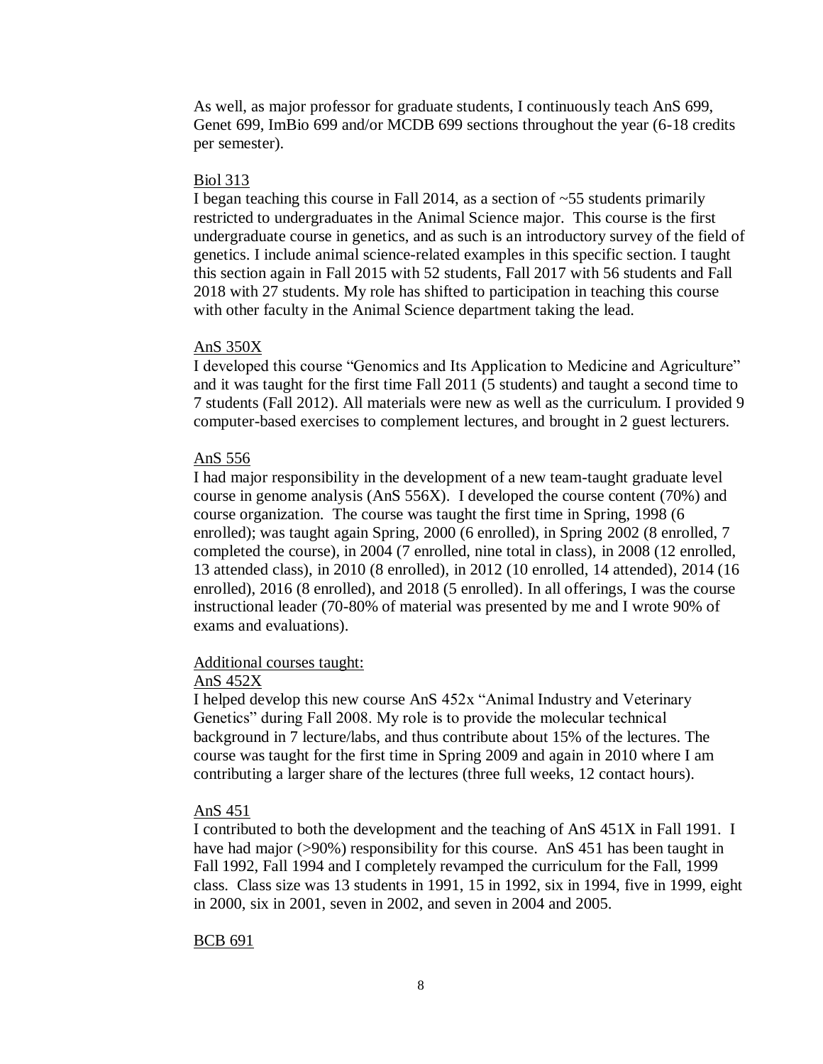As well, as major professor for graduate students, I continuously teach AnS 699, Genet 699, ImBio 699 and/or MCDB 699 sections throughout the year (6-18 credits per semester).

<u>Biol 313</u>

I began teaching this course in Fall 2014, as a section of ~55 students primarily restricted to undergraduates in the Animal Science major. This course is the first undergraduate course in genetics, and as such is an introductory survey of the field of genetics. I include animal science-related examples in this specific section. I taught this section again in Fall 2015 with 52 students, Fall 2017 with 56 students and Fall 2018 with 27 students. My role has shifted to participation in teaching this course with other faculty in the Animal Science department taking the lead.

<u>AnS 350X</u>

I developed this course "Genomics and Its Application to Medicine and Agriculture" and it was taught for the first time Fall 2011 (5 students) and taught a second time to 7 students (Fall 2012). All materials were new as well as the curriculum. I provided 9 computer-based exercises to complement lectures, and brought in 2 guest lecturers.

<u>AnS 556</u>

I had major responsibility in the development of a new team-taught graduate level course in genome analysis (AnS 556X). I developed the course content (70%) and course organization. The course was taught the first time in Spring, 1998 (6 enrolled); was taught again Spring, 2000 (6 enrolled), in Spring 2002 (8 enrolled, 7 completed the course), in 2004 (7 enrolled, nine total in class), in 2008 (12 enrolled, 13 attended class), in 2010 (8 enrolled), in 2012 (10 enrolled, 14 attended), 2014 (16 enrolled), 2016 (8 enrolled), and 2018 (5 enrolled). In all offerings, I was the course instructional leader (70-80% of material was presented by me and I wrote 90% of exams and evaluations).

<u>Additional courses taught:</u>

<u>AnS 452X</u>

I helped develop this new course AnS 452x "Animal Industry and Veterinary Genetics" during Fall 2008. My role is to provide the molecular technical background in 7 lecture/labs, and thus contribute about 15% of the lectures. The course was taught for the first time in Spring 2009 and again in 2010 where I am contributing a larger share of the lectures (three full weeks, 12 contact hours).

<u>AnS 451</u>

I contributed to both the development and the teaching of AnS 451X in Fall 1991. I have had major (>90%) responsibility for this course. AnS 451 has been taught in Fall 1992, Fall 1994 and I completely revamped the curriculum for the Fall, 1999 class. Class size was 13 students in 1991, 15 in 1992, six in 1994, five in 1999, eight in 2000, six in 2001, seven in 2002, and seven in 2004 and 2005.

<u>BCB 691</u>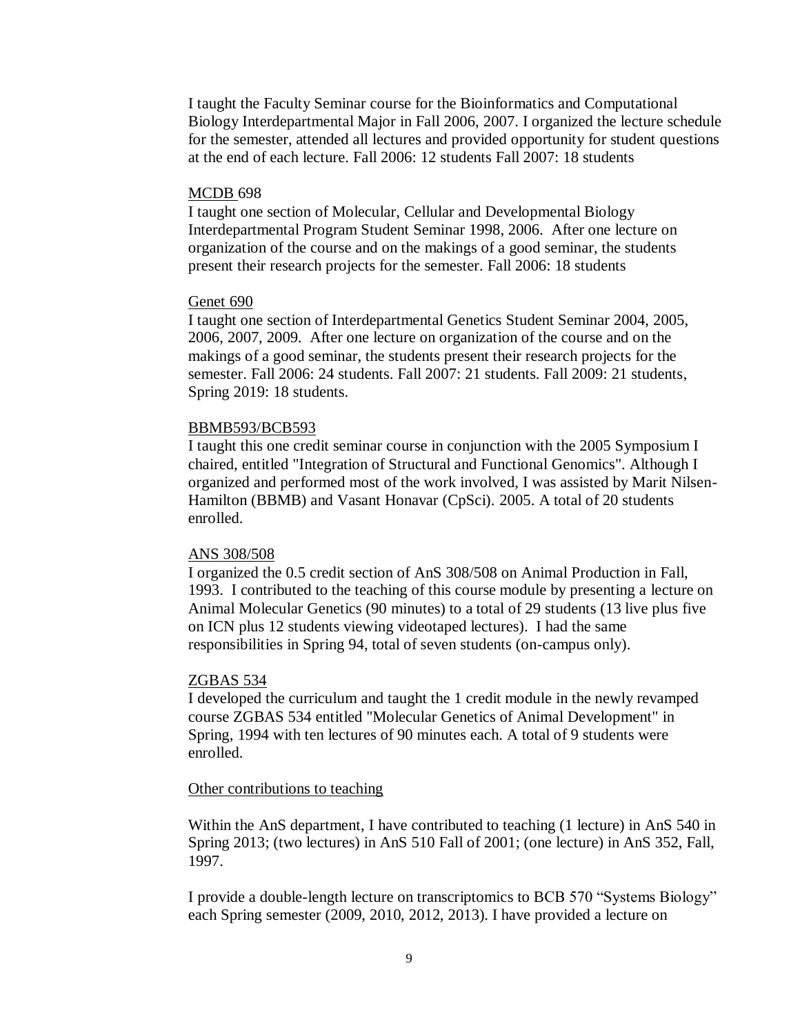I taught the Faculty Seminar course for the Bioinformatics and Computational Biology Interdepartmental Major in Fall 2006, 2007. I organized the lecture schedule for the semester, attended all lectures and provided opportunity for student questions at the end of each lecture. Fall 2006: 12 students Fall 2007: 18 students

MCDB 698

I taught one section of Molecular, Cellular and Developmental Biology Interdepartmental Program Student Seminar 1998, 2006. After one lecture on organization of the course and on the makings of a good seminar, the students present their research projects for the semester. Fall 2006: 18 students

Genet 690

I taught one section of Interdepartmental Genetics Student Seminar 2004, 2005, 2006, 2007, 2009. After one lecture on organization of the course and on the makings of a good seminar, the students present their research projects for the semester. Fall 2006: 24 students. Fall 2007: 21 students. Fall 2009: 21 students, Spring 2019: 18 students.

BBMB593/BCB593

I taught this one credit seminar course in conjunction with the 2005 Symposium I chaired, entitled "Integration of Structural and Functional Genomics". Although I organized and performed most of the work involved, I was assisted by Marit Nilsen-Hamilton (BBMB) and Vasant Honavar (CpSci). 2005. A total of 20 students enrolled.

ANS 308/508

I organized the 0.5 credit section of AnS 308/508 on Animal Production in Fall, 1993. I contributed to the teaching of this course module by presenting a lecture on Animal Molecular Genetics (90 minutes) to a total of 29 students (13 live plus five on ICN plus 12 students viewing videotaped lectures). I had the same responsibilities in Spring 94, total of seven students (on-campus only).

ZGBAS 534

I developed the curriculum and taught the 1 credit module in the newly revamped course ZGBAS 534 entitled "Molecular Genetics of Animal Development" in Spring, 1994 with ten lectures of 90 minutes each. A total of 9 students were enrolled.

Other contributions to teaching

Within the AnS department, I have contributed to teaching (1 lecture) in AnS 540 in Spring 2013; (two lectures) in AnS 510 Fall of 2001; (one lecture) in AnS 352, Fall, 1997.

I provide a double-length lecture on transcriptomics to BCB 570 "Systems Biology" each Spring semester (2009, 2010, 2012, 2013). I have provided a lecture on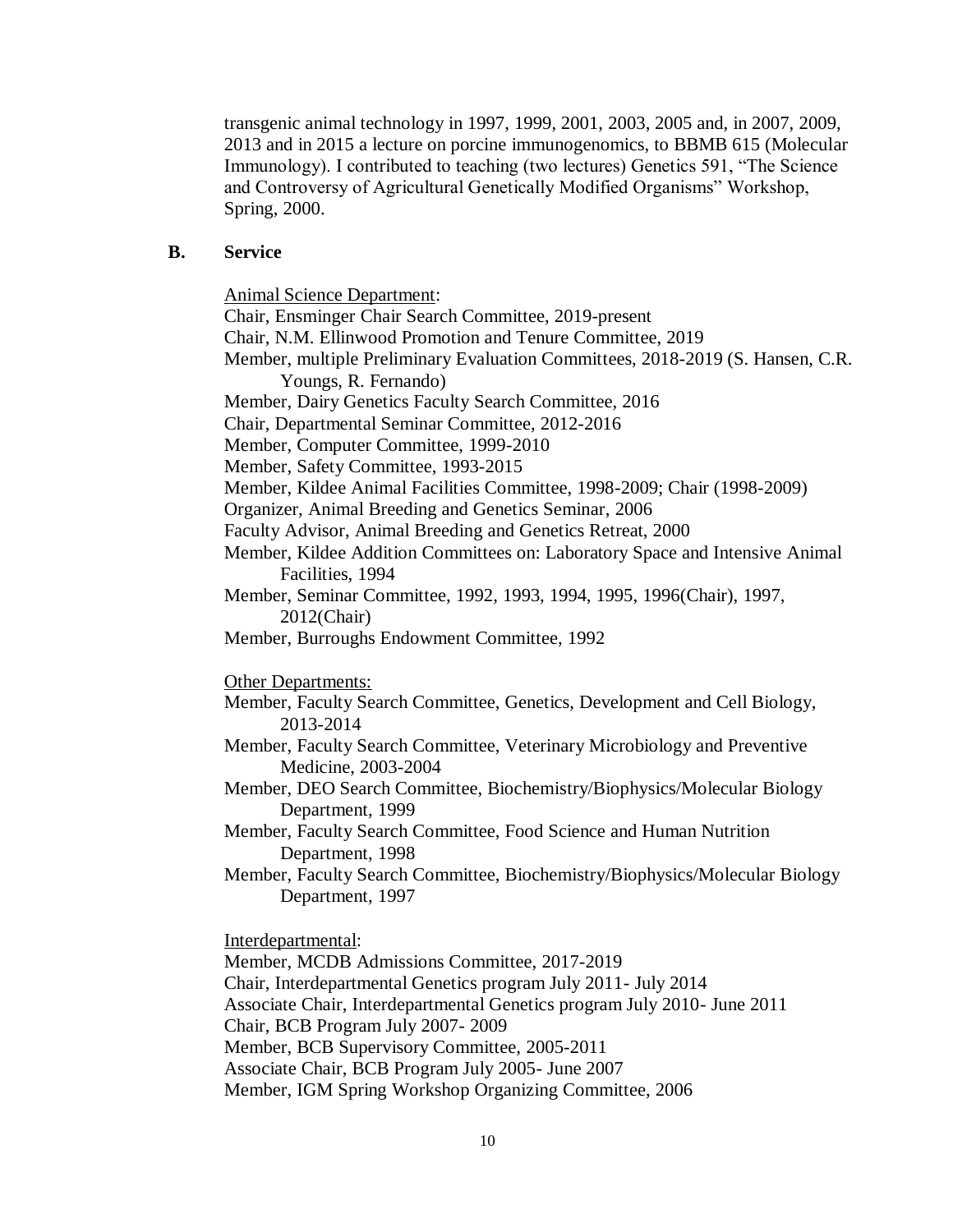transgenic animal technology in 1997, 1999, 2001, 2003, 2005 and, in 2007, 2009, 2013 and in 2015 a lecture on porcine immunogenomics, to BBMB 615 (Molecular Immunology). I contributed to teaching (two lectures) Genetics 591, "The Science and Controversy of Agricultural Genetically Modified Organisms" Workshop, Spring, 2000.

## B. Service

<u>Animal Science Department</u>:

Chair, Ensminger Chair Search Committee, 2019-present
Chair, N.M. Ellinwood Promotion and Tenure Committee, 2019
Member, multiple Preliminary Evaluation Committees, 2018-2019 (S. Hansen, C.R. Youngs, R. Fernando)
Member, Dairy Genetics Faculty Search Committee, 2016
Chair, Departmental Seminar Committee, 2012-2016
Member, Computer Committee, 1999-2010
Member, Safety Committee, 1993-2015
Member, Kildee Animal Facilities Committee, 1998-2009; Chair (1998-2009)
Organizer, Animal Breeding and Genetics Seminar, 2006
Faculty Advisor, Animal Breeding and Genetics Retreat, 2000
Member, Kildee Addition Committees on: Laboratory Space and Intensive Animal Facilities, 1994
Member, Seminar Committee, 1992, 1993, 1994, 1995, 1996(Chair), 1997, 2012(Chair)
Member, Burroughs Endowment Committee, 1992

<u>Other Departments:</u>

Member, Faculty Search Committee, Genetics, Development and Cell Biology, 2013-2014
Member, Faculty Search Committee, Veterinary Microbiology and Preventive Medicine, 2003-2004
Member, DEO Search Committee, Biochemistry/Biophysics/Molecular Biology Department, 1999
Member, Faculty Search Committee, Food Science and Human Nutrition Department, 1998
Member, Faculty Search Committee, Biochemistry/Biophysics/Molecular Biology Department, 1997

<u>Interdepartmental</u>:

Member, MCDB Admissions Committee, 2017-2019
Chair, Interdepartmental Genetics program July 2011- July 2014
Associate Chair, Interdepartmental Genetics program July 2010- June 2011
Chair, BCB Program July 2007- 2009
Member, BCB Supervisory Committee, 2005-2011
Associate Chair, BCB Program July 2005- June 2007
Member, IGM Spring Workshop Organizing Committee, 2006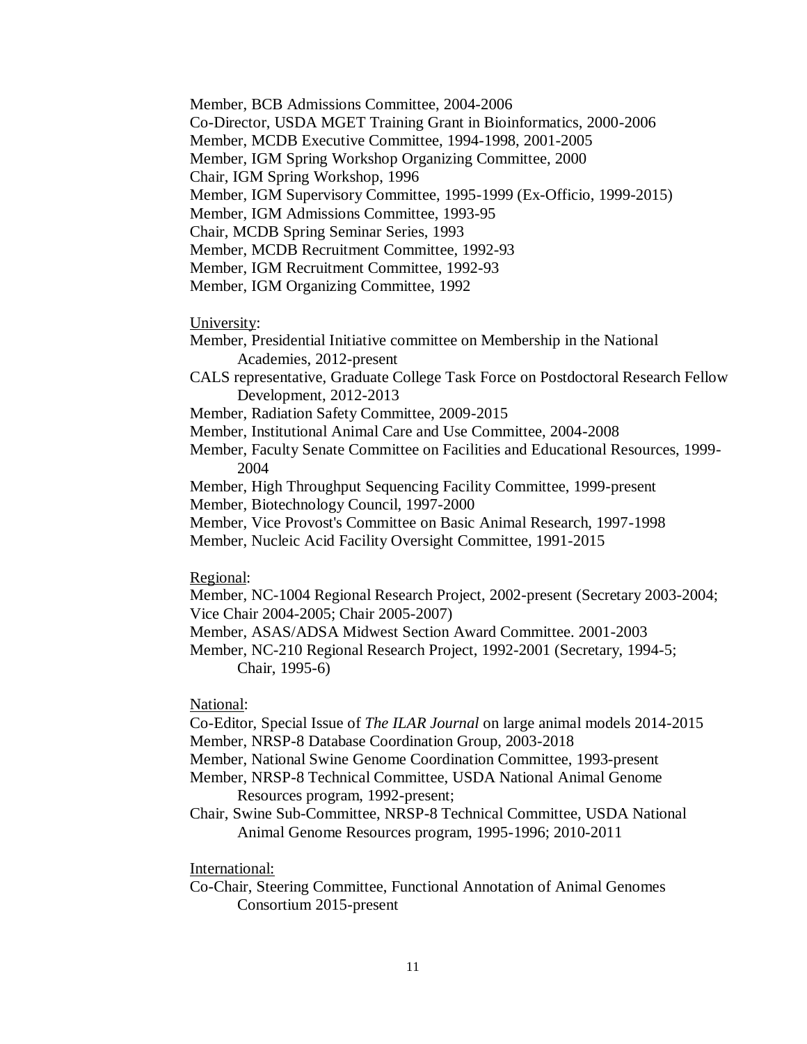Member, BCB Admissions Committee, 2004-2006
Co-Director, USDA MGET Training Grant in Bioinformatics, 2000-2006
Member, MCDB Executive Committee, 1994-1998, 2001-2005
Member, IGM Spring Workshop Organizing Committee, 2000
Chair, IGM Spring Workshop, 1996
Member, IGM Supervisory Committee, 1995-1999 (Ex-Officio, 1999-2015)
Member, IGM Admissions Committee, 1993-95
Chair, MCDB Spring Seminar Series, 1993
Member, MCDB Recruitment Committee, 1992-93
Member, IGM Recruitment Committee, 1992-93
Member, IGM Organizing Committee, 1992

<u>University</u>:

Member, Presidential Initiative committee on Membership in the National Academies, 2012-present
CALS representative, Graduate College Task Force on Postdoctoral Research Fellow Development, 2012-2013
Member, Radiation Safety Committee, 2009-2015
Member, Institutional Animal Care and Use Committee, 2004-2008
Member, Faculty Senate Committee on Facilities and Educational Resources, 1999-2004
Member, High Throughput Sequencing Facility Committee, 1999-present
Member, Biotechnology Council, 1997-2000
Member, Vice Provost's Committee on Basic Animal Research, 1997-1998
Member, Nucleic Acid Facility Oversight Committee, 1991-2015

<u>Regional</u>:

Member, NC-1004 Regional Research Project, 2002-present (Secretary 2003-2004; Vice Chair 2004-2005; Chair 2005-2007)
Member, ASAS/ADSA Midwest Section Award Committee. 2001-2003
Member, NC-210 Regional Research Project, 1992-2001 (Secretary, 1994-5; Chair, 1995-6)

<u>National</u>:

Co-Editor, Special Issue of *The ILAR Journal* on large animal models 2014-2015
Member, NRSP-8 Database Coordination Group, 2003-2018
Member, National Swine Genome Coordination Committee, 1993-present
Member, NRSP-8 Technical Committee, USDA National Animal Genome Resources program, 1992-present;
Chair, Swine Sub-Committee, NRSP-8 Technical Committee, USDA National Animal Genome Resources program, 1995-1996; 2010-2011

<u>International:</u>

Co-Chair, Steering Committee, Functional Annotation of Animal Genomes Consortium 2015-present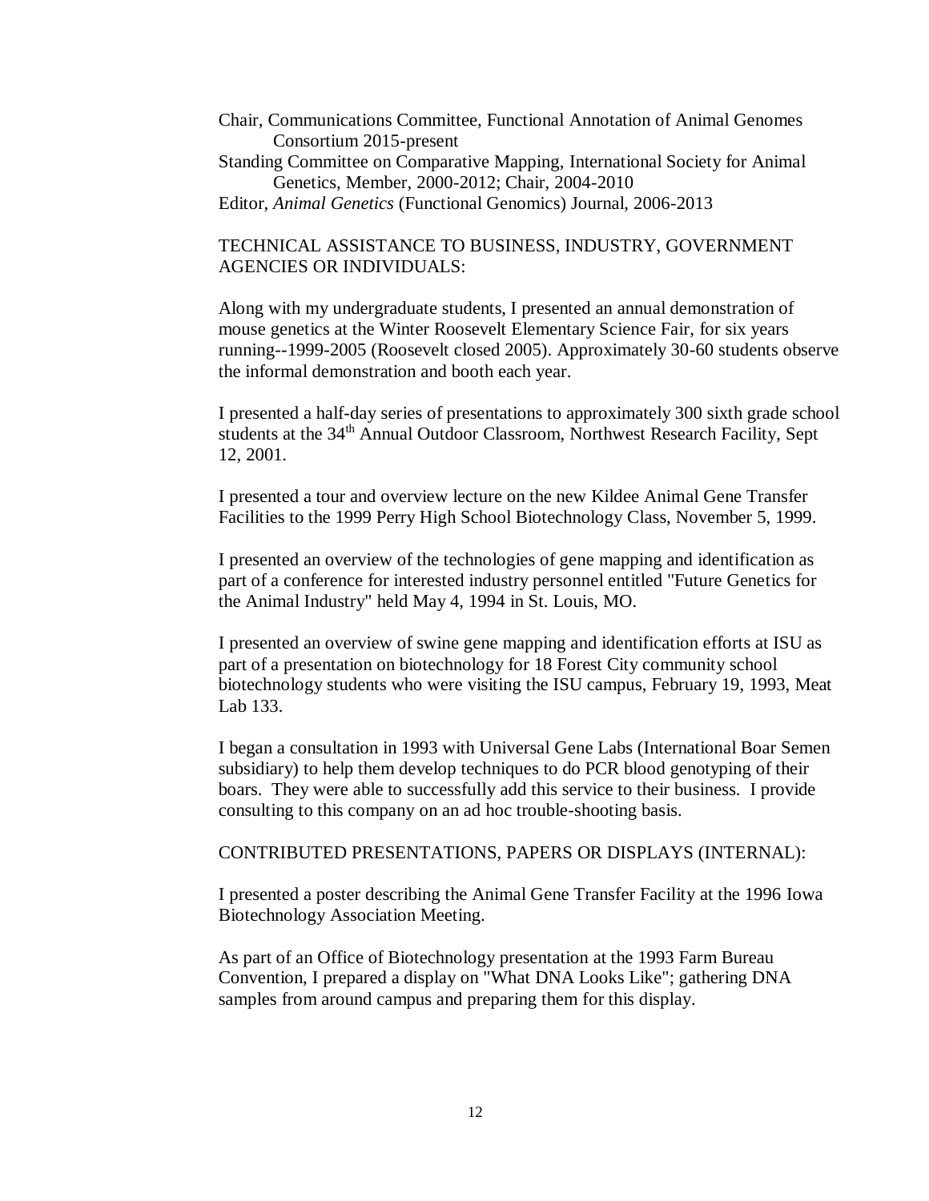Chair, Communications Committee, Functional Annotation of Animal Genomes Consortium 2015-present

Standing Committee on Comparative Mapping, International Society for Animal Genetics, Member, 2000-2012; Chair, 2004-2010

Editor, *Animal Genetics* (Functional Genomics) Journal, 2006-2013

TECHNICAL ASSISTANCE TO BUSINESS, INDUSTRY, GOVERNMENT AGENCIES OR INDIVIDUALS:

Along with my undergraduate students, I presented an annual demonstration of mouse genetics at the Winter Roosevelt Elementary Science Fair, for six years running--1999-2005 (Roosevelt closed 2005). Approximately 30-60 students observe the informal demonstration and booth each year.

I presented a half-day series of presentations to approximately 300 sixth grade school students at the 34th Annual Outdoor Classroom, Northwest Research Facility, Sept 12, 2001.

I presented a tour and overview lecture on the new Kildee Animal Gene Transfer Facilities to the 1999 Perry High School Biotechnology Class, November 5, 1999.

I presented an overview of the technologies of gene mapping and identification as part of a conference for interested industry personnel entitled "Future Genetics for the Animal Industry" held May 4, 1994 in St. Louis, MO.

I presented an overview of swine gene mapping and identification efforts at ISU as part of a presentation on biotechnology for 18 Forest City community school biotechnology students who were visiting the ISU campus, February 19, 1993, Meat Lab 133.

I began a consultation in 1993 with Universal Gene Labs (International Boar Semen subsidiary) to help them develop techniques to do PCR blood genotyping of their boars. They were able to successfully add this service to their business. I provide consulting to this company on an ad hoc trouble-shooting basis.

CONTRIBUTED PRESENTATIONS, PAPERS OR DISPLAYS (INTERNAL):

I presented a poster describing the Animal Gene Transfer Facility at the 1996 Iowa Biotechnology Association Meeting.

As part of an Office of Biotechnology presentation at the 1993 Farm Bureau Convention, I prepared a display on "What DNA Looks Like"; gathering DNA samples from around campus and preparing them for this display.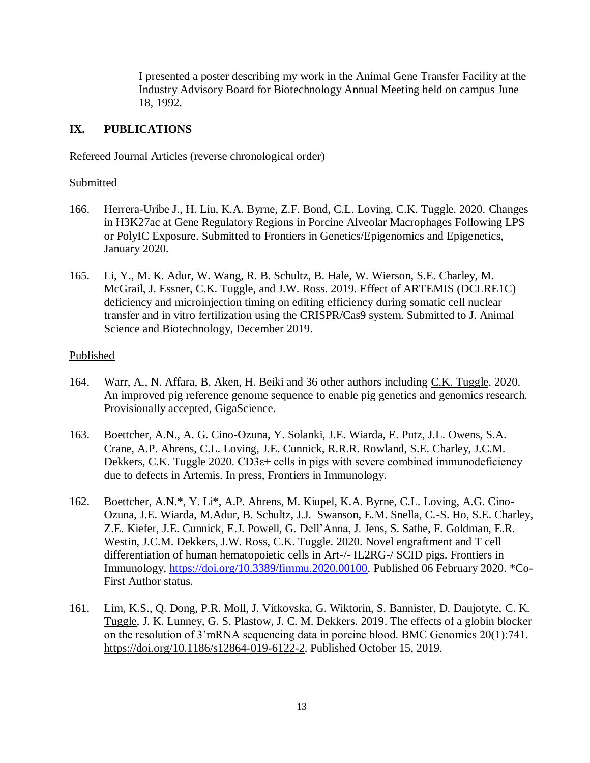I presented a poster describing my work in the Animal Gene Transfer Facility at the Industry Advisory Board for Biotechnology Annual Meeting held on campus June 18, 1992.

## IX. PUBLICATIONS

<u>Refereed Journal Articles (reverse chronological order)</u>

<u>Submitted</u>

166. Herrera-Uribe J., H. Liu, K.A. Byrne, Z.F. Bond, C.L. Loving, C.K. Tuggle. 2020. Changes in H3K27ac at Gene Regulatory Regions in Porcine Alveolar Macrophages Following LPS or PolyIC Exposure. Submitted to Frontiers in Genetics/Epigenomics and Epigenetics, January 2020.

165. Li, Y., M. K. Adur, W. Wang, R. B. Schultz, B. Hale, W. Wierson, S.E. Charley, M. McGrail, J. Essner, C.K. Tuggle, and J.W. Ross. 2019. Effect of ARTEMIS (DCLRE1C) deficiency and microinjection timing on editing efficiency during somatic cell nuclear transfer and in vitro fertilization using the CRISPR/Cas9 system. Submitted to J. Animal Science and Biotechnology, December 2019.

<u>Published</u>

164. Warr, A., N. Affara, B. Aken, H. Beiki and 36 other authors including <u>C.K. Tuggle</u>. 2020. An improved pig reference genome sequence to enable pig genetics and genomics research. Provisionally accepted, GigaScience.

163. Boettcher, A.N., A. G. Cino-Ozuna, Y. Solanki, J.E. Wiarda, E. Putz, J.L. Owens, S.A. Crane, A.P. Ahrens, C.L. Loving, J.E. Cunnick, R.R.R. Rowland, S.E. Charley, J.C.M. Dekkers, C.K. Tuggle 2020. CD3ε+ cells in pigs with severe combined immunodeficiency due to defects in Artemis. In press, Frontiers in Immunology.

162. Boettcher, A.N.*, Y. Li*, A.P. Ahrens, M. Kiupel, K.A. Byrne, C.L. Loving, A.G. Cino-Ozuna, J.E. Wiarda, M.Adur, B. Schultz, J.J. Swanson, E.M. Snella, C.-S. Ho, S.E. Charley, Z.E. Kiefer, J.E. Cunnick, E.J. Powell, G. Dell'Anna, J. Jens, S. Sathe, F. Goldman, E.R. Westin, J.C.M. Dekkers, J.W. Ross, C.K. Tuggle. 2020. Novel engraftment and T cell differentiation of human hematopoietic cells in Art-/- IL2RG-/ SCID pigs. Frontiers in Immunology, https://doi.org/10.3389/fimmu.2020.00100. Published 06 February 2020. *Co-First Author status.

161. Lim, K.S., Q. Dong, P.R. Moll, J. Vitkovska, G. Wiktorin, S. Bannister, D. Daujotyte, <u>C. K. Tuggle</u>, J. K. Lunney, G. S. Plastow, J. C. M. Dekkers. 2019. The effects of a globin blocker on the resolution of 3'mRNA sequencing data in porcine blood. BMC Genomics 20(1):741. https://doi.org/10.1186/s12864-019-6122-2. Published October 15, 2019.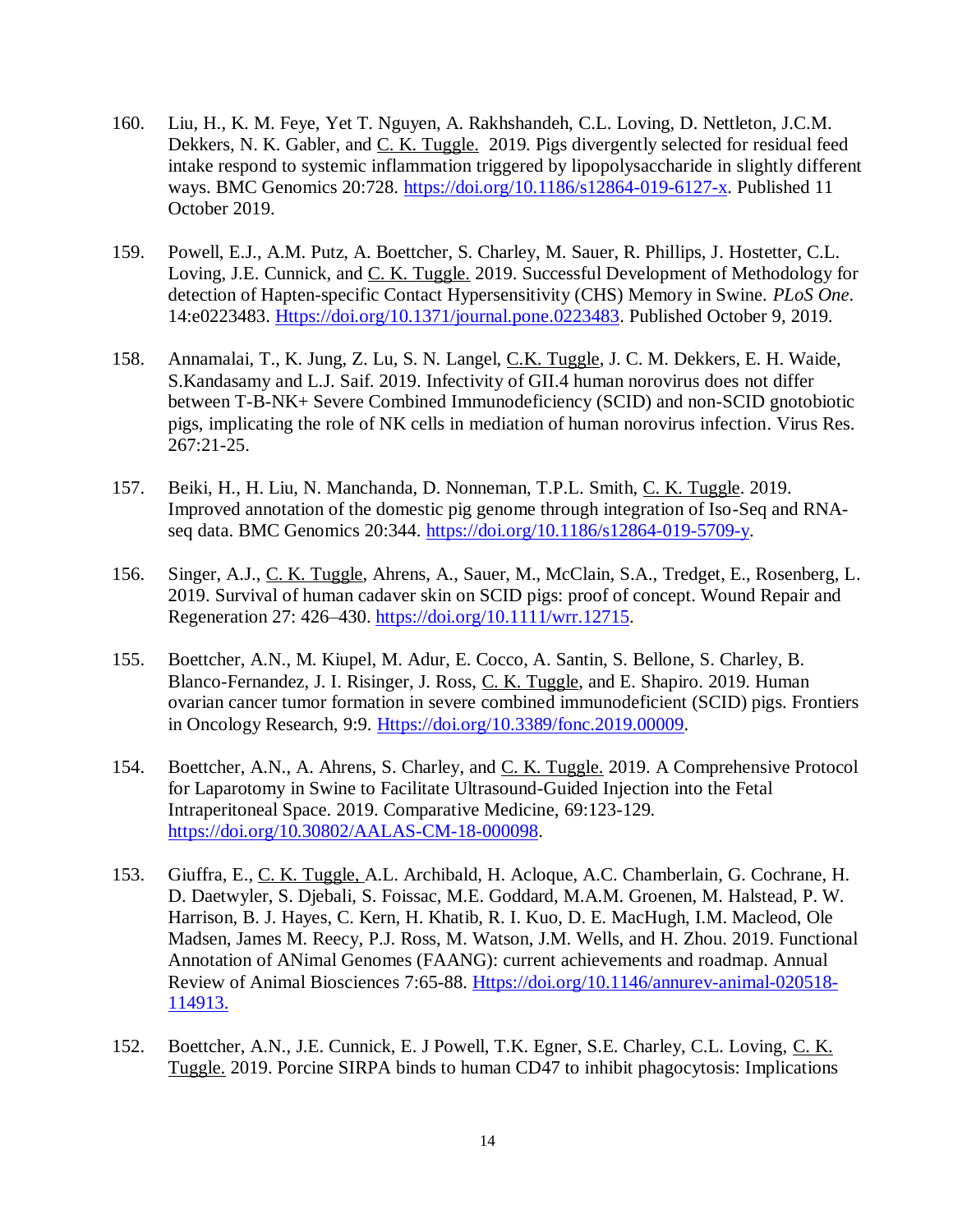160. Liu, H., K. M. Feye, Yet T. Nguyen, A. Rakhshandeh, C.L. Loving, D. Nettleton, J.C.M. Dekkers, N. K. Gabler, and C. K. Tuggle. 2019. Pigs divergently selected for residual feed intake respond to systemic inflammation triggered by lipopolysaccharide in slightly different ways. BMC Genomics 20:728. https://doi.org/10.1186/s12864-019-6127-x. Published 11 October 2019.

159. Powell, E.J., A.M. Putz, A. Boettcher, S. Charley, M. Sauer, R. Phillips, J. Hostetter, C.L. Loving, J.E. Cunnick, and C. K. Tuggle. 2019. Successful Development of Methodology for detection of Hapten-specific Contact Hypersensitivity (CHS) Memory in Swine. *PLoS One*. 14:e0223483. Https://doi.org/10.1371/journal.pone.0223483. Published October 9, 2019.

158. Annamalai, T., K. Jung, Z. Lu, S. N. Langel, C.K. Tuggle, J. C. M. Dekkers, E. H. Waide, S.Kandasamy and L.J. Saif. 2019. Infectivity of GII.4 human norovirus does not differ between T-B-NK+ Severe Combined Immunodeficiency (SCID) and non-SCID gnotobiotic pigs, implicating the role of NK cells in mediation of human norovirus infection. Virus Res. 267:21-25.

157. Beiki, H., H. Liu, N. Manchanda, D. Nonneman, T.P.L. Smith, C. K. Tuggle. 2019. Improved annotation of the domestic pig genome through integration of Iso-Seq and RNA-seq data. BMC Genomics 20:344. https://doi.org/10.1186/s12864-019-5709-y.

156. Singer, A.J., C. K. Tuggle, Ahrens, A., Sauer, M., McClain, S.A., Tredget, E., Rosenberg, L. 2019. Survival of human cadaver skin on SCID pigs: proof of concept. Wound Repair and Regeneration 27: 426–430. https://doi.org/10.1111/wrr.12715.

155. Boettcher, A.N., M. Kiupel, M. Adur, E. Cocco, A. Santin, S. Bellone, S. Charley, B. Blanco-Fernandez, J. I. Risinger, J. Ross, C. K. Tuggle, and E. Shapiro. 2019. Human ovarian cancer tumor formation in severe combined immunodeficient (SCID) pigs. Frontiers in Oncology Research, 9:9. Https://doi.org/10.3389/fonc.2019.00009.

154. Boettcher, A.N., A. Ahrens, S. Charley, and C. K. Tuggle. 2019. A Comprehensive Protocol for Laparotomy in Swine to Facilitate Ultrasound-Guided Injection into the Fetal Intraperitoneal Space. 2019. Comparative Medicine, 69:123-129. https://doi.org/10.30802/AALAS-CM-18-000098.

153. Giuffra, E., C. K. Tuggle, A.L. Archibald, H. Acloque, A.C. Chamberlain, G. Cochrane, H. D. Daetwyler, S. Djebali, S. Foissac, M.E. Goddard, M.A.M. Groenen, M. Halstead, P. W. Harrison, B. J. Hayes, C. Kern, H. Khatib, R. I. Kuo, D. E. MacHugh, I.M. Macleod, Ole Madsen, James M. Reecy, P.J. Ross, M. Watson, J.M. Wells, and H. Zhou. 2019. Functional Annotation of ANimal Genomes (FAANG): current achievements and roadmap. Annual Review of Animal Biosciences 7:65-88. Https://doi.org/10.1146/annurev-animal-020518-114913.

152. Boettcher, A.N., J.E. Cunnick, E. J Powell, T.K. Egner, S.E. Charley, C.L. Loving, C. K. Tuggle. 2019. Porcine SIRPA binds to human CD47 to inhibit phagocytosis: Implications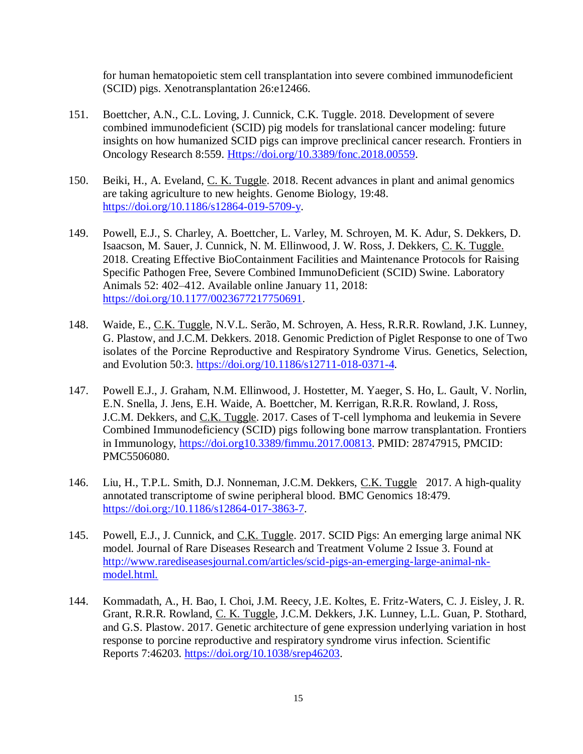for human hematopoietic stem cell transplantation into severe combined immunodeficient (SCID) pigs. Xenotransplantation 26:e12466.

151. Boettcher, A.N., C.L. Loving, J. Cunnick, C.K. Tuggle. 2018. Development of severe combined immunodeficient (SCID) pig models for translational cancer modeling: future insights on how humanized SCID pigs can improve preclinical cancer research. Frontiers in Oncology Research 8:559. Https://doi.org/10.3389/fonc.2018.00559.

150. Beiki, H., A. Eveland, C. K. Tuggle. 2018. Recent advances in plant and animal genomics are taking agriculture to new heights. Genome Biology, 19:48. https://doi.org/10.1186/s12864-019-5709-y.

149. Powell, E.J., S. Charley, A. Boettcher, L. Varley, M. Schroyen, M. K. Adur, S. Dekkers, D. Isaacson, M. Sauer, J. Cunnick, N. M. Ellinwood, J. W. Ross, J. Dekkers, C. K. Tuggle. 2018. Creating Effective BioContainment Facilities and Maintenance Protocols for Raising Specific Pathogen Free, Severe Combined ImmunoDeficient (SCID) Swine. Laboratory Animals 52: 402–412. Available online January 11, 2018: https://doi.org/10.1177/0023677217750691.

148. Waide, E., C.K. Tuggle, N.V.L. Serão, M. Schroyen, A. Hess, R.R.R. Rowland, J.K. Lunney, G. Plastow, and J.C.M. Dekkers. 2018. Genomic Prediction of Piglet Response to one of Two isolates of the Porcine Reproductive and Respiratory Syndrome Virus. Genetics, Selection, and Evolution 50:3. https://doi.org/10.1186/s12711-018-0371-4.

147. Powell E.J., J. Graham, N.M. Ellinwood, J. Hostetter, M. Yaeger, S. Ho, L. Gault, V. Norlin, E.N. Snella, J. Jens, E.H. Waide, A. Boettcher, M. Kerrigan, R.R.R. Rowland, J. Ross, J.C.M. Dekkers, and C.K. Tuggle. 2017. Cases of T-cell lymphoma and leukemia in Severe Combined Immunodeficiency (SCID) pigs following bone marrow transplantation. Frontiers in Immunology, https://doi.org10.3389/fimmu.2017.00813. PMID: 28747915, PMCID: PMC5506080.

146. Liu, H., T.P.L. Smith, D.J. Nonneman, J.C.M. Dekkers, C.K. Tuggle 2017. A high-quality annotated transcriptome of swine peripheral blood. BMC Genomics 18:479. https://doi.org:/10.1186/s12864-017-3863-7.

145. Powell, E.J., J. Cunnick, and C.K. Tuggle. 2017. SCID Pigs: An emerging large animal NK model. Journal of Rare Diseases Research and Treatment Volume 2 Issue 3. Found at http://www.rarediseasesjournal.com/articles/scid-pigs-an-emerging-large-animal-nk-model.html.

144. Kommadath, A., H. Bao, I. Choi, J.M. Reecy, J.E. Koltes, E. Fritz-Waters, C. J. Eisley, J. R. Grant, R.R.R. Rowland, C. K. Tuggle, J.C.M. Dekkers, J.K. Lunney, L.L. Guan, P. Stothard, and G.S. Plastow. 2017. Genetic architecture of gene expression underlying variation in host response to porcine reproductive and respiratory syndrome virus infection. Scientific Reports 7:46203. https://doi.org/10.1038/srep46203.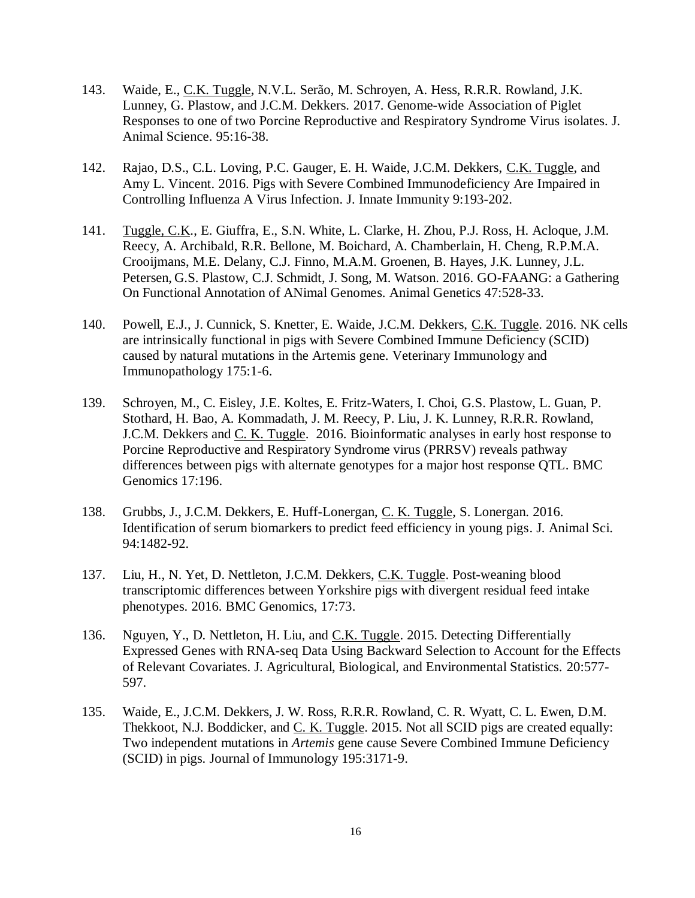143. Waide, E., <u>C.K. Tuggle</u>, N.V.L. Serão, M. Schroyen, A. Hess, R.R.R. Rowland, J.K. Lunney, G. Plastow, and J.C.M. Dekkers. 2017. Genome-wide Association of Piglet Responses to one of two Porcine Reproductive and Respiratory Syndrome Virus isolates. J. Animal Science. 95:16-38.

142. Rajao, D.S., C.L. Loving, P.C. Gauger, E. H. Waide, J.C.M. Dekkers, <u>C.K. Tuggle</u>, and Amy L. Vincent. 2016. Pigs with Severe Combined Immunodeficiency Are Impaired in Controlling Influenza A Virus Infection. J. Innate Immunity 9:193-202.

141. <u>Tuggle, C.K.</u>, E. Giuffra, E., S.N. White, L. Clarke, H. Zhou, P.J. Ross, H. Acloque, J.M. Reecy, A. Archibald, R.R. Bellone, M. Boichard, A. Chamberlain, H. Cheng, R.P.M.A. Crooijmans, M.E. Delany, C.J. Finno, M.A.M. Groenen, B. Hayes, J.K. Lunney, J.L. Petersen, G.S. Plastow, C.J. Schmidt, J. Song, M. Watson. 2016. GO-FAANG: a Gathering On Functional Annotation of ANimal Genomes. Animal Genetics 47:528-33.

140. Powell, E.J., J. Cunnick, S. Knetter, E. Waide, J.C.M. Dekkers, <u>C.K. Tuggle</u>. 2016. NK cells are intrinsically functional in pigs with Severe Combined Immune Deficiency (SCID) caused by natural mutations in the Artemis gene. Veterinary Immunology and Immunopathology 175:1-6.

139. Schroyen, M., C. Eisley, J.E. Koltes, E. Fritz-Waters, I. Choi, G.S. Plastow, L. Guan, P. Stothard, H. Bao, A. Kommadath, J. M. Reecy, P. Liu, J. K. Lunney, R.R.R. Rowland, J.C.M. Dekkers and <u>C. K. Tuggle</u>. 2016. Bioinformatic analyses in early host response to Porcine Reproductive and Respiratory Syndrome virus (PRRSV) reveals pathway differences between pigs with alternate genotypes for a major host response QTL. BMC Genomics 17:196.

138. Grubbs, J., J.C.M. Dekkers, E. Huff-Lonergan, <u>C. K. Tuggle</u>, S. Lonergan. 2016. Identification of serum biomarkers to predict feed efficiency in young pigs. J. Animal Sci. 94:1482-92.

137. Liu, H., N. Yet, D. Nettleton, J.C.M. Dekkers, <u>C.K. Tuggle</u>. Post-weaning blood transcriptomic differences between Yorkshire pigs with divergent residual feed intake phenotypes. 2016. BMC Genomics, 17:73.

136. Nguyen, Y., D. Nettleton, H. Liu, and <u>C.K. Tuggle</u>. 2015. Detecting Differentially Expressed Genes with RNA-seq Data Using Backward Selection to Account for the Effects of Relevant Covariates. J. Agricultural, Biological, and Environmental Statistics. 20:577-597.

135. Waide, E., J.C.M. Dekkers, J. W. Ross, R.R.R. Rowland, C. R. Wyatt, C. L. Ewen, D.M. Thekkoot, N.J. Boddicker, and <u>C. K. Tuggle</u>. 2015. Not all SCID pigs are created equally: Two independent mutations in *Artemis* gene cause Severe Combined Immune Deficiency (SCID) in pigs. Journal of Immunology 195:3171-9.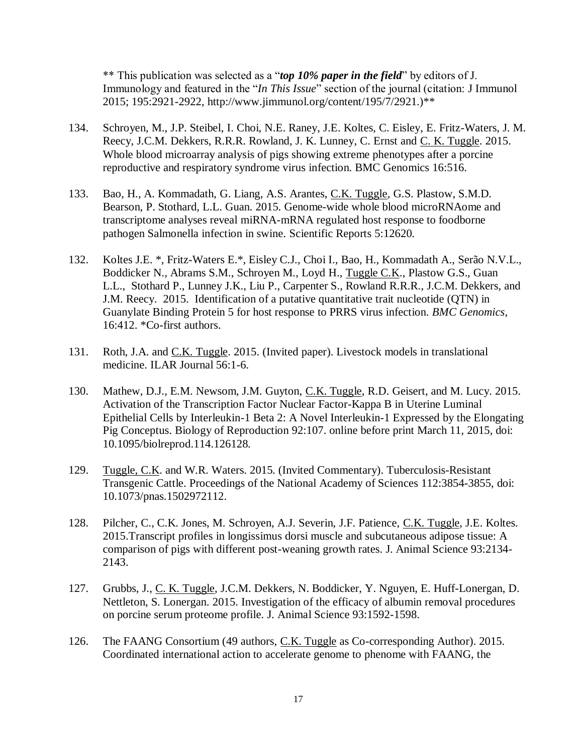** This publication was selected as a "***top 10% paper in the field***" by editors of J. Immunology and featured in the "*In This Issue*" section of the journal (citation: J Immunol 2015; 195:2921-2922, http://www.jimmunol.org/content/195/7/2921.)**

134. Schroyen, M., J.P. Steibel, I. Choi, N.E. Raney, J.E. Koltes, C. Eisley, E. Fritz-Waters, J. M. Reecy, J.C.M. Dekkers, R.R.R. Rowland, J. K. Lunney, C. Ernst and <u>C. K. Tuggle</u>. 2015. Whole blood microarray analysis of pigs showing extreme phenotypes after a porcine reproductive and respiratory syndrome virus infection. BMC Genomics 16:516.

133. Bao, H., A. Kommadath, G. Liang, A.S. Arantes, <u>C.K. Tuggle</u>, G.S. Plastow, S.M.D. Bearson, P. Stothard, L.L. Guan. 2015. Genome-wide whole blood microRNAome and transcriptome analyses reveal miRNA-mRNA regulated host response to foodborne pathogen Salmonella infection in swine. Scientific Reports 5:12620.

132. Koltes J.E. *, Fritz-Waters E.*, Eisley C.J., Choi I., Bao, H., Kommadath A., Serão N.V.L., Boddicker N., Abrams S.M., Schroyen M., Loyd H., <u>Tuggle C.K</u>., Plastow G.S., Guan L.L., Stothard P., Lunney J.K., Liu P., Carpenter S., Rowland R.R.R., J.C.M. Dekkers, and J.M. Reecy. 2015. Identification of a putative quantitative trait nucleotide (QTN) in Guanylate Binding Protein 5 for host response to PRRS virus infection. *BMC Genomics,* 16:412. *Co-first authors.

131. Roth, J.A. and <u>C.K. Tuggle</u>. 2015. (Invited paper). Livestock models in translational medicine. ILAR Journal 56:1-6.

130. Mathew, D.J., E.M. Newsom, J.M. Guyton, <u>C.K. Tuggle</u>, R.D. Geisert, and M. Lucy. 2015. Activation of the Transcription Factor Nuclear Factor-Kappa B in Uterine Luminal Epithelial Cells by Interleukin-1 Beta 2: A Novel Interleukin-1 Expressed by the Elongating Pig Conceptus. Biology of Reproduction 92:107. online before print March 11, 2015, doi: 10.1095/biolreprod.114.126128.

129. <u>Tuggle, C.K</u>. and W.R. Waters. 2015. (Invited Commentary). Tuberculosis-Resistant Transgenic Cattle. Proceedings of the National Academy of Sciences 112:3854-3855, doi: 10.1073/pnas.1502972112.

128. Pilcher, C., C.K. Jones, M. Schroyen, A.J. Severin, J.F. Patience, <u>C.K. Tuggle</u>, J.E. Koltes. 2015.Transcript profiles in longissimus dorsi muscle and subcutaneous adipose tissue: A comparison of pigs with different post-weaning growth rates. J. Animal Science 93:2134-2143.

127. Grubbs, J., <u>C. K. Tuggle</u>, J.C.M. Dekkers, N. Boddicker, Y. Nguyen, E. Huff-Lonergan, D. Nettleton, S. Lonergan. 2015. Investigation of the efficacy of albumin removal procedures on porcine serum proteome profile. J. Animal Science 93:1592-1598.

126. The FAANG Consortium (49 authors, <u>C.K. Tuggle</u> as Co-corresponding Author). 2015. Coordinated international action to accelerate genome to phenome with FAANG, the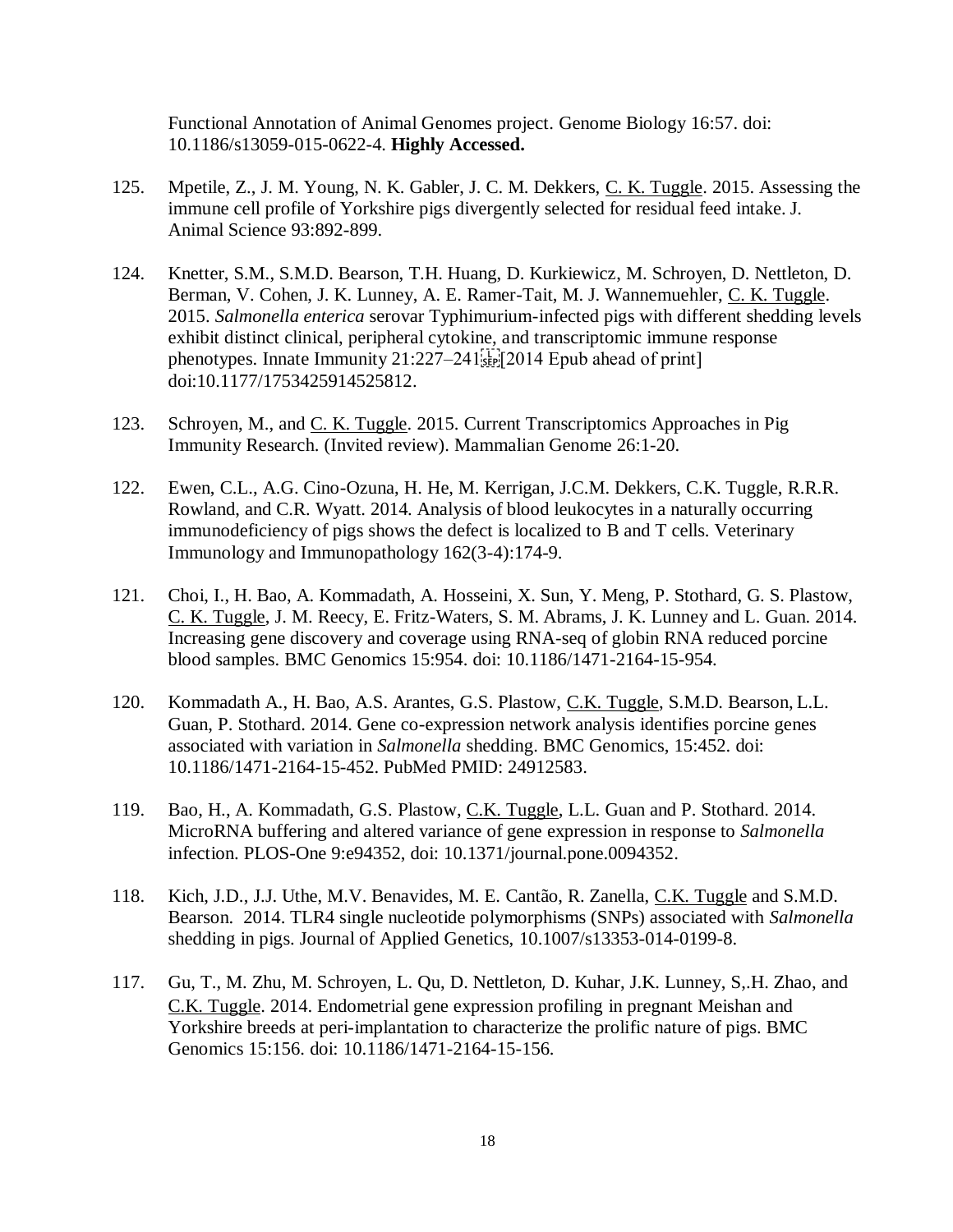Functional Annotation of Animal Genomes project. Genome Biology 16:57. doi: 10.1186/s13059-015-0622-4. **Highly Accessed.**

125. Mpetile, Z., J. M. Young, N. K. Gabler, J. C. M. Dekkers, C. K. Tuggle. 2015. Assessing the immune cell profile of Yorkshire pigs divergently selected for residual feed intake. J. Animal Science 93:892-899.

124. Knetter, S.M., S.M.D. Bearson, T.H. Huang, D. Kurkiewicz, M. Schroyen, D. Nettleton, D. Berman, V. Cohen, J. K. Lunney, A. E. Ramer-Tait, M. J. Wannemuehler, C. K. Tuggle. 2015. *Salmonella enterica* serovar Typhimurium-infected pigs with different shedding levels exhibit distinct clinical, peripheral cytokine, and transcriptomic immune response phenotypes. Innate Immunity 21:227–241 [2014 Epub ahead of print] doi:10.1177/1753425914525812.

123. Schroyen, M., and C. K. Tuggle. 2015. Current Transcriptomics Approaches in Pig Immunity Research. (Invited review). Mammalian Genome 26:1-20.

122. Ewen, C.L., A.G. Cino-Ozuna, H. He, M. Kerrigan, J.C.M. Dekkers, C.K. Tuggle, R.R.R. Rowland, and C.R. Wyatt. 2014. Analysis of blood leukocytes in a naturally occurring immunodeficiency of pigs shows the defect is localized to B and T cells. Veterinary Immunology and Immunopathology 162(3-4):174-9.

121. Choi, I., H. Bao, A. Kommadath, A. Hosseini, X. Sun, Y. Meng, P. Stothard, G. S. Plastow, C. K. Tuggle, J. M. Reecy, E. Fritz-Waters, S. M. Abrams, J. K. Lunney and L. Guan. 2014. Increasing gene discovery and coverage using RNA-seq of globin RNA reduced porcine blood samples. BMC Genomics 15:954. doi: 10.1186/1471-2164-15-954.

120. Kommadath A., H. Bao, A.S. Arantes, G.S. Plastow, C.K. Tuggle, S.M.D. Bearson, L.L. Guan, P. Stothard. 2014. Gene co-expression network analysis identifies porcine genes associated with variation in *Salmonella* shedding. BMC Genomics, 15:452. doi: 10.1186/1471-2164-15-452. PubMed PMID: 24912583.

119. Bao, H., A. Kommadath, G.S. Plastow, C.K. Tuggle, L.L. Guan and P. Stothard. 2014. MicroRNA buffering and altered variance of gene expression in response to *Salmonella* infection. PLOS-One 9:e94352, doi: 10.1371/journal.pone.0094352.

118. Kich, J.D., J.J. Uthe, M.V. Benavides, M. E. Cantão, R. Zanella, C.K. Tuggle and S.M.D. Bearson. 2014. TLR4 single nucleotide polymorphisms (SNPs) associated with *Salmonella* shedding in pigs. Journal of Applied Genetics, 10.1007/s13353-014-0199-8.

117. Gu, T., M. Zhu, M. Schroyen, L. Qu, D. Nettleton, D. Kuhar, J.K. Lunney, S,.H. Zhao, and C.K. Tuggle. 2014. Endometrial gene expression profiling in pregnant Meishan and Yorkshire breeds at peri-implantation to characterize the prolific nature of pigs. BMC Genomics 15:156. doi: 10.1186/1471-2164-15-156.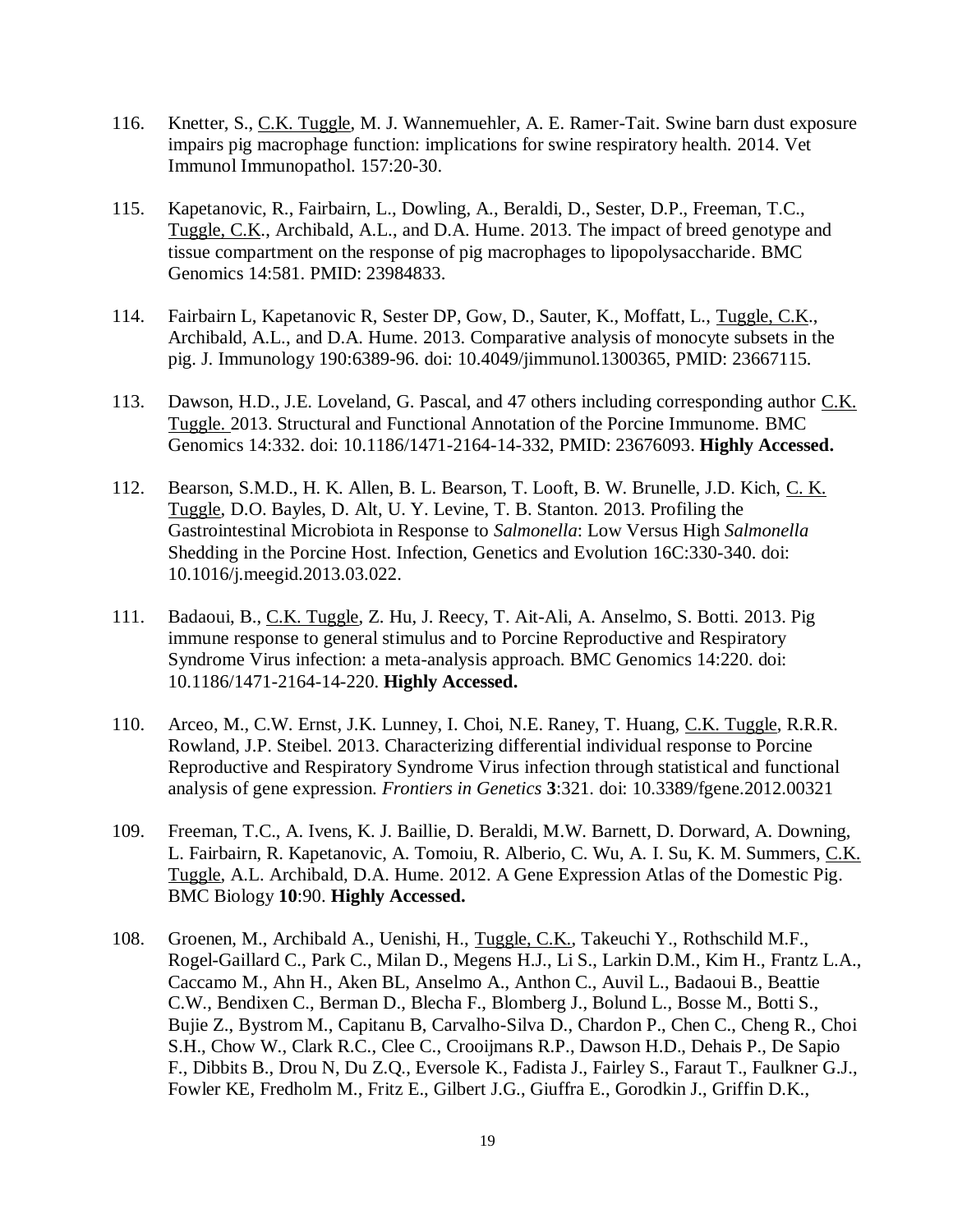116. Knetter, S., C.K. Tuggle, M. J. Wannemuehler, A. E. Ramer-Tait. Swine barn dust exposure impairs pig macrophage function: implications for swine respiratory health. 2014. Vet Immunol Immunopathol. 157:20-30.

115. Kapetanovic, R., Fairbairn, L., Dowling, A., Beraldi, D., Sester, D.P., Freeman, T.C., Tuggle, C.K., Archibald, A.L., and D.A. Hume. 2013. The impact of breed genotype and tissue compartment on the response of pig macrophages to lipopolysaccharide. BMC Genomics 14:581. PMID: 23984833.

114. Fairbairn L, Kapetanovic R, Sester DP, Gow, D., Sauter, K., Moffatt, L., Tuggle, C.K., Archibald, A.L., and D.A. Hume. 2013. Comparative analysis of monocyte subsets in the pig. J. Immunology 190:6389-96. doi: 10.4049/jimmunol.1300365, PMID: 23667115.

113. Dawson, H.D., J.E. Loveland, G. Pascal, and 47 others including corresponding author C.K. Tuggle. 2013. Structural and Functional Annotation of the Porcine Immunome. BMC Genomics 14:332. doi: 10.1186/1471-2164-14-332, PMID: 23676093. **Highly Accessed.**

112. Bearson, S.M.D., H. K. Allen, B. L. Bearson, T. Looft, B. W. Brunelle, J.D. Kich, C. K. Tuggle, D.O. Bayles, D. Alt, U. Y. Levine, T. B. Stanton. 2013. Profiling the Gastrointestinal Microbiota in Response to *Salmonella*: Low Versus High *Salmonella* Shedding in the Porcine Host. Infection, Genetics and Evolution 16C:330-340. doi: 10.1016/j.meegid.2013.03.022.

111. Badaoui, B., C.K. Tuggle, Z. Hu, J. Reecy, T. Ait-Ali, A. Anselmo, S. Botti. 2013. Pig immune response to general stimulus and to Porcine Reproductive and Respiratory Syndrome Virus infection: a meta-analysis approach. BMC Genomics 14:220. doi: 10.1186/1471-2164-14-220. **Highly Accessed.**

110. Arceo, M., C.W. Ernst, J.K. Lunney, I. Choi, N.E. Raney, T. Huang, C.K. Tuggle, R.R.R. Rowland, J.P. Steibel. 2013. Characterizing differential individual response to Porcine Reproductive and Respiratory Syndrome Virus infection through statistical and functional analysis of gene expression. *Frontiers in Genetics* **3**:321. doi: 10.3389/fgene.2012.00321

109. Freeman, T.C., A. Ivens, K. J. Baillie, D. Beraldi, M.W. Barnett, D. Dorward, A. Downing, L. Fairbairn, R. Kapetanovic, A. Tomoiu, R. Alberio, C. Wu, A. I. Su, K. M. Summers, C.K. Tuggle, A.L. Archibald, D.A. Hume. 2012. A Gene Expression Atlas of the Domestic Pig. BMC Biology **10**:90. **Highly Accessed.**

108. Groenen, M., Archibald A., Uenishi, H., Tuggle, C.K., Takeuchi Y., Rothschild M.F., Rogel-Gaillard C., Park C., Milan D., Megens H.J., Li S., Larkin D.M., Kim H., Frantz L.A., Caccamo M., Ahn H., Aken BL, Anselmo A., Anthon C., Auvil L., Badaoui B., Beattie C.W., Bendixen C., Berman D., Blecha F., Blomberg J., Bolund L., Bosse M., Botti S., Bujie Z., Bystrom M., Capitanu B, Carvalho-Silva D., Chardon P., Chen C., Cheng R., Choi S.H., Chow W., Clark R.C., Clee C., Crooijmans R.P., Dawson H.D., Dehais P., De Sapio F., Dibbits B., Drou N, Du Z.Q., Eversole K., Fadista J., Fairley S., Faraut T., Faulkner G.J., Fowler KE, Fredholm M., Fritz E., Gilbert J.G., Giuffra E., Gorodkin J., Griffin D.K.,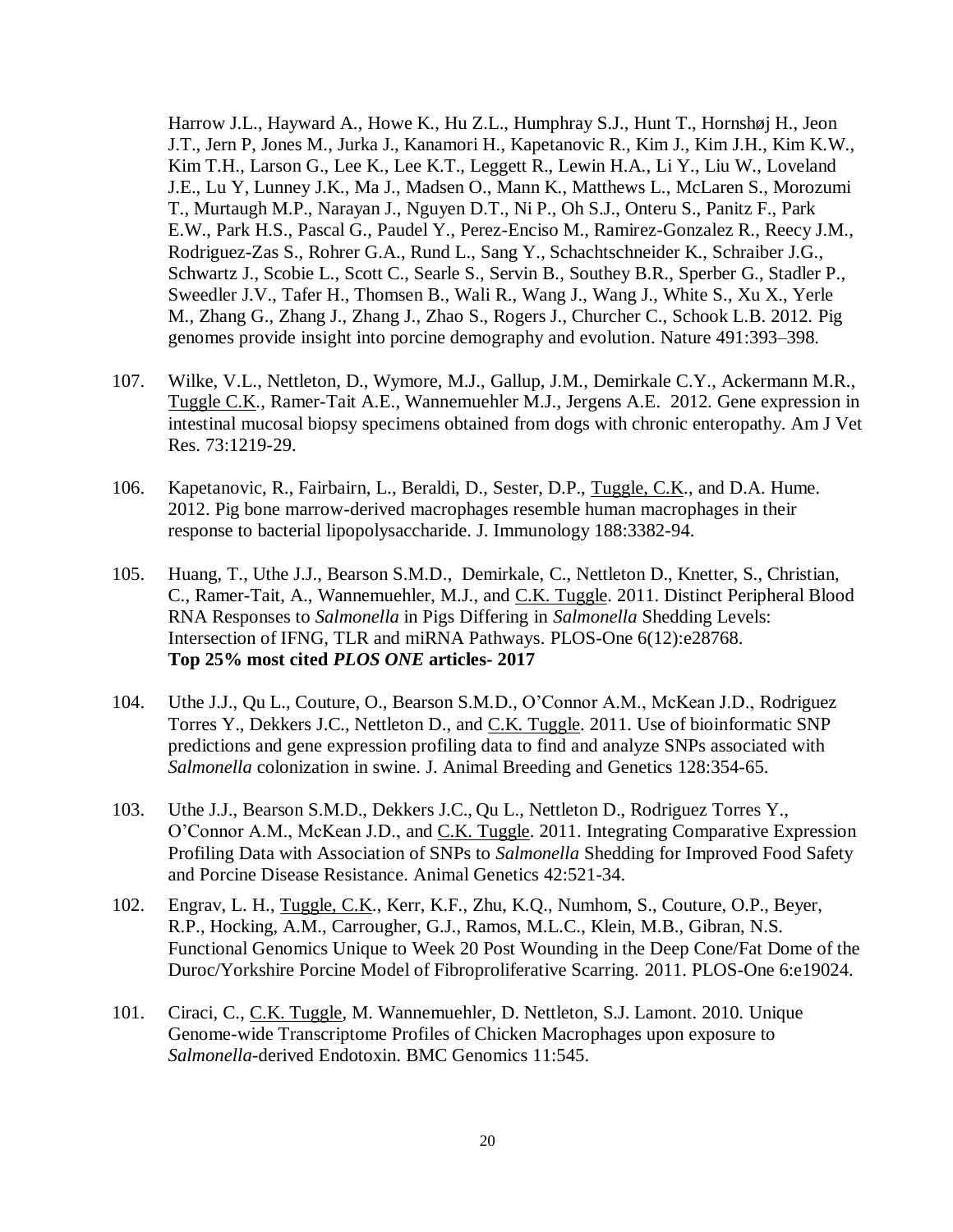Harrow J.L., Hayward A., Howe K., Hu Z.L., Humphray S.J., Hunt T., Hornshøj H., Jeon J.T., Jern P, Jones M., Jurka J., Kanamori H., Kapetanovic R., Kim J., Kim J.H., Kim K.W., Kim T.H., Larson G., Lee K., Lee K.T., Leggett R., Lewin H.A., Li Y., Liu W., Loveland J.E., Lu Y, Lunney J.K., Ma J., Madsen O., Mann K., Matthews L., McLaren S., Morozumi T., Murtaugh M.P., Narayan J., Nguyen D.T., Ni P., Oh S.J., Onteru S., Panitz F., Park E.W., Park H.S., Pascal G., Paudel Y., Perez-Enciso M., Ramirez-Gonzalez R., Reecy J.M., Rodriguez-Zas S., Rohrer G.A., Rund L., Sang Y., Schachtschneider K., Schraiber J.G., Schwartz J., Scobie L., Scott C., Searle S., Servin B., Southey B.R., Sperber G., Stadler P., Sweedler J.V., Tafer H., Thomsen B., Wali R., Wang J., Wang J., White S., Xu X., Yerle M., Zhang G., Zhang J., Zhang J., Zhao S., Rogers J., Churcher C., Schook L.B. 2012. Pig genomes provide insight into porcine demography and evolution. Nature 491:393–398.

107. Wilke, V.L., Nettleton, D., Wymore, M.J., Gallup, J.M., Demirkale C.Y., Ackermann M.R., Tuggle C.K., Ramer-Tait A.E., Wannemuehler M.J., Jergens A.E. 2012. Gene expression in intestinal mucosal biopsy specimens obtained from dogs with chronic enteropathy. Am J Vet Res. 73:1219-29.

106. Kapetanovic, R., Fairbairn, L., Beraldi, D., Sester, D.P., Tuggle, C.K., and D.A. Hume. 2012. Pig bone marrow-derived macrophages resemble human macrophages in their response to bacterial lipopolysaccharide. J. Immunology 188:3382-94.

105. Huang, T., Uthe J.J., Bearson S.M.D., Demirkale, C., Nettleton D., Knetter, S., Christian, C., Ramer-Tait, A., Wannemuehler, M.J., and C.K. Tuggle. 2011. Distinct Peripheral Blood RNA Responses to *Salmonella* in Pigs Differing in *Salmonella* Shedding Levels: Intersection of IFNG, TLR and miRNA Pathways. PLOS-One 6(12):e28768.
**Top 25% most cited *PLOS ONE* articles- 2017**

104. Uthe J.J., Qu L., Couture, O., Bearson S.M.D., O'Connor A.M., McKean J.D., Rodriguez Torres Y., Dekkers J.C., Nettleton D., and C.K. Tuggle. 2011. Use of bioinformatic SNP predictions and gene expression profiling data to find and analyze SNPs associated with *Salmonella* colonization in swine. J. Animal Breeding and Genetics 128:354-65.

103. Uthe J.J., Bearson S.M.D., Dekkers J.C., Qu L., Nettleton D., Rodriguez Torres Y., O'Connor A.M., McKean J.D., and C.K. Tuggle. 2011. Integrating Comparative Expression Profiling Data with Association of SNPs to *Salmonella* Shedding for Improved Food Safety and Porcine Disease Resistance. Animal Genetics 42:521-34.

102. Engrav, L. H., Tuggle, C.K., Kerr, K.F., Zhu, K.Q., Numhom, S., Couture, O.P., Beyer, R.P., Hocking, A.M., Carrougher, G.J., Ramos, M.L.C., Klein, M.B., Gibran, N.S. Functional Genomics Unique to Week 20 Post Wounding in the Deep Cone/Fat Dome of the Duroc/Yorkshire Porcine Model of Fibroproliferative Scarring. 2011. PLOS-One 6:e19024.

101. Ciraci, C., C.K. Tuggle, M. Wannemuehler, D. Nettleton, S.J. Lamont. 2010. Unique Genome-wide Transcriptome Profiles of Chicken Macrophages upon exposure to *Salmonella*-derived Endotoxin. BMC Genomics 11:545.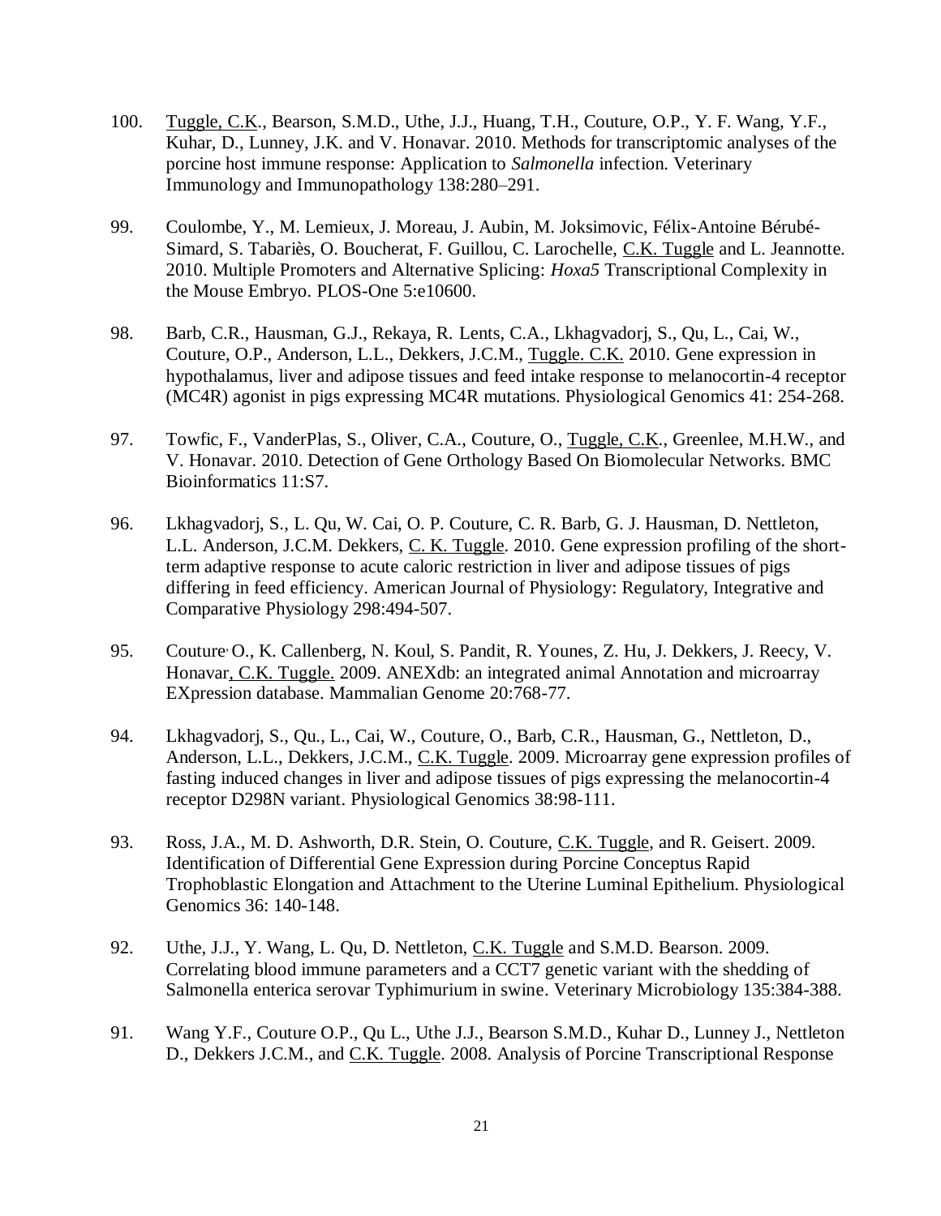100. Tuggle, C.K., Bearson, S.M.D., Uthe, J.J., Huang, T.H., Couture, O.P., Y. F. Wang, Y.F., Kuhar, D., Lunney, J.K. and V. Honavar. 2010. Methods for transcriptomic analyses of the porcine host immune response: Application to *Salmonella* infection. Veterinary Immunology and Immunopathology 138:280–291.

99. Coulombe, Y., M. Lemieux, J. Moreau, J. Aubin, M. Joksimovic, Félix-Antoine Bérubé-Simard, S. Tabariès, O. Boucherat, F. Guillou, C. Larochelle, C.K. Tuggle and L. Jeannotte. 2010. Multiple Promoters and Alternative Splicing: *Hoxa5* Transcriptional Complexity in the Mouse Embryo. PLOS-One 5:e10600.

98. Barb, C.R., Hausman, G.J., Rekaya, R. Lents, C.A., Lkhagvadorj, S., Qu, L., Cai, W., Couture, O.P., Anderson, L.L., Dekkers, J.C.M., Tuggle. C.K. 2010. Gene expression in hypothalamus, liver and adipose tissues and feed intake response to melanocortin-4 receptor (MC4R) agonist in pigs expressing MC4R mutations. Physiological Genomics 41: 254-268.

97. Towfic, F., VanderPlas, S., Oliver, C.A., Couture, O., Tuggle, C.K., Greenlee, M.H.W., and V. Honavar. 2010. Detection of Gene Orthology Based On Biomolecular Networks. BMC Bioinformatics 11:S7.

96. Lkhagvadorj, S., L. Qu, W. Cai, O. P. Couture, C. R. Barb, G. J. Hausman, D. Nettleton, L.L. Anderson, J.C.M. Dekkers, C. K. Tuggle. 2010. Gene expression profiling of the short-term adaptive response to acute caloric restriction in liver and adipose tissues of pigs differing in feed efficiency. American Journal of Physiology: Regulatory, Integrative and Comparative Physiology 298:494-507.

95. Couture, O., K. Callenberg, N. Koul, S. Pandit, R. Younes, Z. Hu, J. Dekkers, J. Reecy, V. Honavar, C.K. Tuggle. 2009. ANEXdb: an integrated animal Annotation and microarray EXpression database. Mammalian Genome 20:768-77.

94. Lkhagvadorj, S., Qu., L., Cai, W., Couture, O., Barb, C.R., Hausman, G., Nettleton, D., Anderson, L.L., Dekkers, J.C.M., C.K. Tuggle. 2009. Microarray gene expression profiles of fasting induced changes in liver and adipose tissues of pigs expressing the melanocortin-4 receptor D298N variant. Physiological Genomics 38:98-111.

93. Ross, J.A., M. D. Ashworth, D.R. Stein, O. Couture, C.K. Tuggle, and R. Geisert. 2009. Identification of Differential Gene Expression during Porcine Conceptus Rapid Trophoblastic Elongation and Attachment to the Uterine Luminal Epithelium. Physiological Genomics 36: 140-148.

92. Uthe, J.J., Y. Wang, L. Qu, D. Nettleton, C.K. Tuggle and S.M.D. Bearson. 2009. Correlating blood immune parameters and a CCT7 genetic variant with the shedding of Salmonella enterica serovar Typhimurium in swine. Veterinary Microbiology 135:384-388.

91. Wang Y.F., Couture O.P., Qu L., Uthe J.J., Bearson S.M.D., Kuhar D., Lunney J., Nettleton D., Dekkers J.C.M., and C.K. Tuggle. 2008. Analysis of Porcine Transcriptional Response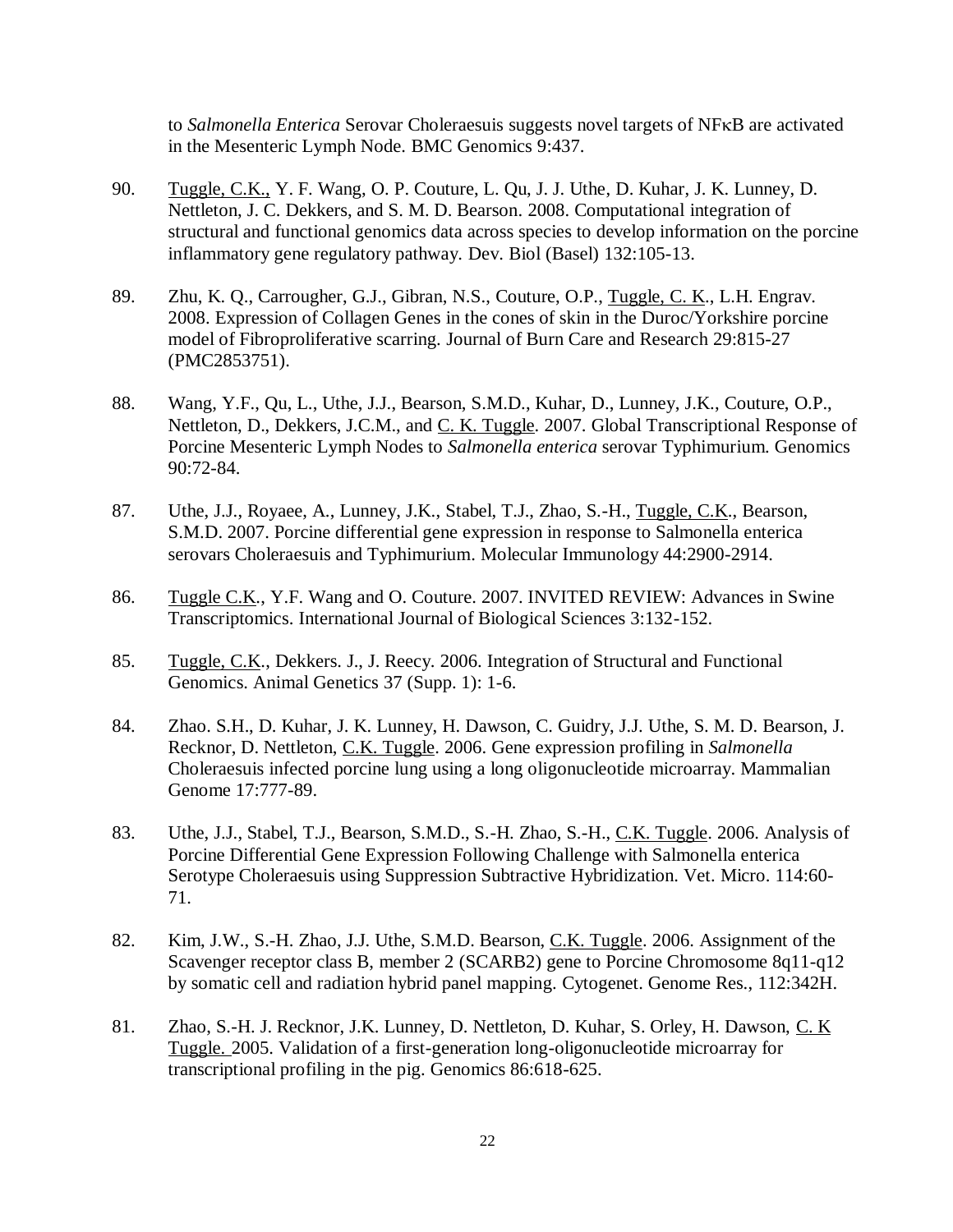to *Salmonella Enterica* Serovar Choleraesuis suggests novel targets of NFκB are activated in the Mesenteric Lymph Node. BMC Genomics 9:437.

90. Tuggle, C.K., Y. F. Wang, O. P. Couture, L. Qu, J. J. Uthe, D. Kuhar, J. K. Lunney, D. Nettleton, J. C. Dekkers, and S. M. D. Bearson. 2008. Computational integration of structural and functional genomics data across species to develop information on the porcine inflammatory gene regulatory pathway. Dev. Biol (Basel) 132:105-13.

89. Zhu, K. Q., Carrougher, G.J., Gibran, N.S., Couture, O.P., Tuggle, C. K., L.H. Engrav. 2008. Expression of Collagen Genes in the cones of skin in the Duroc/Yorkshire porcine model of Fibroproliferative scarring. Journal of Burn Care and Research 29:815-27 (PMC2853751).

88. Wang, Y.F., Qu, L., Uthe, J.J., Bearson, S.M.D., Kuhar, D., Lunney, J.K., Couture, O.P., Nettleton, D., Dekkers, J.C.M., and C. K. Tuggle. 2007. Global Transcriptional Response of Porcine Mesenteric Lymph Nodes to *Salmonella enterica* serovar Typhimurium. Genomics 90:72-84.

87. Uthe, J.J., Royaee, A., Lunney, J.K., Stabel, T.J., Zhao, S.-H., Tuggle, C.K., Bearson, S.M.D. 2007. Porcine differential gene expression in response to Salmonella enterica serovars Choleraesuis and Typhimurium. Molecular Immunology 44:2900-2914.

86. Tuggle C.K., Y.F. Wang and O. Couture. 2007. INVITED REVIEW: Advances in Swine Transcriptomics. International Journal of Biological Sciences 3:132-152.

85. Tuggle, C.K., Dekkers. J., J. Reecy. 2006. Integration of Structural and Functional Genomics. Animal Genetics 37 (Supp. 1): 1-6.

84. Zhao. S.H., D. Kuhar, J. K. Lunney, H. Dawson, C. Guidry, J.J. Uthe, S. M. D. Bearson, J. Recknor, D. Nettleton, C.K. Tuggle. 2006. Gene expression profiling in *Salmonella* Choleraesuis infected porcine lung using a long oligonucleotide microarray. Mammalian Genome 17:777-89.

83. Uthe, J.J., Stabel, T.J., Bearson, S.M.D., S.-H. Zhao, S.-H., C.K. Tuggle. 2006. Analysis of Porcine Differential Gene Expression Following Challenge with Salmonella enterica Serotype Choleraesuis using Suppression Subtractive Hybridization. Vet. Micro. 114:60-71.

82. Kim, J.W., S.-H. Zhao, J.J. Uthe, S.M.D. Bearson, C.K. Tuggle. 2006. Assignment of the Scavenger receptor class B, member 2 (SCARB2) gene to Porcine Chromosome 8q11-q12 by somatic cell and radiation hybrid panel mapping. Cytogenet. Genome Res., 112:342H.

81. Zhao, S.-H. J. Recknor, J.K. Lunney, D. Nettleton, D. Kuhar, S. Orley, H. Dawson, C. K Tuggle. 2005. Validation of a first-generation long-oligonucleotide microarray for transcriptional profiling in the pig. Genomics 86:618-625.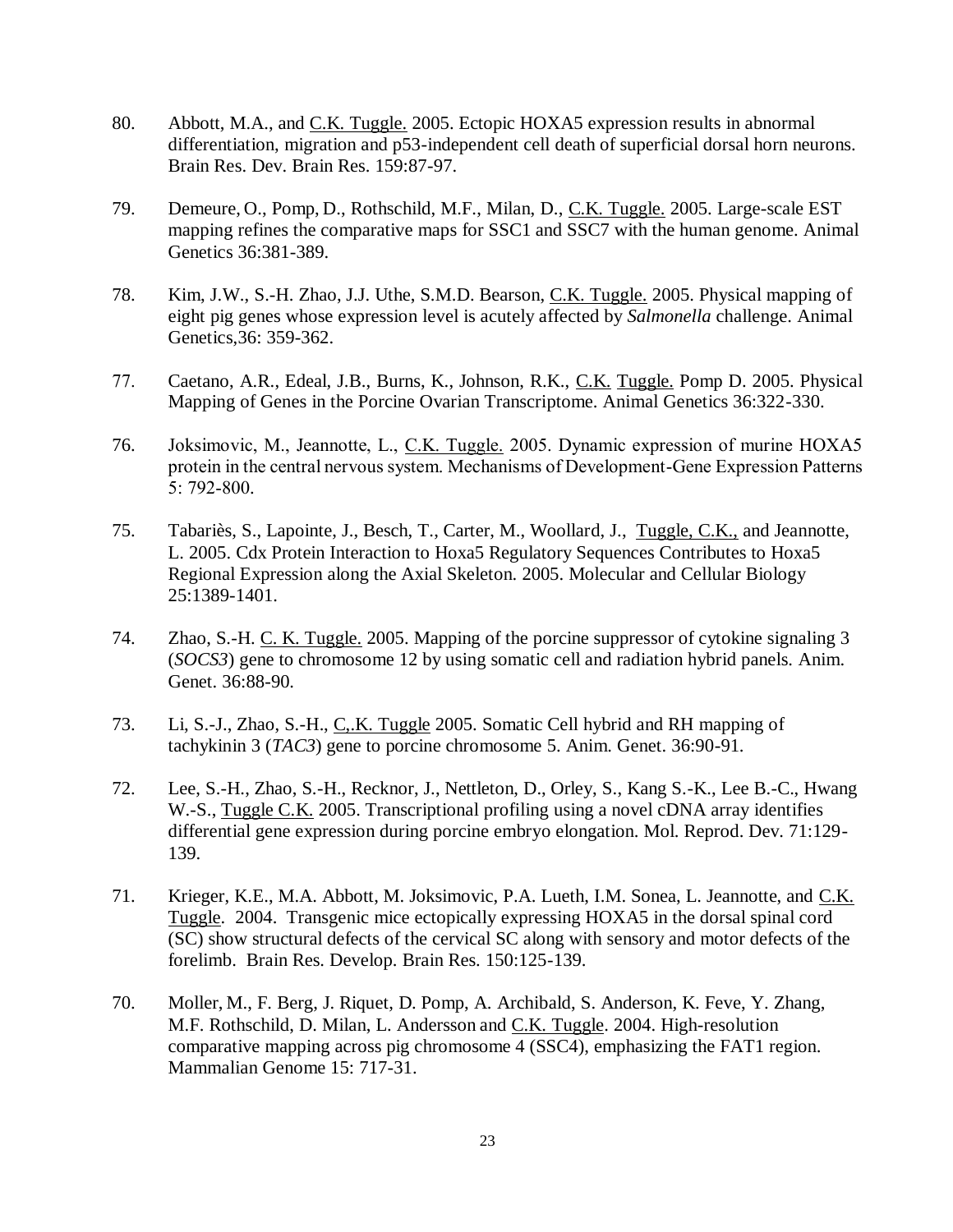80. Abbott, M.A., and C.K. Tuggle. 2005. Ectopic HOXA5 expression results in abnormal differentiation, migration and p53-independent cell death of superficial dorsal horn neurons. Brain Res. Dev. Brain Res. 159:87-97.

79. Demeure, O., Pomp, D., Rothschild, M.F., Milan, D., C.K. Tuggle. 2005. Large-scale EST mapping refines the comparative maps for SSC1 and SSC7 with the human genome. Animal Genetics 36:381-389.

78. Kim, J.W., S.-H. Zhao, J.J. Uthe, S.M.D. Bearson, C.K. Tuggle. 2005. Physical mapping of eight pig genes whose expression level is acutely affected by *Salmonella* challenge. Animal Genetics,36: 359-362.

77. Caetano, A.R., Edeal, J.B., Burns, K., Johnson, R.K., C.K. Tuggle. Pomp D. 2005. Physical Mapping of Genes in the Porcine Ovarian Transcriptome. Animal Genetics 36:322-330.

76. Joksimovic, M., Jeannotte, L., C.K. Tuggle. 2005. Dynamic expression of murine HOXA5 protein in the central nervous system. Mechanisms of Development-Gene Expression Patterns 5: 792-800.

75. Tabariès, S., Lapointe, J., Besch, T., Carter, M., Woollard, J., Tuggle, C.K., and Jeannotte, L. 2005. Cdx Protein Interaction to Hoxa5 Regulatory Sequences Contributes to Hoxa5 Regional Expression along the Axial Skeleton. 2005. Molecular and Cellular Biology 25:1389-1401.

74. Zhao, S.-H. C. K. Tuggle. 2005. Mapping of the porcine suppressor of cytokine signaling 3 (*SOCS3*) gene to chromosome 12 by using somatic cell and radiation hybrid panels. Anim. Genet. 36:88-90.

73. Li, S.-J., Zhao, S.-H., C,.K. Tuggle 2005. Somatic Cell hybrid and RH mapping of tachykinin 3 (*TAC3*) gene to porcine chromosome 5. Anim. Genet. 36:90-91.

72. Lee, S.-H., Zhao, S.-H., Recknor, J., Nettleton, D., Orley, S., Kang S.-K., Lee B.-C., Hwang W.-S., Tuggle C.K. 2005. Transcriptional profiling using a novel cDNA array identifies differential gene expression during porcine embryo elongation. Mol. Reprod. Dev. 71:129-139.

71. Krieger, K.E., M.A. Abbott, M. Joksimovic, P.A. Lueth, I.M. Sonea, L. Jeannotte, and C.K. Tuggle. 2004. Transgenic mice ectopically expressing HOXA5 in the dorsal spinal cord (SC) show structural defects of the cervical SC along with sensory and motor defects of the forelimb. Brain Res. Develop. Brain Res. 150:125-139.

70. Moller, M., F. Berg, J. Riquet, D. Pomp, A. Archibald, S. Anderson, K. Feve, Y. Zhang, M.F. Rothschild, D. Milan, L. Andersson and C.K. Tuggle. 2004. High-resolution comparative mapping across pig chromosome 4 (SSC4), emphasizing the FAT1 region. Mammalian Genome 15: 717-31.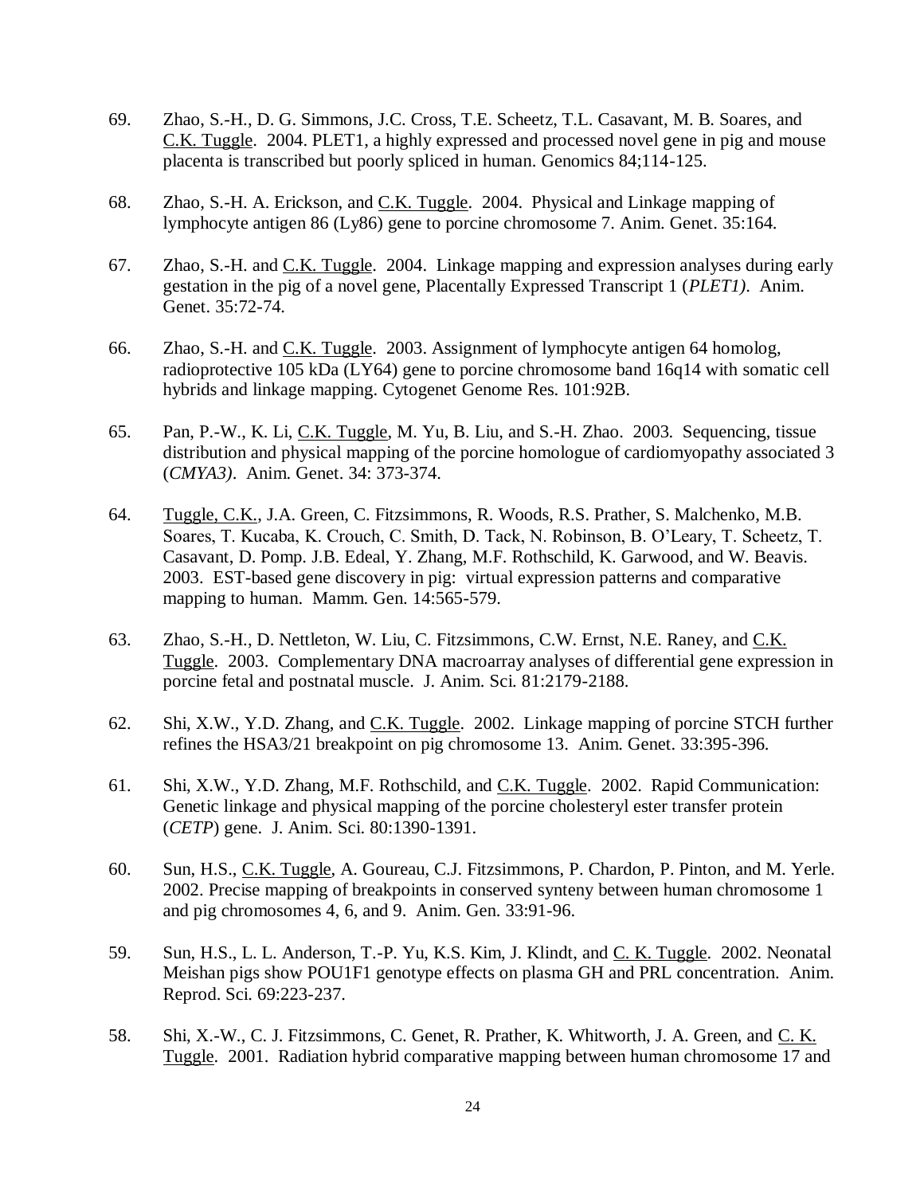69. Zhao, S.-H., D. G. Simmons, J.C. Cross, T.E. Scheetz, T.L. Casavant, M. B. Soares, and C.K. Tuggle. 2004. PLET1, a highly expressed and processed novel gene in pig and mouse placenta is transcribed but poorly spliced in human. Genomics 84;114-125.

68. Zhao, S.-H. A. Erickson, and C.K. Tuggle. 2004. Physical and Linkage mapping of lymphocyte antigen 86 (Ly86) gene to porcine chromosome 7. Anim. Genet. 35:164.

67. Zhao, S.-H. and C.K. Tuggle. 2004. Linkage mapping and expression analyses during early gestation in the pig of a novel gene, Placentally Expressed Transcript 1 (*PLET1)*. Anim. Genet. 35:72-74.

66. Zhao, S.-H. and C.K. Tuggle. 2003. Assignment of lymphocyte antigen 64 homolog, radioprotective 105 kDa (LY64) gene to porcine chromosome band 16q14 with somatic cell hybrids and linkage mapping. Cytogenet Genome Res. 101:92B.

65. Pan, P.-W., K. Li, C.K. Tuggle, M. Yu, B. Liu, and S.-H. Zhao. 2003. Sequencing, tissue distribution and physical mapping of the porcine homologue of cardiomyopathy associated 3 (*CMYA3)*. Anim. Genet. 34: 373-374.

64. Tuggle, C.K., J.A. Green, C. Fitzsimmons, R. Woods, R.S. Prather, S. Malchenko, M.B. Soares, T. Kucaba, K. Crouch, C. Smith, D. Tack, N. Robinson, B. O'Leary, T. Scheetz, T. Casavant, D. Pomp. J.B. Edeal, Y. Zhang, M.F. Rothschild, K. Garwood, and W. Beavis. 2003. EST-based gene discovery in pig: virtual expression patterns and comparative mapping to human. Mamm. Gen. 14:565-579.

63. Zhao, S.-H., D. Nettleton, W. Liu, C. Fitzsimmons, C.W. Ernst, N.E. Raney, and C.K. Tuggle. 2003. Complementary DNA macroarray analyses of differential gene expression in porcine fetal and postnatal muscle. J. Anim. Sci. 81:2179-2188.

62. Shi, X.W., Y.D. Zhang, and C.K. Tuggle. 2002. Linkage mapping of porcine STCH further refines the HSA3/21 breakpoint on pig chromosome 13. Anim. Genet. 33:395-396.

61. Shi, X.W., Y.D. Zhang, M.F. Rothschild, and C.K. Tuggle. 2002. Rapid Communication: Genetic linkage and physical mapping of the porcine cholesteryl ester transfer protein (*CETP*) gene. J. Anim. Sci. 80:1390-1391.

60. Sun, H.S., C.K. Tuggle, A. Goureau, C.J. Fitzsimmons, P. Chardon, P. Pinton, and M. Yerle. 2002. Precise mapping of breakpoints in conserved synteny between human chromosome 1 and pig chromosomes 4, 6, and 9. Anim. Gen. 33:91-96.

59. Sun, H.S., L. L. Anderson, T.-P. Yu, K.S. Kim, J. Klindt, and C. K. Tuggle. 2002. Neonatal Meishan pigs show POU1F1 genotype effects on plasma GH and PRL concentration. Anim. Reprod. Sci. 69:223-237.

58. Shi, X.-W., C. J. Fitzsimmons, C. Genet, R. Prather, K. Whitworth, J. A. Green, and C. K. Tuggle. 2001. Radiation hybrid comparative mapping between human chromosome 17 and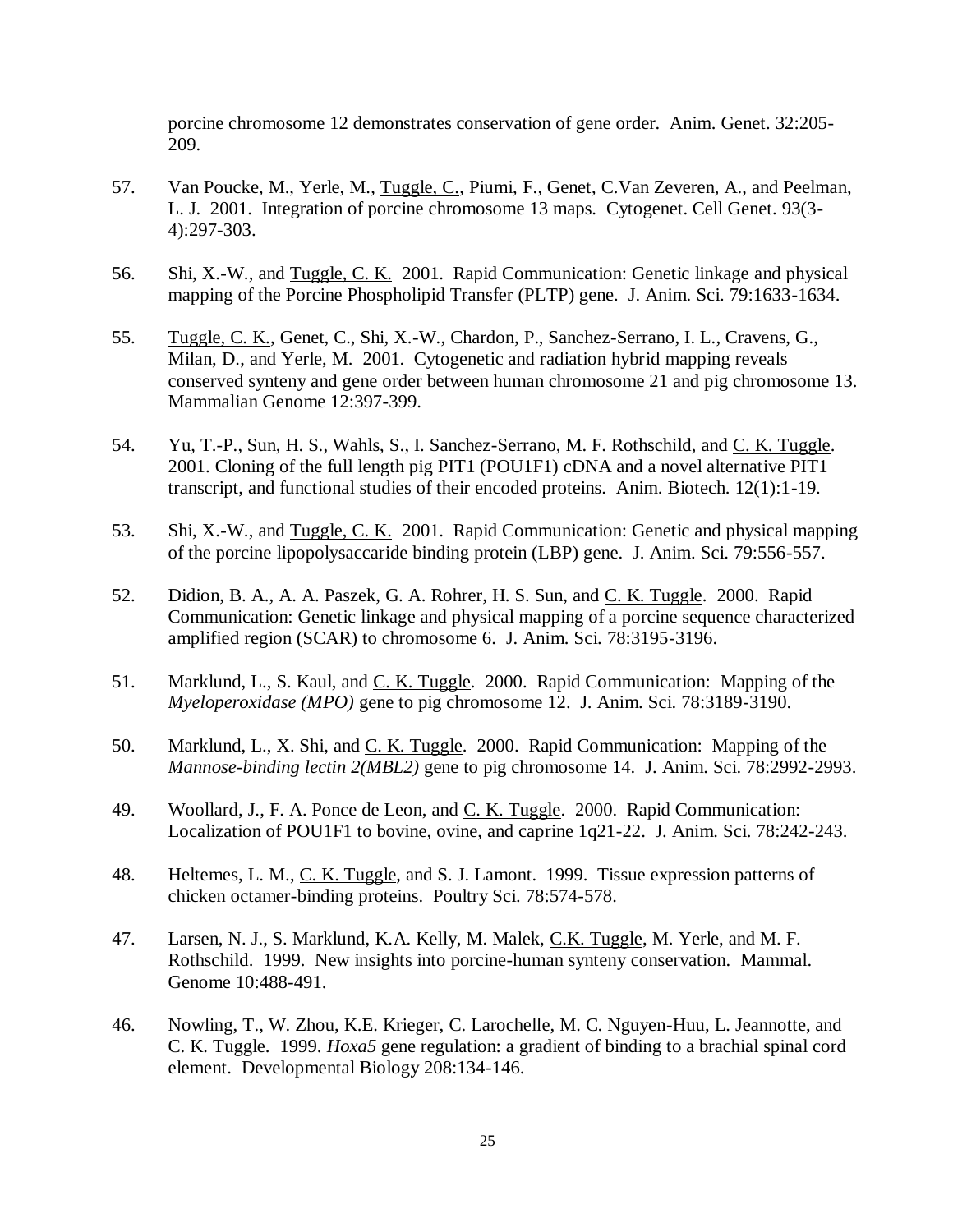porcine chromosome 12 demonstrates conservation of gene order. Anim. Genet. 32:205-209.

57. Van Poucke, M., Yerle, M., <u>Tuggle, C.</u>, Piumi, F., Genet, C.Van Zeveren, A., and Peelman, L. J. 2001. Integration of porcine chromosome 13 maps. Cytogenet. Cell Genet. 93(3-4):297-303.

56. Shi, X.-W., and <u>Tuggle, C. K.</u> 2001. Rapid Communication: Genetic linkage and physical mapping of the Porcine Phospholipid Transfer (PLTP) gene. J. Anim. Sci. 79:1633-1634.

55. <u>Tuggle, C. K.</u>, Genet, C., Shi, X.-W., Chardon, P., Sanchez-Serrano, I. L., Cravens, G., Milan, D., and Yerle, M. 2001. Cytogenetic and radiation hybrid mapping reveals conserved synteny and gene order between human chromosome 21 and pig chromosome 13. Mammalian Genome 12:397-399.

54. Yu, T.-P., Sun, H. S., Wahls, S., I. Sanchez-Serrano, M. F. Rothschild, and <u>C. K. Tuggle</u>. 2001. Cloning of the full length pig PIT1 (POU1F1) cDNA and a novel alternative PIT1 transcript, and functional studies of their encoded proteins. Anim. Biotech. 12(1):1-19.

53. Shi, X.-W., and <u>Tuggle, C. K.</u> 2001. Rapid Communication: Genetic and physical mapping of the porcine lipopolysaccaride binding protein (LBP) gene. J. Anim. Sci. 79:556-557.

52. Didion, B. A., A. A. Paszek, G. A. Rohrer, H. S. Sun, and <u>C. K. Tuggle</u>. 2000. Rapid Communication: Genetic linkage and physical mapping of a porcine sequence characterized amplified region (SCAR) to chromosome 6. J. Anim. Sci. 78:3195-3196.

51. Marklund, L., S. Kaul, and <u>C. K. Tuggle</u>. 2000. Rapid Communication: Mapping of the *Myeloperoxidase (MPO)* gene to pig chromosome 12. J. Anim. Sci. 78:3189-3190.

50. Marklund, L., X. Shi, and <u>C. K. Tuggle</u>. 2000. Rapid Communication: Mapping of the *Mannose-binding lectin 2(MBL2)* gene to pig chromosome 14. J. Anim. Sci. 78:2992-2993.

49. Woollard, J., F. A. Ponce de Leon, and <u>C. K. Tuggle</u>. 2000. Rapid Communication: Localization of POU1F1 to bovine, ovine, and caprine 1q21-22. J. Anim. Sci. 78:242-243.

48. Heltemes, L. M., <u>C. K. Tuggle</u>, and S. J. Lamont. 1999. Tissue expression patterns of chicken octamer-binding proteins. Poultry Sci. 78:574-578.

47. Larsen, N. J., S. Marklund, K.A. Kelly, M. Malek, <u>C.K. Tuggle</u>, M. Yerle, and M. F. Rothschild. 1999. New insights into porcine-human synteny conservation. Mammal. Genome 10:488-491.

46. Nowling, T., W. Zhou, K.E. Krieger, C. Larochelle, M. C. Nguyen-Huu, L. Jeannotte, and <u>C. K. Tuggle</u>. 1999. *Hoxa5* gene regulation: a gradient of binding to a brachial spinal cord element. Developmental Biology 208:134-146.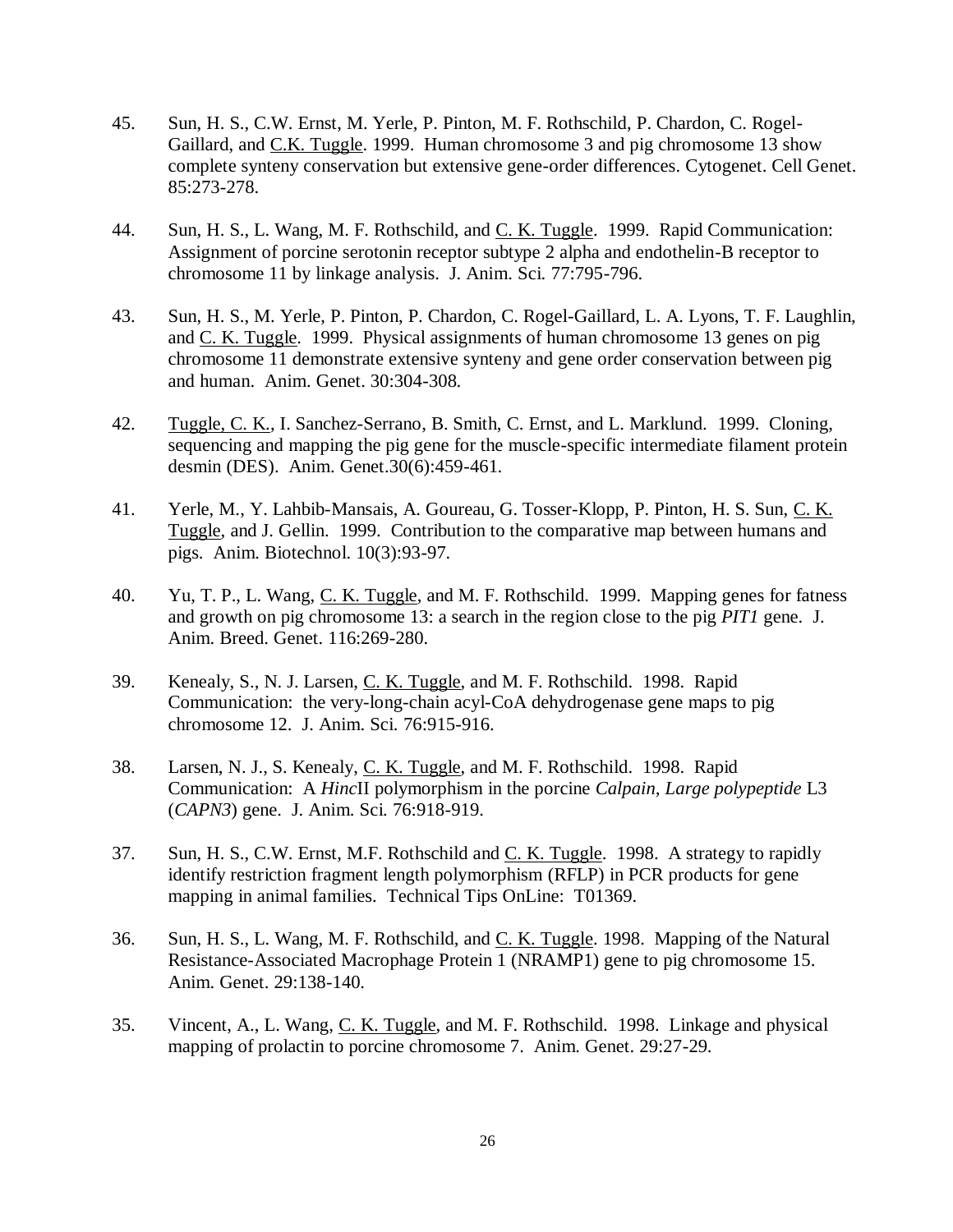45. Sun, H. S., C.W. Ernst, M. Yerle, P. Pinton, M. F. Rothschild, P. Chardon, C. Rogel-Gaillard, and C.K. Tuggle. 1999. Human chromosome 3 and pig chromosome 13 show complete synteny conservation but extensive gene-order differences. Cytogenet. Cell Genet. 85:273-278.

44. Sun, H. S., L. Wang, M. F. Rothschild, and C. K. Tuggle. 1999. Rapid Communication: Assignment of porcine serotonin receptor subtype 2 alpha and endothelin-B receptor to chromosome 11 by linkage analysis. J. Anim. Sci. 77:795-796.

43. Sun, H. S., M. Yerle, P. Pinton, P. Chardon, C. Rogel-Gaillard, L. A. Lyons, T. F. Laughlin, and C. K. Tuggle. 1999. Physical assignments of human chromosome 13 genes on pig chromosome 11 demonstrate extensive synteny and gene order conservation between pig and human. Anim. Genet. 30:304-308.

42. Tuggle, C. K., I. Sanchez-Serrano, B. Smith, C. Ernst, and L. Marklund. 1999. Cloning, sequencing and mapping the pig gene for the muscle-specific intermediate filament protein desmin (DES). Anim. Genet.30(6):459-461.

41. Yerle, M., Y. Lahbib-Mansais, A. Goureau, G. Tosser-Klopp, P. Pinton, H. S. Sun, C. K. Tuggle, and J. Gellin. 1999. Contribution to the comparative map between humans and pigs. Anim. Biotechnol. 10(3):93-97.

40. Yu, T. P., L. Wang, C. K. Tuggle, and M. F. Rothschild. 1999. Mapping genes for fatness and growth on pig chromosome 13: a search in the region close to the pig *PIT1* gene. J. Anim. Breed. Genet. 116:269-280.

39. Kenealy, S., N. J. Larsen, C. K. Tuggle, and M. F. Rothschild. 1998. Rapid Communication: the very-long-chain acyl-CoA dehydrogenase gene maps to pig chromosome 12. J. Anim. Sci. 76:915-916.

38. Larsen, N. J., S. Kenealy, C. K. Tuggle, and M. F. Rothschild. 1998. Rapid Communication: A *Hinc*II polymorphism in the porcine *Calpain, Large polypeptide* L3 (*CAPN3*) gene. J. Anim. Sci. 76:918-919.

37. Sun, H. S., C.W. Ernst, M.F. Rothschild and C. K. Tuggle. 1998. A strategy to rapidly identify restriction fragment length polymorphism (RFLP) in PCR products for gene mapping in animal families. Technical Tips OnLine: T01369.

36. Sun, H. S., L. Wang, M. F. Rothschild, and C. K. Tuggle. 1998. Mapping of the Natural Resistance-Associated Macrophage Protein 1 (NRAMP1) gene to pig chromosome 15. Anim. Genet. 29:138-140.

35. Vincent, A., L. Wang, C. K. Tuggle, and M. F. Rothschild. 1998. Linkage and physical mapping of prolactin to porcine chromosome 7. Anim. Genet. 29:27-29.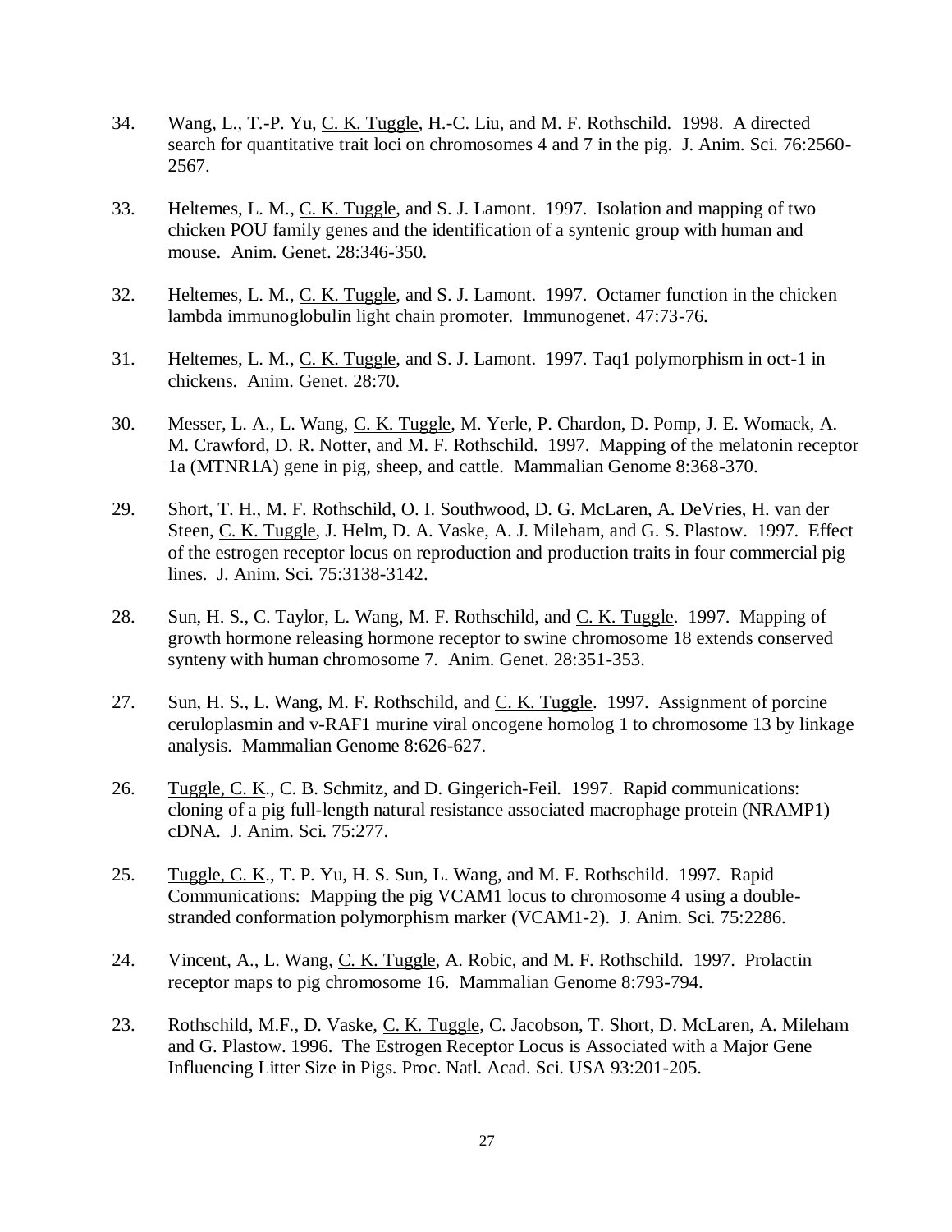34. Wang, L., T.-P. Yu, <u>C. K. Tuggle</u>, H.-C. Liu, and M. F. Rothschild. 1998. A directed search for quantitative trait loci on chromosomes 4 and 7 in the pig. J. Anim. Sci. 76:2560-2567.

33. Heltemes, L. M., <u>C. K. Tuggle</u>, and S. J. Lamont. 1997. Isolation and mapping of two chicken POU family genes and the identification of a syntenic group with human and mouse. Anim. Genet. 28:346-350.

32. Heltemes, L. M., <u>C. K. Tuggle</u>, and S. J. Lamont. 1997. Octamer function in the chicken lambda immunoglobulin light chain promoter. Immunogenet. 47:73-76.

31. Heltemes, L. M., <u>C. K. Tuggle</u>, and S. J. Lamont. 1997. Taq1 polymorphism in oct-1 in chickens. Anim. Genet. 28:70.

30. Messer, L. A., L. Wang, <u>C. K. Tuggle</u>, M. Yerle, P. Chardon, D. Pomp, J. E. Womack, A. M. Crawford, D. R. Notter, and M. F. Rothschild. 1997. Mapping of the melatonin receptor 1a (MTNR1A) gene in pig, sheep, and cattle. Mammalian Genome 8:368-370.

29. Short, T. H., M. F. Rothschild, O. I. Southwood, D. G. McLaren, A. DeVries, H. van der Steen, <u>C. K. Tuggle</u>, J. Helm, D. A. Vaske, A. J. Mileham, and G. S. Plastow. 1997. Effect of the estrogen receptor locus on reproduction and production traits in four commercial pig lines. J. Anim. Sci. 75:3138-3142.

28. Sun, H. S., C. Taylor, L. Wang, M. F. Rothschild, and <u>C. K. Tuggle</u>. 1997. Mapping of growth hormone releasing hormone receptor to swine chromosome 18 extends conserved synteny with human chromosome 7. Anim. Genet. 28:351-353.

27. Sun, H. S., L. Wang, M. F. Rothschild, and <u>C. K. Tuggle</u>. 1997. Assignment of porcine ceruloplasmin and v-RAF1 murine viral oncogene homolog 1 to chromosome 13 by linkage analysis. Mammalian Genome 8:626-627.

26. <u>Tuggle, C. K</u>., C. B. Schmitz, and D. Gingerich-Feil. 1997. Rapid communications: cloning of a pig full-length natural resistance associated macrophage protein (NRAMP1) cDNA. J. Anim. Sci. 75:277.

25. <u>Tuggle, C. K</u>., T. P. Yu, H. S. Sun, L. Wang, and M. F. Rothschild. 1997. Rapid Communications: Mapping the pig VCAM1 locus to chromosome 4 using a double-stranded conformation polymorphism marker (VCAM1-2). J. Anim. Sci. 75:2286.

24. Vincent, A., L. Wang, <u>C. K. Tuggle</u>, A. Robic, and M. F. Rothschild. 1997. Prolactin receptor maps to pig chromosome 16. Mammalian Genome 8:793-794.

23. Rothschild, M.F., D. Vaske, <u>C. K. Tuggle</u>, C. Jacobson, T. Short, D. McLaren, A. Mileham and G. Plastow. 1996. The Estrogen Receptor Locus is Associated with a Major Gene Influencing Litter Size in Pigs. Proc. Natl. Acad. Sci. USA 93:201-205.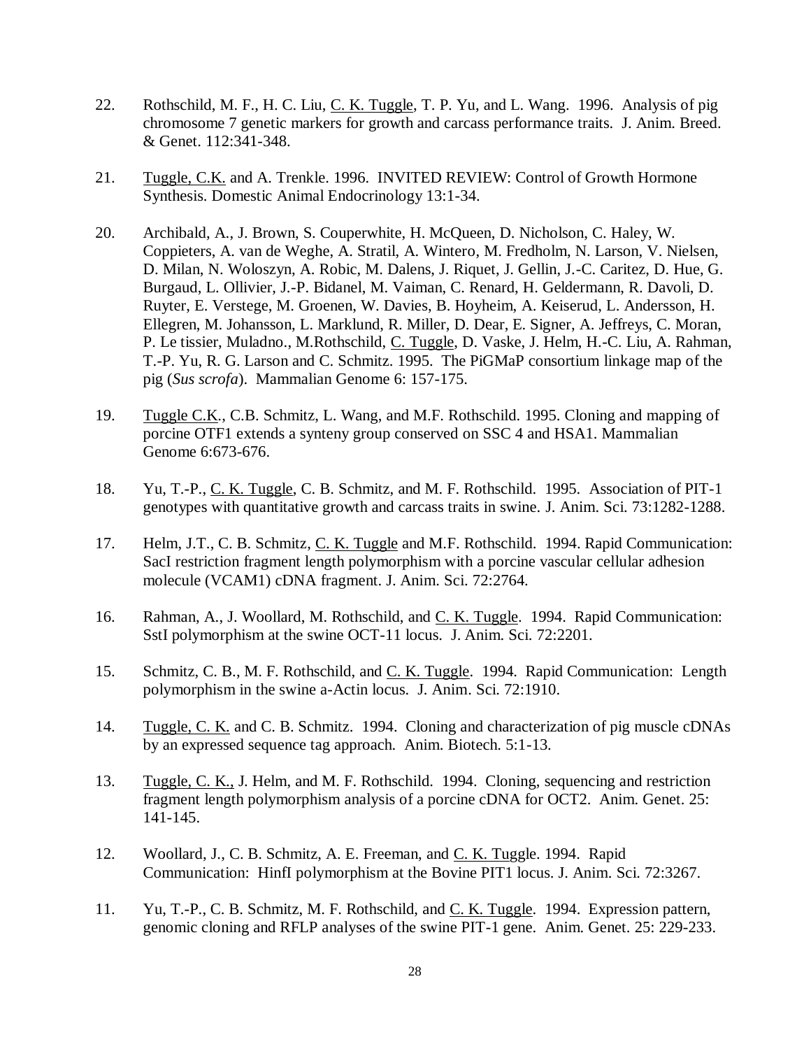22. Rothschild, M. F., H. C. Liu, <u>C. K. Tuggle</u>, T. P. Yu, and L. Wang. 1996. Analysis of pig chromosome 7 genetic markers for growth and carcass performance traits. J. Anim. Breed. & Genet. 112:341-348.

21. <u>Tuggle, C.K.</u> and A. Trenkle. 1996. INVITED REVIEW: Control of Growth Hormone Synthesis. Domestic Animal Endocrinology 13:1-34.

20. Archibald, A., J. Brown, S. Couperwhite, H. McQueen, D. Nicholson, C. Haley, W. Coppieters, A. van de Weghe, A. Stratil, A. Wintero, M. Fredholm, N. Larson, V. Nielsen, D. Milan, N. Woloszyn, A. Robic, M. Dalens, J. Riquet, J. Gellin, J.-C. Caritez, D. Hue, G. Burgaud, L. Ollivier, J.-P. Bidanel, M. Vaiman, C. Renard, H. Geldermann, R. Davoli, D. Ruyter, E. Verstege, M. Groenen, W. Davies, B. Hoyheim, A. Keiserud, L. Andersson, H. Ellegren, M. Johansson, L. Marklund, R. Miller, D. Dear, E. Signer, A. Jeffreys, C. Moran, P. Le tissier, Muladno., M.Rothschild, <u>C. Tuggle</u>, D. Vaske, J. Helm, H.-C. Liu, A. Rahman, T.-P. Yu, R. G. Larson and C. Schmitz. 1995. The PiGMaP consortium linkage map of the pig (*Sus scrofa*). Mammalian Genome 6: 157-175.

19. <u>Tuggle C.K.</u>, C.B. Schmitz, L. Wang, and M.F. Rothschild. 1995. Cloning and mapping of porcine OTF1 extends a synteny group conserved on SSC 4 and HSA1. Mammalian Genome 6:673-676.

18. Yu, T.-P., <u>C. K. Tuggle</u>, C. B. Schmitz, and M. F. Rothschild. 1995. Association of PIT-1 genotypes with quantitative growth and carcass traits in swine. J. Anim. Sci. 73:1282-1288.

17. Helm, J.T., C. B. Schmitz, <u>C. K. Tuggle</u> and M.F. Rothschild. 1994. Rapid Communication: SacI restriction fragment length polymorphism with a porcine vascular cellular adhesion molecule (VCAM1) cDNA fragment. J. Anim. Sci. 72:2764.

16. Rahman, A., J. Woollard, M. Rothschild, and <u>C. K. Tuggle</u>. 1994. Rapid Communication: SstI polymorphism at the swine OCT-11 locus. J. Anim. Sci. 72:2201.

15. Schmitz, C. B., M. F. Rothschild, and <u>C. K. Tuggle</u>. 1994. Rapid Communication: Length polymorphism in the swine a-Actin locus. J. Anim. Sci. 72:1910.

14. <u>Tuggle, C. K.</u> and C. B. Schmitz. 1994. Cloning and characterization of pig muscle cDNAs by an expressed sequence tag approach. Anim. Biotech. 5:1-13.

13. <u>Tuggle, C. K.,</u> J. Helm, and M. F. Rothschild. 1994. Cloning, sequencing and restriction fragment length polymorphism analysis of a porcine cDNA for OCT2. Anim. Genet. 25: 141-145.

12. Woollard, J., C. B. Schmitz, A. E. Freeman, and <u>C. K. Tuggle</u>. 1994. Rapid Communication: HinfI polymorphism at the Bovine PIT1 locus. J. Anim. Sci. 72:3267.

11. Yu, T.-P., C. B. Schmitz, M. F. Rothschild, and <u>C. K. Tuggle</u>. 1994. Expression pattern, genomic cloning and RFLP analyses of the swine PIT-1 gene. Anim. Genet. 25: 229-233.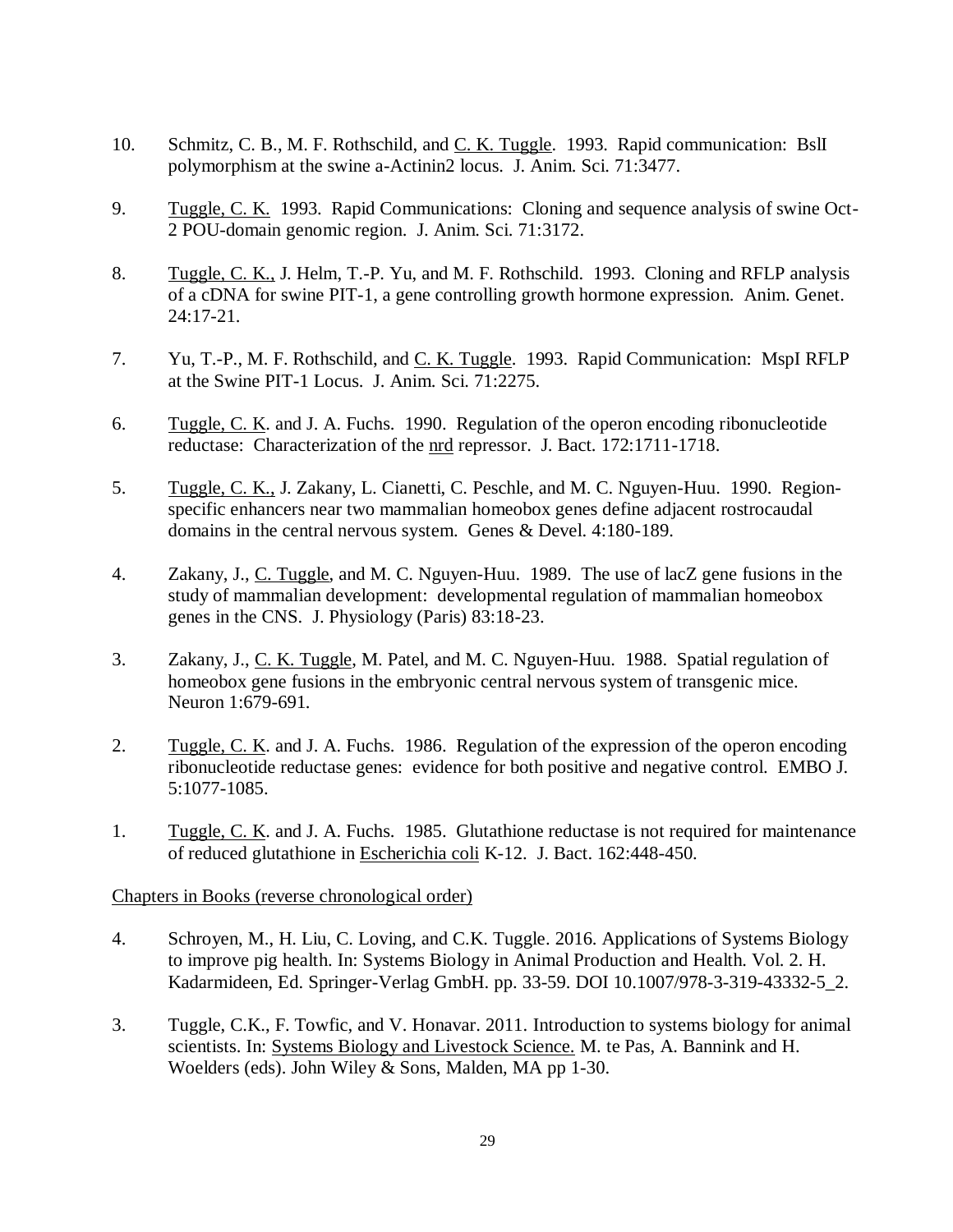10. Schmitz, C. B., M. F. Rothschild, and C. K. Tuggle. 1993. Rapid communication: BslI polymorphism at the swine a-Actinin2 locus. J. Anim. Sci. 71:3477.

9. Tuggle, C. K. 1993. Rapid Communications: Cloning and sequence analysis of swine Oct-2 POU-domain genomic region. J. Anim. Sci. 71:3172.

8. Tuggle, C. K., J. Helm, T.-P. Yu, and M. F. Rothschild. 1993. Cloning and RFLP analysis of a cDNA for swine PIT-1, a gene controlling growth hormone expression. Anim. Genet. 24:17-21.

7. Yu, T.-P., M. F. Rothschild, and C. K. Tuggle. 1993. Rapid Communication: MspI RFLP at the Swine PIT-1 Locus. J. Anim. Sci. 71:2275.

6. Tuggle, C. K. and J. A. Fuchs. 1990. Regulation of the operon encoding ribonucleotide reductase: Characterization of the nrd repressor. J. Bact. 172:1711-1718.

5. Tuggle, C. K., J. Zakany, L. Cianetti, C. Peschle, and M. C. Nguyen-Huu. 1990. Region-specific enhancers near two mammalian homeobox genes define adjacent rostrocaudal domains in the central nervous system. Genes & Devel. 4:180-189.

4. Zakany, J., C. Tuggle, and M. C. Nguyen-Huu. 1989. The use of lacZ gene fusions in the study of mammalian development: developmental regulation of mammalian homeobox genes in the CNS. J. Physiology (Paris) 83:18-23.

3. Zakany, J., C. K. Tuggle, M. Patel, and M. C. Nguyen-Huu. 1988. Spatial regulation of homeobox gene fusions in the embryonic central nervous system of transgenic mice. Neuron 1:679-691.

2. Tuggle, C. K. and J. A. Fuchs. 1986. Regulation of the expression of the operon encoding ribonucleotide reductase genes: evidence for both positive and negative control. EMBO J. 5:1077-1085.

1. Tuggle, C. K. and J. A. Fuchs. 1985. Glutathione reductase is not required for maintenance of reduced glutathione in *Escherichia coli* K-12. J. Bact. 162:448-450.

Chapters in Books (reverse chronological order)

4. Schroyen, M., H. Liu, C. Loving, and C.K. Tuggle. 2016. Applications of Systems Biology to improve pig health. In: Systems Biology in Animal Production and Health. Vol. 2. H. Kadarmideen, Ed. Springer-Verlag GmbH. pp. 33-59. DOI 10.1007/978-3-319-43332-5_2.

3. Tuggle, C.K., F. Towfic, and V. Honavar. 2011. Introduction to systems biology for animal scientists. In: Systems Biology and Livestock Science. M. te Pas, A. Bannink and H. Woelders (eds). John Wiley & Sons, Malden, MA pp 1-30.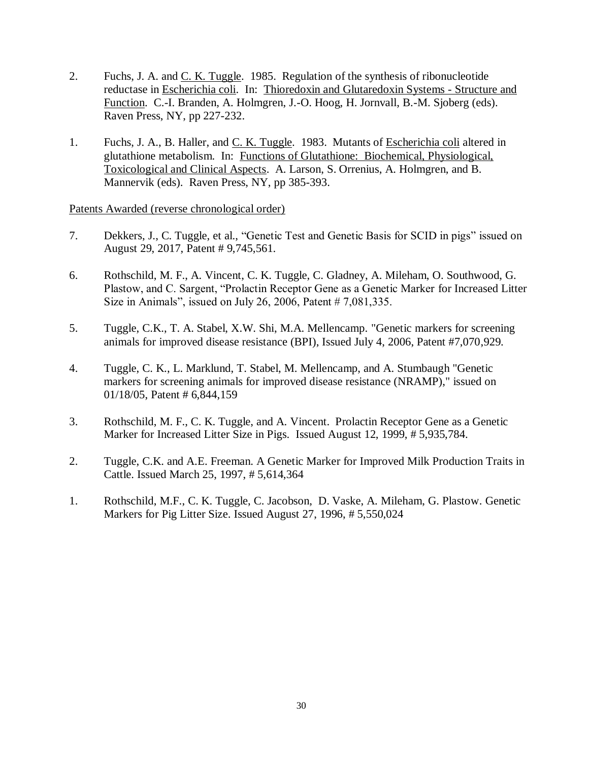2. Fuchs, J. A. and C. K. Tuggle. 1985. Regulation of the synthesis of ribonucleotide reductase in Escherichia coli. In: Thioredoxin and Glutaredoxin Systems - Structure and Function. C.-I. Branden, A. Holmgren, J.-O. Hoog, H. Jornvall, B.-M. Sjoberg (eds). Raven Press, NY, pp 227-232.

1. Fuchs, J. A., B. Haller, and C. K. Tuggle. 1983. Mutants of Escherichia coli altered in glutathione metabolism. In: Functions of Glutathione: Biochemical, Physiological, Toxicological and Clinical Aspects. A. Larson, S. Orrenius, A. Holmgren, and B. Mannervik (eds). Raven Press, NY, pp 385-393.

Patents Awarded (reverse chronological order)

7. Dekkers, J., C. Tuggle, et al., "Genetic Test and Genetic Basis for SCID in pigs" issued on August 29, 2017, Patent # 9,745,561.

6. Rothschild, M. F., A. Vincent, C. K. Tuggle, C. Gladney, A. Mileham, O. Southwood, G. Plastow, and C. Sargent, "Prolactin Receptor Gene as a Genetic Marker for Increased Litter Size in Animals", issued on July 26, 2006, Patent # 7,081,335.

5. Tuggle, C.K., T. A. Stabel, X.W. Shi, M.A. Mellencamp. "Genetic markers for screening animals for improved disease resistance (BPI), Issued July 4, 2006, Patent #7,070,929.

4. Tuggle, C. K., L. Marklund, T. Stabel, M. Mellencamp, and A. Stumbaugh "Genetic markers for screening animals for improved disease resistance (NRAMP)," issued on 01/18/05, Patent # 6,844,159

3. Rothschild, M. F., C. K. Tuggle, and A. Vincent. Prolactin Receptor Gene as a Genetic Marker for Increased Litter Size in Pigs. Issued August 12, 1999, # 5,935,784.

2. Tuggle, C.K. and A.E. Freeman. A Genetic Marker for Improved Milk Production Traits in Cattle. Issued March 25, 1997, # 5,614,364

1. Rothschild, M.F., C. K. Tuggle, C. Jacobson, D. Vaske, A. Mileham, G. Plastow. Genetic Markers for Pig Litter Size. Issued August 27, 1996, # 5,550,024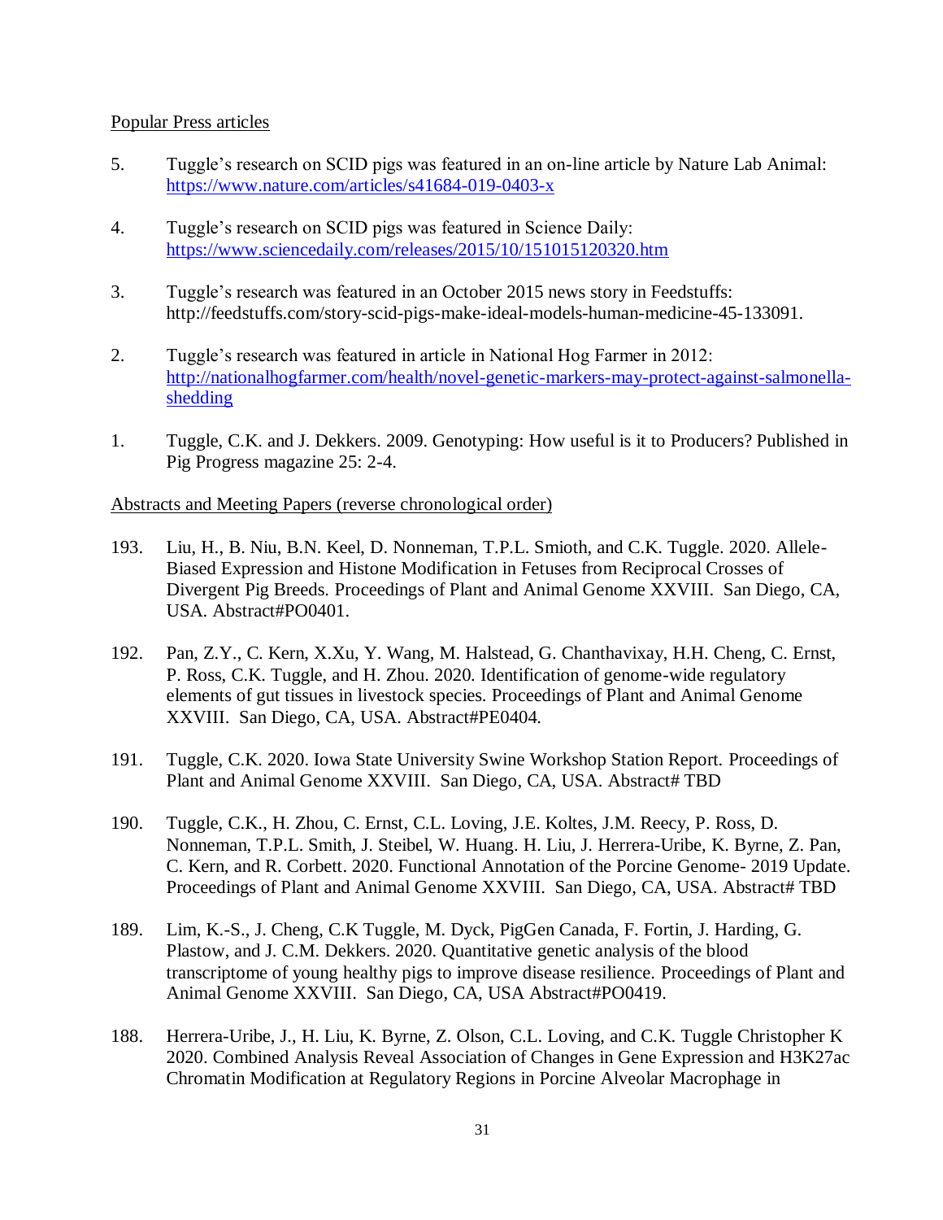Popular Press articles

5. Tuggle's research on SCID pigs was featured in an on-line article by Nature Lab Animal: https://www.nature.com/articles/s41684-019-0403-x

4. Tuggle's research on SCID pigs was featured in Science Daily: https://www.sciencedaily.com/releases/2015/10/151015120320.htm

3. Tuggle's research was featured in an October 2015 news story in Feedstuffs: http://feedstuffs.com/story-scid-pigs-make-ideal-models-human-medicine-45-133091.

2. Tuggle's research was featured in article in National Hog Farmer in 2012: http://nationalhogfarmer.com/health/novel-genetic-markers-may-protect-against-salmonella-shedding

1. Tuggle, C.K. and J. Dekkers. 2009. Genotyping: How useful is it to Producers? Published in Pig Progress magazine 25: 2-4.

Abstracts and Meeting Papers (reverse chronological order)

193. Liu, H., B. Niu, B.N. Keel, D. Nonneman, T.P.L. Smioth, and C.K. Tuggle. 2020. Allele-Biased Expression and Histone Modification in Fetuses from Reciprocal Crosses of Divergent Pig Breeds. Proceedings of Plant and Animal Genome XXVIII. San Diego, CA, USA. Abstract#PO0401.

192. Pan, Z.Y., C. Kern, X.Xu, Y. Wang, M. Halstead, G. Chanthavixay, H.H. Cheng, C. Ernst, P. Ross, C.K. Tuggle, and H. Zhou. 2020. Identification of genome-wide regulatory elements of gut tissues in livestock species. Proceedings of Plant and Animal Genome XXVIII. San Diego, CA, USA. Abstract#PE0404.

191. Tuggle, C.K. 2020. Iowa State University Swine Workshop Station Report. Proceedings of Plant and Animal Genome XXVIII. San Diego, CA, USA. Abstract# TBD

190. Tuggle, C.K., H. Zhou, C. Ernst, C.L. Loving, J.E. Koltes, J.M. Reecy, P. Ross, D. Nonneman, T.P.L. Smith, J. Steibel, W. Huang. H. Liu, J. Herrera-Uribe, K. Byrne, Z. Pan, C. Kern, and R. Corbett. 2020. Functional Annotation of the Porcine Genome- 2019 Update. Proceedings of Plant and Animal Genome XXVIII. San Diego, CA, USA. Abstract# TBD

189. Lim, K.-S., J. Cheng, C.K Tuggle, M. Dyck, PigGen Canada, F. Fortin, J. Harding, G. Plastow, and J. C.M. Dekkers. 2020. Quantitative genetic analysis of the blood transcriptome of young healthy pigs to improve disease resilience. Proceedings of Plant and Animal Genome XXVIII. San Diego, CA, USA Abstract#PO0419.

188. Herrera-Uribe, J., H. Liu, K. Byrne, Z. Olson, C.L. Loving, and C.K. Tuggle Christopher K 2020. Combined Analysis Reveal Association of Changes in Gene Expression and H3K27ac Chromatin Modification at Regulatory Regions in Porcine Alveolar Macrophage in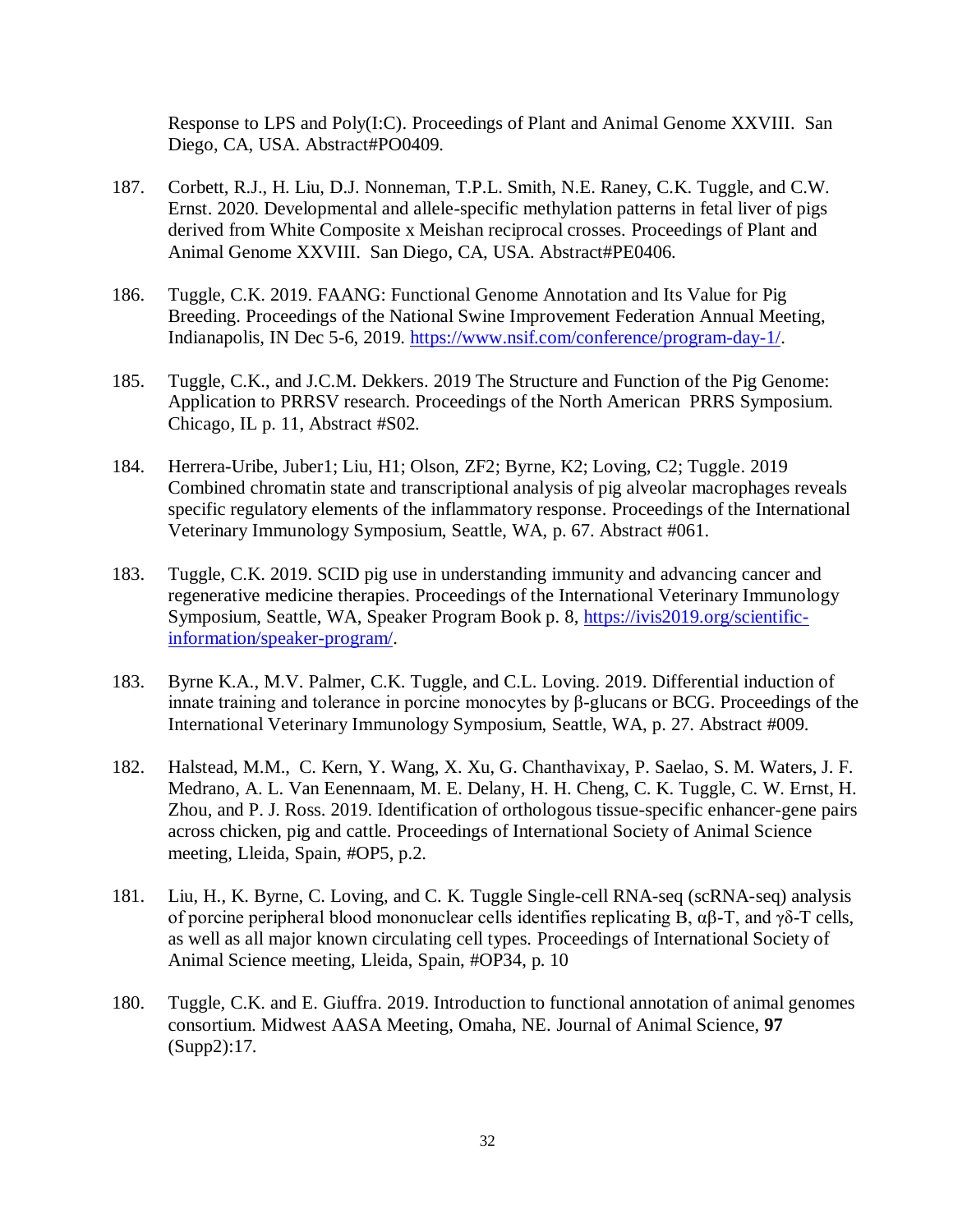Response to LPS and Poly(I:C). Proceedings of Plant and Animal Genome XXVIII. San Diego, CA, USA. Abstract#PO0409.

187. Corbett, R.J., H. Liu, D.J. Nonneman, T.P.L. Smith, N.E. Raney, C.K. Tuggle, and C.W. Ernst. 2020. Developmental and allele-specific methylation patterns in fetal liver of pigs derived from White Composite x Meishan reciprocal crosses. Proceedings of Plant and Animal Genome XXVIII. San Diego, CA, USA. Abstract#PE0406.

186. Tuggle, C.K. 2019. FAANG: Functional Genome Annotation and Its Value for Pig Breeding. Proceedings of the National Swine Improvement Federation Annual Meeting, Indianapolis, IN Dec 5-6, 2019. https://www.nsif.com/conference/program-day-1/.

185. Tuggle, C.K., and J.C.M. Dekkers. 2019 The Structure and Function of the Pig Genome: Application to PRRSV research. Proceedings of the North American PRRS Symposium. Chicago, IL p. 11, Abstract #S02.

184. Herrera-Uribe, Juber1; Liu, H1; Olson, ZF2; Byrne, K2; Loving, C2; Tuggle. 2019 Combined chromatin state and transcriptional analysis of pig alveolar macrophages reveals specific regulatory elements of the inflammatory response. Proceedings of the International Veterinary Immunology Symposium, Seattle, WA, p. 67. Abstract #061.

183. Tuggle, C.K. 2019. SCID pig use in understanding immunity and advancing cancer and regenerative medicine therapies. Proceedings of the International Veterinary Immunology Symposium, Seattle, WA, Speaker Program Book p. 8, https://ivis2019.org/scientific-information/speaker-program/.

183. Byrne K.A., M.V. Palmer, C.K. Tuggle, and C.L. Loving. 2019. Differential induction of innate training and tolerance in porcine monocytes by β-glucans or BCG. Proceedings of the International Veterinary Immunology Symposium, Seattle, WA, p. 27. Abstract #009.

182. Halstead, M.M., C. Kern, Y. Wang, X. Xu, G. Chanthavixay, P. Saelao, S. M. Waters, J. F. Medrano, A. L. Van Eenennaam, M. E. Delany, H. H. Cheng, C. K. Tuggle, C. W. Ernst, H. Zhou, and P. J. Ross. 2019. Identification of orthologous tissue-specific enhancer-gene pairs across chicken, pig and cattle. Proceedings of International Society of Animal Science meeting, Lleida, Spain, #OP5, p.2.

181. Liu, H., K. Byrne, C. Loving, and C. K. Tuggle Single-cell RNA-seq (scRNA-seq) analysis of porcine peripheral blood mononuclear cells identifies replicating B, αβ-T, and γδ-T cells, as well as all major known circulating cell types. Proceedings of International Society of Animal Science meeting, Lleida, Spain, #OP34, p. 10

180. Tuggle, C.K. and E. Giuffra. 2019. Introduction to functional annotation of animal genomes consortium. Midwest AASA Meeting, Omaha, NE. Journal of Animal Science, **97** (Supp2):17.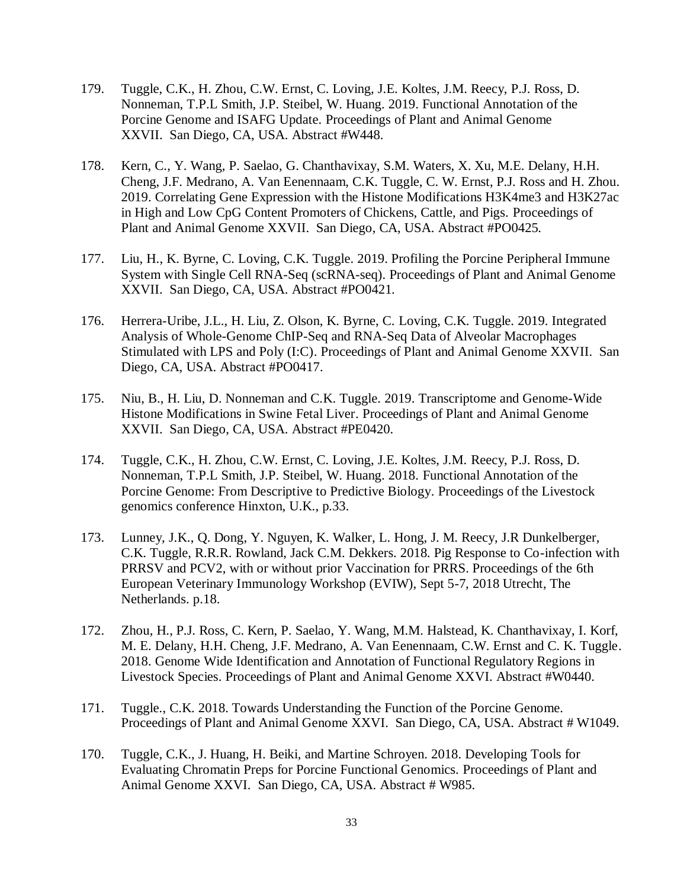179. Tuggle, C.K., H. Zhou, C.W. Ernst, C. Loving, J.E. Koltes, J.M. Reecy, P.J. Ross, D. Nonneman, T.P.L Smith, J.P. Steibel, W. Huang. 2019. Functional Annotation of the Porcine Genome and ISAFG Update. Proceedings of Plant and Animal Genome XXVII. San Diego, CA, USA. Abstract #W448.

178. Kern, C., Y. Wang, P. Saelao, G. Chanthavixay, S.M. Waters, X. Xu, M.E. Delany, H.H. Cheng, J.F. Medrano, A. Van Eenennaam, C.K. Tuggle, C. W. Ernst, P.J. Ross and H. Zhou. 2019. Correlating Gene Expression with the Histone Modifications H3K4me3 and H3K27ac in High and Low CpG Content Promoters of Chickens, Cattle, and Pigs. Proceedings of Plant and Animal Genome XXVII. San Diego, CA, USA. Abstract #PO0425.

177. Liu, H., K. Byrne, C. Loving, C.K. Tuggle. 2019. Profiling the Porcine Peripheral Immune System with Single Cell RNA-Seq (scRNA-seq). Proceedings of Plant and Animal Genome XXVII. San Diego, CA, USA. Abstract #PO0421.

176. Herrera-Uribe, J.L., H. Liu, Z. Olson, K. Byrne, C. Loving, C.K. Tuggle. 2019. Integrated Analysis of Whole-Genome ChIP-Seq and RNA-Seq Data of Alveolar Macrophages Stimulated with LPS and Poly (I:C). Proceedings of Plant and Animal Genome XXVII. San Diego, CA, USA. Abstract #PO0417.

175. Niu, B., H. Liu, D. Nonneman and C.K. Tuggle. 2019. Transcriptome and Genome-Wide Histone Modifications in Swine Fetal Liver. Proceedings of Plant and Animal Genome XXVII. San Diego, CA, USA. Abstract #PE0420.

174. Tuggle, C.K., H. Zhou, C.W. Ernst, C. Loving, J.E. Koltes, J.M. Reecy, P.J. Ross, D. Nonneman, T.P.L Smith, J.P. Steibel, W. Huang. 2018. Functional Annotation of the Porcine Genome: From Descriptive to Predictive Biology. Proceedings of the Livestock genomics conference Hinxton, U.K., p.33.

173. Lunney, J.K., Q. Dong, Y. Nguyen, K. Walker, L. Hong, J. M. Reecy, J.R Dunkelberger, C.K. Tuggle, R.R.R. Rowland, Jack C.M. Dekkers. 2018. Pig Response to Co-infection with PRRSV and PCV2, with or without prior Vaccination for PRRS. Proceedings of the 6th European Veterinary Immunology Workshop (EVIW), Sept 5-7, 2018 Utrecht, The Netherlands. p.18.

172. Zhou, H., P.J. Ross, C. Kern, P. Saelao, Y. Wang, M.M. Halstead, K. Chanthavixay, I. Korf, M. E. Delany, H.H. Cheng, J.F. Medrano, A. Van Eenennaam, C.W. Ernst and C. K. Tuggle. 2018. Genome Wide Identification and Annotation of Functional Regulatory Regions in Livestock Species. Proceedings of Plant and Animal Genome XXVI. Abstract #W0440.

171. Tuggle., C.K. 2018. Towards Understanding the Function of the Porcine Genome. Proceedings of Plant and Animal Genome XXVI. San Diego, CA, USA. Abstract # W1049.

170. Tuggle, C.K., J. Huang, H. Beiki, and Martine Schroyen. 2018. Developing Tools for Evaluating Chromatin Preps for Porcine Functional Genomics. Proceedings of Plant and Animal Genome XXVI. San Diego, CA, USA. Abstract # W985.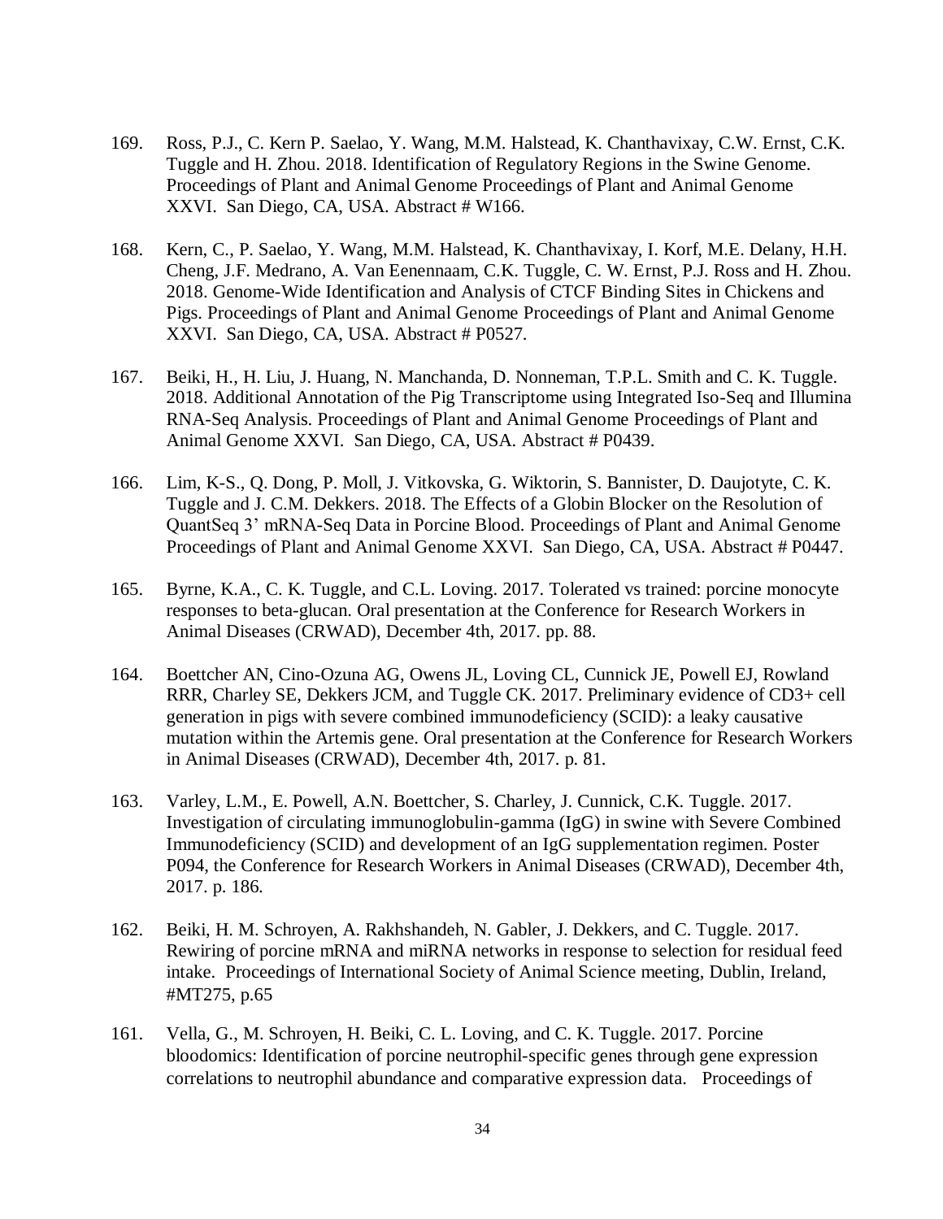169. Ross, P.J., C. Kern P. Saelao, Y. Wang, M.M. Halstead, K. Chanthavixay, C.W. Ernst, C.K. Tuggle and H. Zhou. 2018. Identification of Regulatory Regions in the Swine Genome. Proceedings of Plant and Animal Genome Proceedings of Plant and Animal Genome XXVI. San Diego, CA, USA. Abstract # W166.

168. Kern, C., P. Saelao, Y. Wang, M.M. Halstead, K. Chanthavixay, I. Korf, M.E. Delany, H.H. Cheng, J.F. Medrano, A. Van Eenennaam, C.K. Tuggle, C. W. Ernst, P.J. Ross and H. Zhou. 2018. Genome-Wide Identification and Analysis of CTCF Binding Sites in Chickens and Pigs. Proceedings of Plant and Animal Genome Proceedings of Plant and Animal Genome XXVI. San Diego, CA, USA. Abstract # P0527.

167. Beiki, H., H. Liu, J. Huang, N. Manchanda, D. Nonneman, T.P.L. Smith and C. K. Tuggle. 2018. Additional Annotation of the Pig Transcriptome using Integrated Iso-Seq and Illumina RNA-Seq Analysis. Proceedings of Plant and Animal Genome Proceedings of Plant and Animal Genome XXVI. San Diego, CA, USA. Abstract # P0439.

166. Lim, K-S., Q. Dong, P. Moll, J. Vitkovska, G. Wiktorin, S. Bannister, D. Daujotyte, C. K. Tuggle and J. C.M. Dekkers. 2018. The Effects of a Globin Blocker on the Resolution of QuantSeq 3' mRNA-Seq Data in Porcine Blood. Proceedings of Plant and Animal Genome Proceedings of Plant and Animal Genome XXVI. San Diego, CA, USA. Abstract # P0447.

165. Byrne, K.A., C. K. Tuggle, and C.L. Loving. 2017. Tolerated vs trained: porcine monocyte responses to beta-glucan. Oral presentation at the Conference for Research Workers in Animal Diseases (CRWAD), December 4th, 2017. pp. 88.

164. Boettcher AN, Cino-Ozuna AG, Owens JL, Loving CL, Cunnick JE, Powell EJ, Rowland RRR, Charley SE, Dekkers JCM, and Tuggle CK. 2017. Preliminary evidence of CD3+ cell generation in pigs with severe combined immunodeficiency (SCID): a leaky causative mutation within the Artemis gene. Oral presentation at the Conference for Research Workers in Animal Diseases (CRWAD), December 4th, 2017. p. 81.

163. Varley, L.M., E. Powell, A.N. Boettcher, S. Charley, J. Cunnick, C.K. Tuggle. 2017. Investigation of circulating immunoglobulin-gamma (IgG) in swine with Severe Combined Immunodeficiency (SCID) and development of an IgG supplementation regimen. Poster P094, the Conference for Research Workers in Animal Diseases (CRWAD), December 4th, 2017. p. 186.

162. Beiki, H. M. Schroyen, A. Rakhshandeh, N. Gabler, J. Dekkers, and C. Tuggle. 2017. Rewiring of porcine mRNA and miRNA networks in response to selection for residual feed intake. Proceedings of International Society of Animal Science meeting, Dublin, Ireland, #MT275, p.65

161. Vella, G., M. Schroyen, H. Beiki, C. L. Loving, and C. K. Tuggle. 2017. Porcine bloodomics: Identification of porcine neutrophil-specific genes through gene expression correlations to neutrophil abundance and comparative expression data. Proceedings of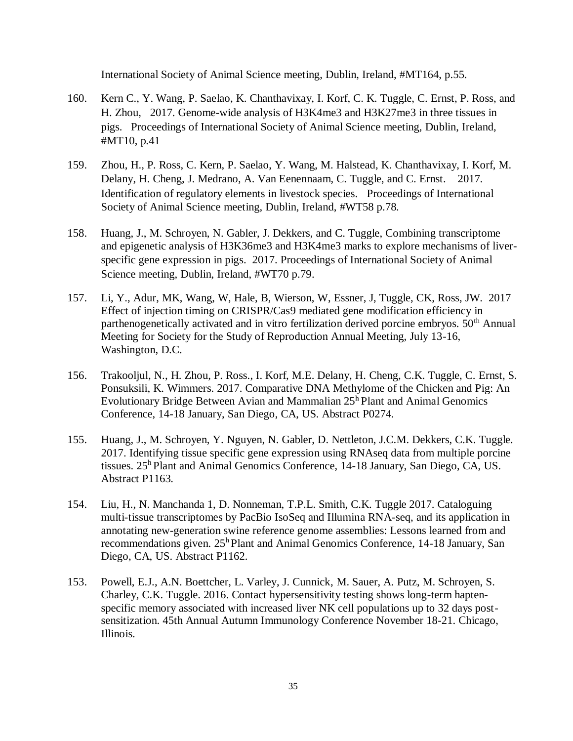International Society of Animal Science meeting, Dublin, Ireland, #MT164, p.55.

160. Kern C., Y. Wang, P. Saelao, K. Chanthavixay, I. Korf, C. K. Tuggle, C. Ernst, P. Ross, and H. Zhou, 2017. Genome-wide analysis of H3K4me3 and H3K27me3 in three tissues in pigs. Proceedings of International Society of Animal Science meeting, Dublin, Ireland, #MT10, p.41

159. Zhou, H., P. Ross, C. Kern, P. Saelao, Y. Wang, M. Halstead, K. Chanthavixay, I. Korf, M. Delany, H. Cheng, J. Medrano, A. Van Eenennaam, C. Tuggle, and C. Ernst. 2017. Identification of regulatory elements in livestock species. Proceedings of International Society of Animal Science meeting, Dublin, Ireland, #WT58 p.78.

158. Huang, J., M. Schroyen, N. Gabler, J. Dekkers, and C. Tuggle, Combining transcriptome and epigenetic analysis of H3K36me3 and H3K4me3 marks to explore mechanisms of liver-specific gene expression in pigs. 2017. Proceedings of International Society of Animal Science meeting, Dublin, Ireland, #WT70 p.79.

157. Li, Y., Adur, MK, Wang, W, Hale, B, Wierson, W, Essner, J, Tuggle, CK, Ross, JW. 2017 Effect of injection timing on CRISPR/Cas9 mediated gene modification efficiency in parthenogenetically activated and in vitro fertilization derived porcine embryos. 50th Annual Meeting for Society for the Study of Reproduction Annual Meeting, July 13-16, Washington, D.C.

156. Trakooljul, N., H. Zhou, P. Ross., I. Korf, M.E. Delany, H. Cheng, C.K. Tuggle, C. Ernst, S. Ponsuksili, K. Wimmers. 2017. Comparative DNA Methylome of the Chicken and Pig: An Evolutionary Bridge Between Avian and Mammalian 25h Plant and Animal Genomics Conference, 14-18 January, San Diego, CA, US. Abstract P0274.

155. Huang, J., M. Schroyen, Y. Nguyen, N. Gabler, D. Nettleton, J.C.M. Dekkers, C.K. Tuggle. 2017. Identifying tissue specific gene expression using RNAseq data from multiple porcine tissues. 25h Plant and Animal Genomics Conference, 14-18 January, San Diego, CA, US. Abstract P1163.

154. Liu, H., N. Manchanda 1, D. Nonneman, T.P.L. Smith, C.K. Tuggle 2017. Cataloguing multi-tissue transcriptomes by PacBio IsoSeq and Illumina RNA-seq, and its application in annotating new-generation swine reference genome assemblies: Lessons learned from and recommendations given. 25h Plant and Animal Genomics Conference, 14-18 January, San Diego, CA, US. Abstract P1162.

153. Powell, E.J., A.N. Boettcher, L. Varley, J. Cunnick, M. Sauer, A. Putz, M. Schroyen, S. Charley, C.K. Tuggle. 2016. Contact hypersensitivity testing shows long-term hapten-specific memory associated with increased liver NK cell populations up to 32 days post-sensitization. 45th Annual Autumn Immunology Conference November 18-21. Chicago, Illinois.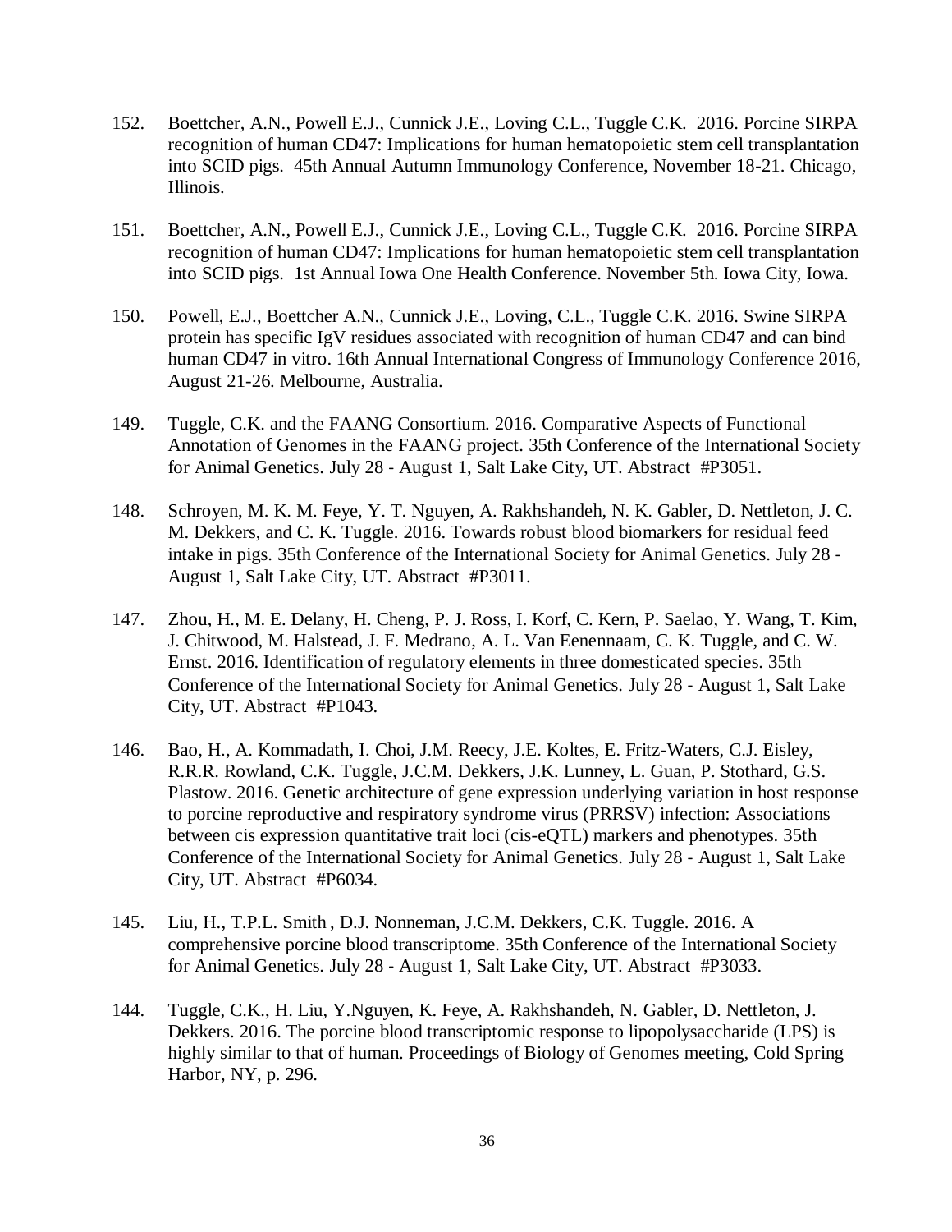152. Boettcher, A.N., Powell E.J., Cunnick J.E., Loving C.L., Tuggle C.K. 2016. Porcine SIRPA recognition of human CD47: Implications for human hematopoietic stem cell transplantation into SCID pigs. 45th Annual Autumn Immunology Conference, November 18-21. Chicago, Illinois.

151. Boettcher, A.N., Powell E.J., Cunnick J.E., Loving C.L., Tuggle C.K. 2016. Porcine SIRPA recognition of human CD47: Implications for human hematopoietic stem cell transplantation into SCID pigs. 1st Annual Iowa One Health Conference. November 5th. Iowa City, Iowa.

150. Powell, E.J., Boettcher A.N., Cunnick J.E., Loving, C.L., Tuggle C.K. 2016. Swine SIRPA protein has specific IgV residues associated with recognition of human CD47 and can bind human CD47 in vitro. 16th Annual International Congress of Immunology Conference 2016, August 21-26. Melbourne, Australia.

149. Tuggle, C.K. and the FAANG Consortium. 2016. Comparative Aspects of Functional Annotation of Genomes in the FAANG project. 35th Conference of the International Society for Animal Genetics. July 28 - August 1, Salt Lake City, UT. Abstract #P3051.

148. Schroyen, M. K. M. Feye, Y. T. Nguyen, A. Rakhshandeh, N. K. Gabler, D. Nettleton, J. C. M. Dekkers, and C. K. Tuggle. 2016. Towards robust blood biomarkers for residual feed intake in pigs. 35th Conference of the International Society for Animal Genetics. July 28 - August 1, Salt Lake City, UT. Abstract #P3011.

147. Zhou, H., M. E. Delany, H. Cheng, P. J. Ross, I. Korf, C. Kern, P. Saelao, Y. Wang, T. Kim, J. Chitwood, M. Halstead, J. F. Medrano, A. L. Van Eenennaam, C. K. Tuggle, and C. W. Ernst. 2016. Identification of regulatory elements in three domesticated species. 35th Conference of the International Society for Animal Genetics. July 28 - August 1, Salt Lake City, UT. Abstract #P1043.

146. Bao, H., A. Kommadath, I. Choi, J.M. Reecy, J.E. Koltes, E. Fritz-Waters, C.J. Eisley, R.R.R. Rowland, C.K. Tuggle, J.C.M. Dekkers, J.K. Lunney, L. Guan, P. Stothard, G.S. Plastow. 2016. Genetic architecture of gene expression underlying variation in host response to porcine reproductive and respiratory syndrome virus (PRRSV) infection: Associations between cis expression quantitative trait loci (cis-eQTL) markers and phenotypes. 35th Conference of the International Society for Animal Genetics. July 28 - August 1, Salt Lake City, UT. Abstract #P6034.

145. Liu, H., T.P.L. Smith , D.J. Nonneman, J.C.M. Dekkers, C.K. Tuggle. 2016. A comprehensive porcine blood transcriptome. 35th Conference of the International Society for Animal Genetics. July 28 - August 1, Salt Lake City, UT. Abstract #P3033.

144. Tuggle, C.K., H. Liu, Y.Nguyen, K. Feye, A. Rakhshandeh, N. Gabler, D. Nettleton, J. Dekkers. 2016. The porcine blood transcriptomic response to lipopolysaccharide (LPS) is highly similar to that of human. Proceedings of Biology of Genomes meeting, Cold Spring Harbor, NY, p. 296.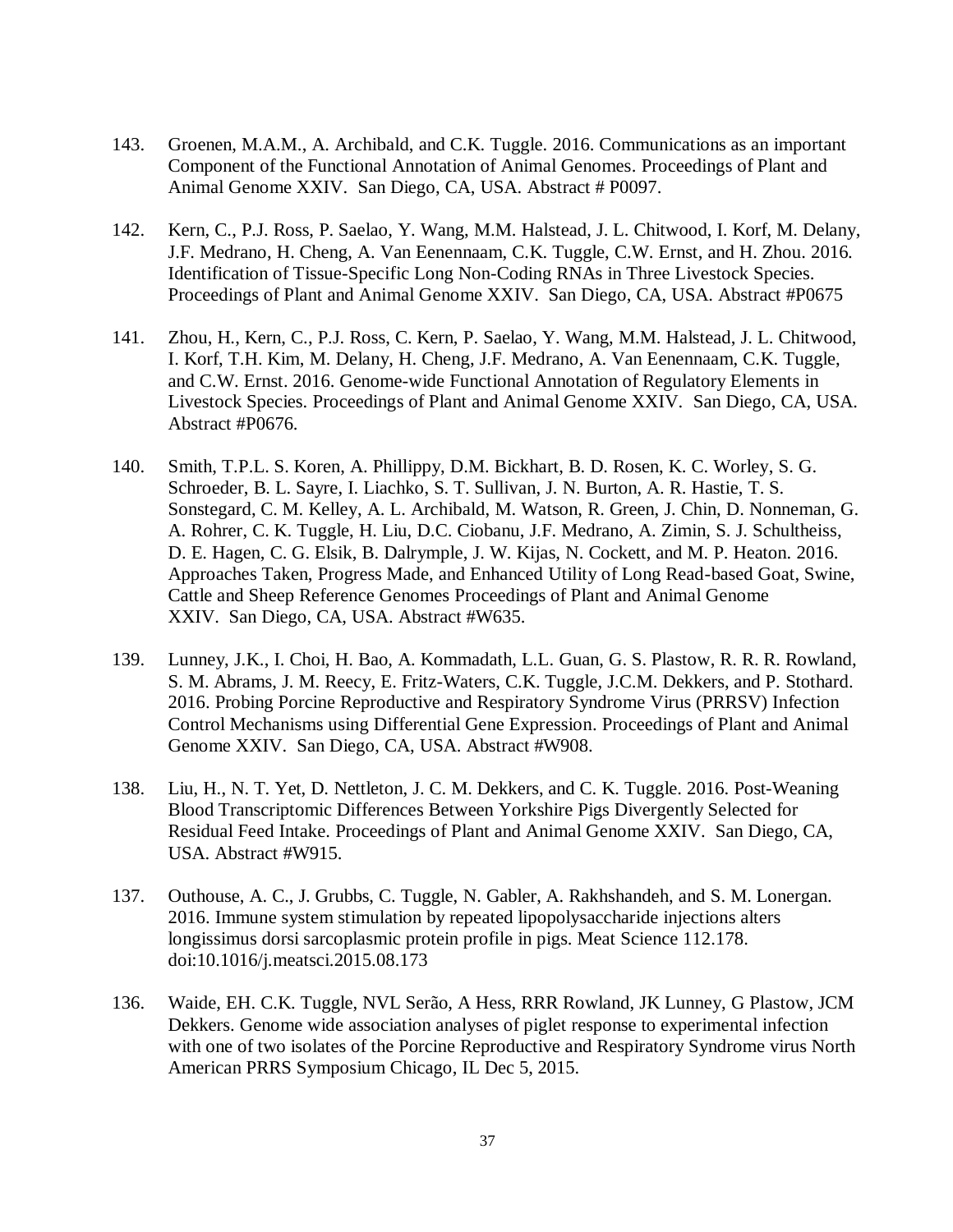143. Groenen, M.A.M., A. Archibald, and C.K. Tuggle. 2016. Communications as an important Component of the Functional Annotation of Animal Genomes. Proceedings of Plant and Animal Genome XXIV. San Diego, CA, USA. Abstract # P0097.

142. Kern, C., P.J. Ross, P. Saelao, Y. Wang, M.M. Halstead, J. L. Chitwood, I. Korf, M. Delany, J.F. Medrano, H. Cheng, A. Van Eenennaam, C.K. Tuggle, C.W. Ernst, and H. Zhou. 2016. Identification of Tissue-Specific Long Non-Coding RNAs in Three Livestock Species. Proceedings of Plant and Animal Genome XXIV. San Diego, CA, USA. Abstract #P0675

141. Zhou, H., Kern, C., P.J. Ross, C. Kern, P. Saelao, Y. Wang, M.M. Halstead, J. L. Chitwood, I. Korf, T.H. Kim, M. Delany, H. Cheng, J.F. Medrano, A. Van Eenennaam, C.K. Tuggle, and C.W. Ernst. 2016. Genome-wide Functional Annotation of Regulatory Elements in Livestock Species. Proceedings of Plant and Animal Genome XXIV. San Diego, CA, USA. Abstract #P0676.

140. Smith, T.P.L. S. Koren, A. Phillippy, D.M. Bickhart, B. D. Rosen, K. C. Worley, S. G. Schroeder, B. L. Sayre, I. Liachko, S. T. Sullivan, J. N. Burton, A. R. Hastie, T. S. Sonstegard, C. M. Kelley, A. L. Archibald, M. Watson, R. Green, J. Chin, D. Nonneman, G. A. Rohrer, C. K. Tuggle, H. Liu, D.C. Ciobanu, J.F. Medrano, A. Zimin, S. J. Schultheiss, D. E. Hagen, C. G. Elsik, B. Dalrymple, J. W. Kijas, N. Cockett, and M. P. Heaton. 2016. Approaches Taken, Progress Made, and Enhanced Utility of Long Read-based Goat, Swine, Cattle and Sheep Reference Genomes Proceedings of Plant and Animal Genome XXIV. San Diego, CA, USA. Abstract #W635.

139. Lunney, J.K., I. Choi, H. Bao, A. Kommadath, L.L. Guan, G. S. Plastow, R. R. R. Rowland, S. M. Abrams, J. M. Reecy, E. Fritz-Waters, C.K. Tuggle, J.C.M. Dekkers, and P. Stothard. 2016. Probing Porcine Reproductive and Respiratory Syndrome Virus (PRRSV) Infection Control Mechanisms using Differential Gene Expression. Proceedings of Plant and Animal Genome XXIV. San Diego, CA, USA. Abstract #W908.

138. Liu, H., N. T. Yet, D. Nettleton, J. C. M. Dekkers, and C. K. Tuggle. 2016. Post-Weaning Blood Transcriptomic Differences Between Yorkshire Pigs Divergently Selected for Residual Feed Intake. Proceedings of Plant and Animal Genome XXIV. San Diego, CA, USA. Abstract #W915.

137. Outhouse, A. C., J. Grubbs, C. Tuggle, N. Gabler, A. Rakhshandeh, and S. M. Lonergan. 2016. Immune system stimulation by repeated lipopolysaccharide injections alters longissimus dorsi sarcoplasmic protein profile in pigs. Meat Science 112.178. doi:10.1016/j.meatsci.2015.08.173

136. Waide, EH. C.K. Tuggle, NVL Serão, A Hess, RRR Rowland, JK Lunney, G Plastow, JCM Dekkers. Genome wide association analyses of piglet response to experimental infection with one of two isolates of the Porcine Reproductive and Respiratory Syndrome virus North American PRRS Symposium Chicago, IL Dec 5, 2015.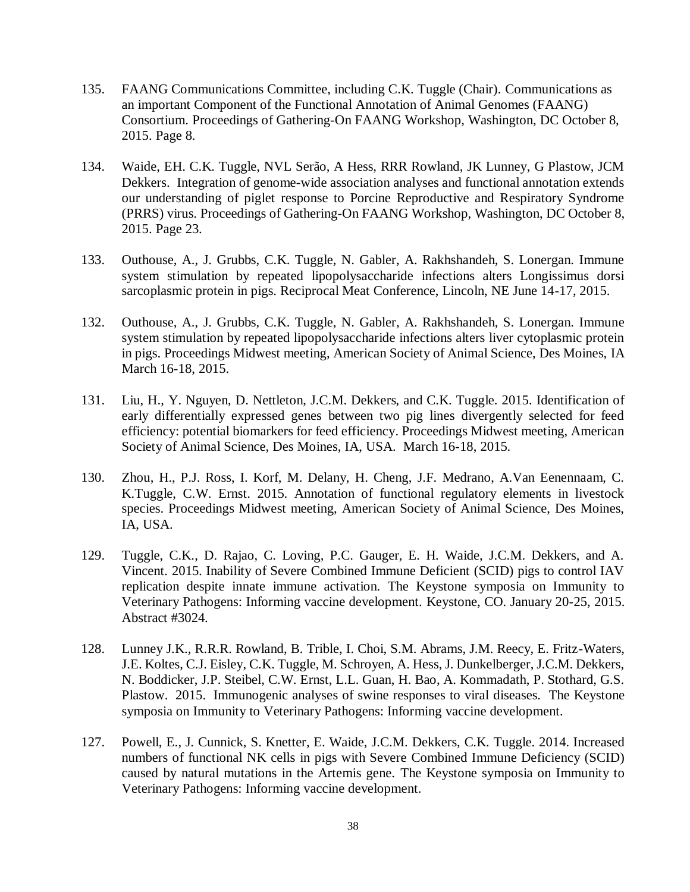135. FAANG Communications Committee, including C.K. Tuggle (Chair). Communications as an important Component of the Functional Annotation of Animal Genomes (FAANG) Consortium. Proceedings of Gathering-On FAANG Workshop, Washington, DC October 8, 2015. Page 8.

134. Waide, EH. C.K. Tuggle, NVL Serão, A Hess, RRR Rowland, JK Lunney, G Plastow, JCM Dekkers. Integration of genome-wide association analyses and functional annotation extends our understanding of piglet response to Porcine Reproductive and Respiratory Syndrome (PRRS) virus. Proceedings of Gathering-On FAANG Workshop, Washington, DC October 8, 2015. Page 23.

133. Outhouse, A., J. Grubbs, C.K. Tuggle, N. Gabler, A. Rakhshandeh, S. Lonergan. Immune system stimulation by repeated lipopolysaccharide infections alters Longissimus dorsi sarcoplasmic protein in pigs. Reciprocal Meat Conference, Lincoln, NE June 14-17, 2015.

132. Outhouse, A., J. Grubbs, C.K. Tuggle, N. Gabler, A. Rakhshandeh, S. Lonergan. Immune system stimulation by repeated lipopolysaccharide infections alters liver cytoplasmic protein in pigs. Proceedings Midwest meeting, American Society of Animal Science, Des Moines, IA March 16-18, 2015.

131. Liu, H., Y. Nguyen, D. Nettleton, J.C.M. Dekkers, and C.K. Tuggle. 2015. Identification of early differentially expressed genes between two pig lines divergently selected for feed efficiency: potential biomarkers for feed efficiency. Proceedings Midwest meeting, American Society of Animal Science, Des Moines, IA, USA. March 16-18, 2015.

130. Zhou, H., P.J. Ross, I. Korf, M. Delany, H. Cheng, J.F. Medrano, A.Van Eenennaam, C. K.Tuggle, C.W. Ernst. 2015. Annotation of functional regulatory elements in livestock species. Proceedings Midwest meeting, American Society of Animal Science, Des Moines, IA, USA.

129. Tuggle, C.K., D. Rajao, C. Loving, P.C. Gauger, E. H. Waide, J.C.M. Dekkers, and A. Vincent. 2015. Inability of Severe Combined Immune Deficient (SCID) pigs to control IAV replication despite innate immune activation. The Keystone symposia on Immunity to Veterinary Pathogens: Informing vaccine development. Keystone, CO. January 20-25, 2015. Abstract #3024.

128. Lunney J.K., R.R.R. Rowland, B. Trible, I. Choi, S.M. Abrams, J.M. Reecy, E. Fritz-Waters, J.E. Koltes, C.J. Eisley, C.K. Tuggle, M. Schroyen, A. Hess, J. Dunkelberger, J.C.M. Dekkers, N. Boddicker, J.P. Steibel, C.W. Ernst, L.L. Guan, H. Bao, A. Kommadath, P. Stothard, G.S. Plastow. 2015. Immunogenic analyses of swine responses to viral diseases. The Keystone symposia on Immunity to Veterinary Pathogens: Informing vaccine development.

127. Powell, E., J. Cunnick, S. Knetter, E. Waide, J.C.M. Dekkers, C.K. Tuggle. 2014. Increased numbers of functional NK cells in pigs with Severe Combined Immune Deficiency (SCID) caused by natural mutations in the Artemis gene. The Keystone symposia on Immunity to Veterinary Pathogens: Informing vaccine development.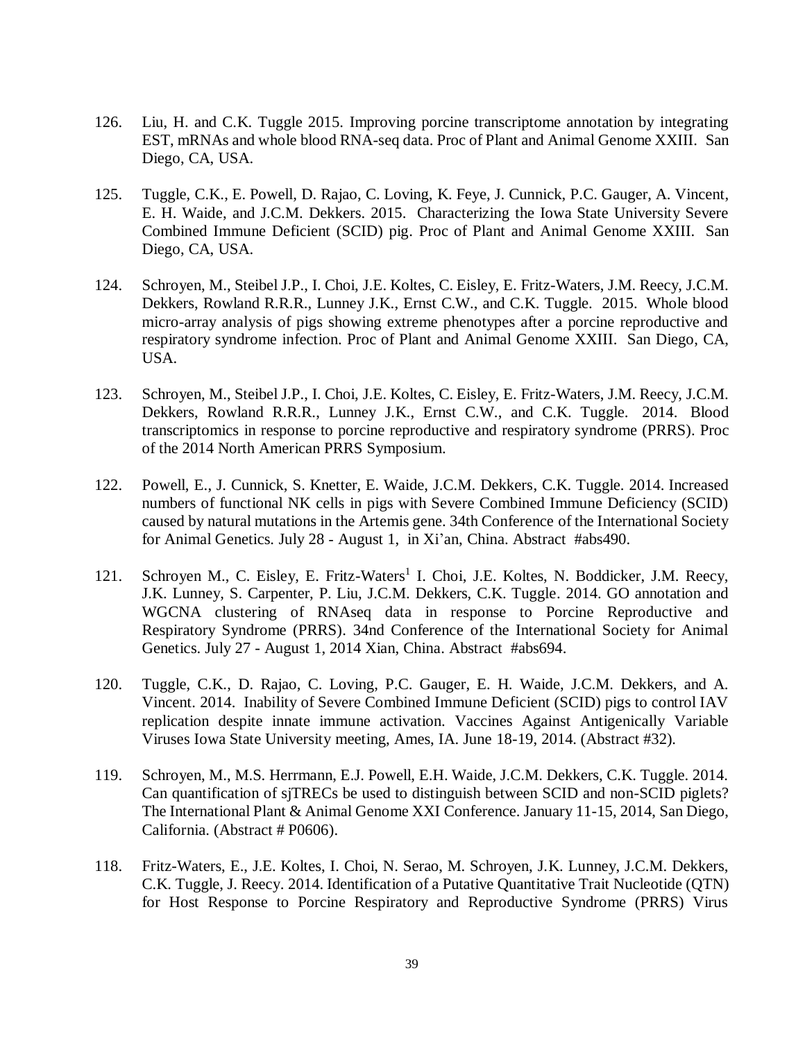126. Liu, H. and C.K. Tuggle 2015. Improving porcine transcriptome annotation by integrating EST, mRNAs and whole blood RNA-seq data. Proc of Plant and Animal Genome XXIII. San Diego, CA, USA.

125. Tuggle, C.K., E. Powell, D. Rajao, C. Loving, K. Feye, J. Cunnick, P.C. Gauger, A. Vincent, E. H. Waide, and J.C.M. Dekkers. 2015. Characterizing the Iowa State University Severe Combined Immune Deficient (SCID) pig. Proc of Plant and Animal Genome XXIII. San Diego, CA, USA.

124. Schroyen, M., Steibel J.P., I. Choi, J.E. Koltes, C. Eisley, E. Fritz-Waters, J.M. Reecy, J.C.M. Dekkers, Rowland R.R.R., Lunney J.K., Ernst C.W., and C.K. Tuggle. 2015. Whole blood micro-array analysis of pigs showing extreme phenotypes after a porcine reproductive and respiratory syndrome infection. Proc of Plant and Animal Genome XXIII. San Diego, CA, USA.

123. Schroyen, M., Steibel J.P., I. Choi, J.E. Koltes, C. Eisley, E. Fritz-Waters, J.M. Reecy, J.C.M. Dekkers, Rowland R.R.R., Lunney J.K., Ernst C.W., and C.K. Tuggle. 2014. Blood transcriptomics in response to porcine reproductive and respiratory syndrome (PRRS). Proc of the 2014 North American PRRS Symposium.

122. Powell, E., J. Cunnick, S. Knetter, E. Waide, J.C.M. Dekkers, C.K. Tuggle. 2014. Increased numbers of functional NK cells in pigs with Severe Combined Immune Deficiency (SCID) caused by natural mutations in the Artemis gene. 34th Conference of the International Society for Animal Genetics. July 28 - August 1, in Xi'an, China. Abstract #abs490.

121. Schroyen M., C. Eisley, E. Fritz-Waters[1] I. Choi, J.E. Koltes, N. Boddicker, J.M. Reecy, J.K. Lunney, S. Carpenter, P. Liu, J.C.M. Dekkers, C.K. Tuggle. 2014. GO annotation and WGCNA clustering of RNAseq data in response to Porcine Reproductive and Respiratory Syndrome (PRRS). 34nd Conference of the International Society for Animal Genetics. July 27 - August 1, 2014 Xian, China. Abstract #abs694.

120. Tuggle, C.K., D. Rajao, C. Loving, P.C. Gauger, E. H. Waide, J.C.M. Dekkers, and A. Vincent. 2014. Inability of Severe Combined Immune Deficient (SCID) pigs to control IAV replication despite innate immune activation. Vaccines Against Antigenically Variable Viruses Iowa State University meeting, Ames, IA. June 18-19, 2014. (Abstract #32).

119. Schroyen, M., M.S. Herrmann, E.J. Powell, E.H. Waide, J.C.M. Dekkers, C.K. Tuggle. 2014. Can quantification of sjTRECs be used to distinguish between SCID and non-SCID piglets? The International Plant & Animal Genome XXI Conference. January 11-15, 2014, San Diego, California. (Abstract # P0606).

118. Fritz-Waters, E., J.E. Koltes, I. Choi, N. Serao, M. Schroyen, J.K. Lunney, J.C.M. Dekkers, C.K. Tuggle, J. Reecy. 2014. Identification of a Putative Quantitative Trait Nucleotide (QTN) for Host Response to Porcine Respiratory and Reproductive Syndrome (PRRS) Virus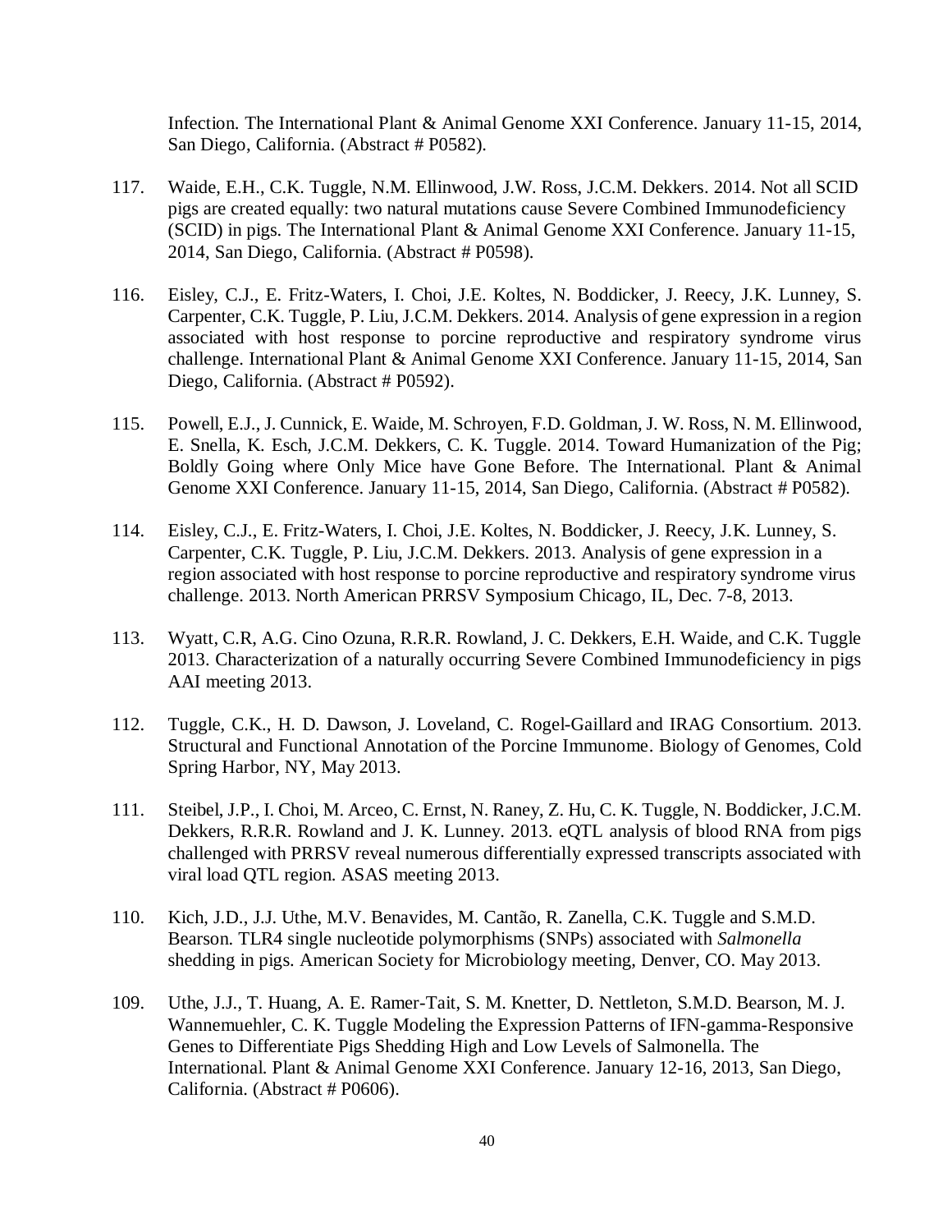Infection. The International Plant & Animal Genome XXI Conference. January 11-15, 2014, San Diego, California. (Abstract # P0582).

117. Waide, E.H., C.K. Tuggle, N.M. Ellinwood, J.W. Ross, J.C.M. Dekkers. 2014. Not all SCID pigs are created equally: two natural mutations cause Severe Combined Immunodeficiency (SCID) in pigs. The International Plant & Animal Genome XXI Conference. January 11-15, 2014, San Diego, California. (Abstract # P0598).

116. Eisley, C.J., E. Fritz-Waters, I. Choi, J.E. Koltes, N. Boddicker, J. Reecy, J.K. Lunney, S. Carpenter, C.K. Tuggle, P. Liu, J.C.M. Dekkers. 2014. Analysis of gene expression in a region associated with host response to porcine reproductive and respiratory syndrome virus challenge. International Plant & Animal Genome XXI Conference. January 11-15, 2014, San Diego, California. (Abstract # P0592).

115. Powell, E.J., J. Cunnick, E. Waide, M. Schroyen, F.D. Goldman, J. W. Ross, N. M. Ellinwood, E. Snella, K. Esch, J.C.M. Dekkers, C. K. Tuggle. 2014. Toward Humanization of the Pig; Boldly Going where Only Mice have Gone Before. The International. Plant & Animal Genome XXI Conference. January 11-15, 2014, San Diego, California. (Abstract # P0582).

114. Eisley, C.J., E. Fritz-Waters, I. Choi, J.E. Koltes, N. Boddicker, J. Reecy, J.K. Lunney, S. Carpenter, C.K. Tuggle, P. Liu, J.C.M. Dekkers. 2013. Analysis of gene expression in a region associated with host response to porcine reproductive and respiratory syndrome virus challenge. 2013. North American PRRSV Symposium Chicago, IL, Dec. 7-8, 2013.

113. Wyatt, C.R, A.G. Cino Ozuna, R.R.R. Rowland, J. C. Dekkers, E.H. Waide, and C.K. Tuggle 2013. Characterization of a naturally occurring Severe Combined Immunodeficiency in pigs AAI meeting 2013.

112. Tuggle, C.K., H. D. Dawson, J. Loveland, C. Rogel-Gaillard and IRAG Consortium. 2013. Structural and Functional Annotation of the Porcine Immunome. Biology of Genomes, Cold Spring Harbor, NY, May 2013.

111. Steibel, J.P., I. Choi, M. Arceo, C. Ernst, N. Raney, Z. Hu, C. K. Tuggle, N. Boddicker, J.C.M. Dekkers, R.R.R. Rowland and J. K. Lunney. 2013. eQTL analysis of blood RNA from pigs challenged with PRRSV reveal numerous differentially expressed transcripts associated with viral load QTL region. ASAS meeting 2013.

110. Kich, J.D., J.J. Uthe, M.V. Benavides, M. Cantão, R. Zanella, C.K. Tuggle and S.M.D. Bearson. TLR4 single nucleotide polymorphisms (SNPs) associated with *Salmonella* shedding in pigs. American Society for Microbiology meeting, Denver, CO. May 2013.

109. Uthe, J.J., T. Huang, A. E. Ramer-Tait, S. M. Knetter, D. Nettleton, S.M.D. Bearson, M. J. Wannemuehler, C. K. Tuggle Modeling the Expression Patterns of IFN-gamma-Responsive Genes to Differentiate Pigs Shedding High and Low Levels of Salmonella. The International. Plant & Animal Genome XXI Conference. January 12-16, 2013, San Diego, California. (Abstract # P0606).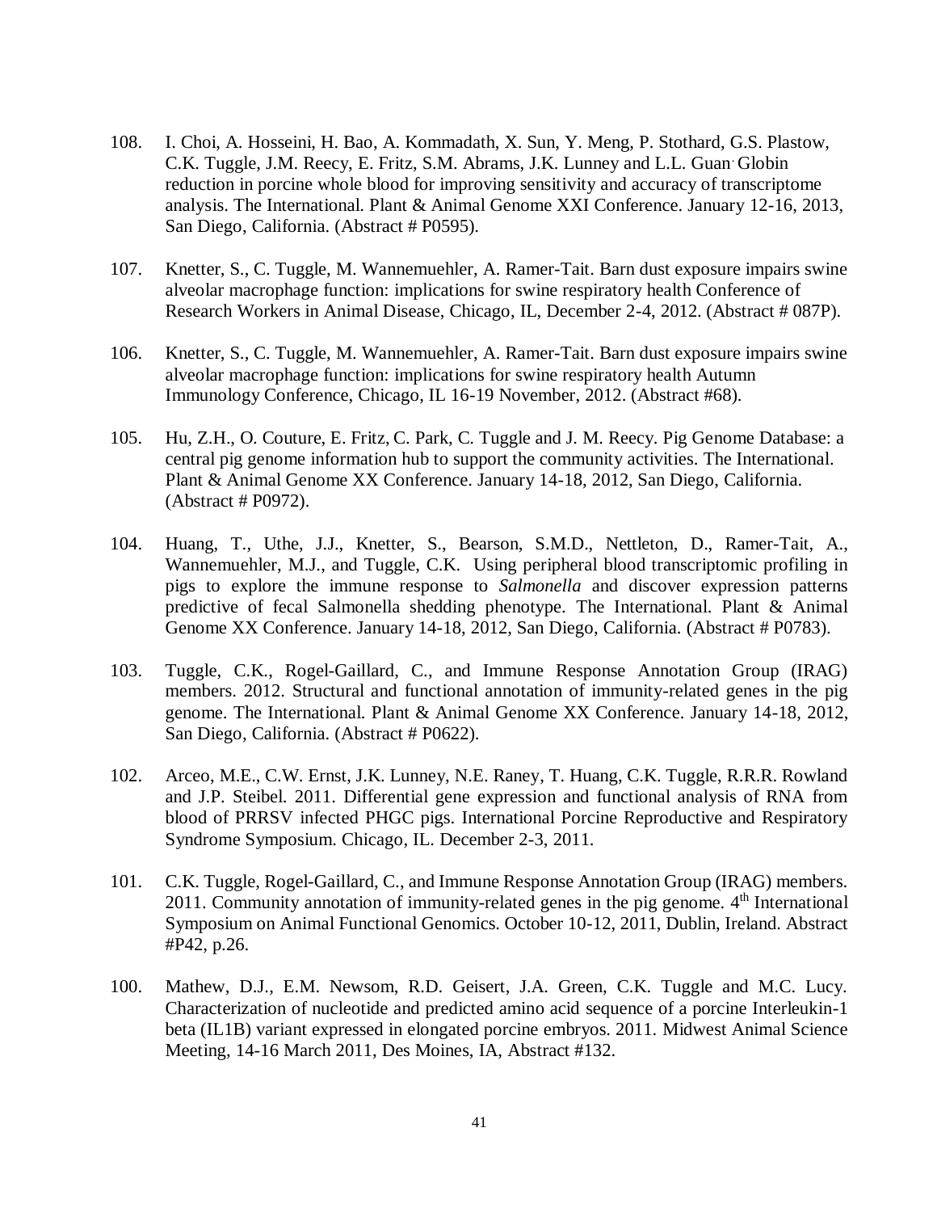108. I. Choi, A. Hosseini, H. Bao, A. Kommadath, X. Sun, Y. Meng, P. Stothard, G.S. Plastow, C.K. Tuggle, J.M. Reecy, E. Fritz, S.M. Abrams, J.K. Lunney and L.L. Guan. Globin reduction in porcine whole blood for improving sensitivity and accuracy of transcriptome analysis. The International. Plant & Animal Genome XXI Conference. January 12-16, 2013, San Diego, California. (Abstract # P0595).

107. Knetter, S., C. Tuggle, M. Wannemuehler, A. Ramer-Tait. Barn dust exposure impairs swine alveolar macrophage function: implications for swine respiratory health Conference of Research Workers in Animal Disease, Chicago, IL, December 2-4, 2012. (Abstract # 087P).

106. Knetter, S., C. Tuggle, M. Wannemuehler, A. Ramer-Tait. Barn dust exposure impairs swine alveolar macrophage function: implications for swine respiratory health Autumn Immunology Conference, Chicago, IL 16-19 November, 2012. (Abstract #68).

105. Hu, Z.H., O. Couture, E. Fritz, C. Park, C. Tuggle and J. M. Reecy. Pig Genome Database: a central pig genome information hub to support the community activities. The International. Plant & Animal Genome XX Conference. January 14-18, 2012, San Diego, California. (Abstract # P0972).

104. Huang, T., Uthe, J.J., Knetter, S., Bearson, S.M.D., Nettleton, D., Ramer-Tait, A., Wannemuehler, M.J., and Tuggle, C.K. Using peripheral blood transcriptomic profiling in pigs to explore the immune response to *Salmonella* and discover expression patterns predictive of fecal Salmonella shedding phenotype. The International. Plant & Animal Genome XX Conference. January 14-18, 2012, San Diego, California. (Abstract # P0783).

103. Tuggle, C.K., Rogel-Gaillard, C., and Immune Response Annotation Group (IRAG) members. 2012. Structural and functional annotation of immunity-related genes in the pig genome. The International. Plant & Animal Genome XX Conference. January 14-18, 2012, San Diego, California. (Abstract # P0622).

102. Arceo, M.E., C.W. Ernst, J.K. Lunney, N.E. Raney, T. Huang, C.K. Tuggle, R.R.R. Rowland and J.P. Steibel. 2011. Differential gene expression and functional analysis of RNA from blood of PRRSV infected PHGC pigs. International Porcine Reproductive and Respiratory Syndrome Symposium. Chicago, IL. December 2-3, 2011.

101. C.K. Tuggle, Rogel-Gaillard, C., and Immune Response Annotation Group (IRAG) members. 2011. Community annotation of immunity-related genes in the pig genome. 4th International Symposium on Animal Functional Genomics. October 10-12, 2011, Dublin, Ireland. Abstract #P42, p.26.

100. Mathew, D.J., E.M. Newsom, R.D. Geisert, J.A. Green, C.K. Tuggle and M.C. Lucy. Characterization of nucleotide and predicted amino acid sequence of a porcine Interleukin-1 beta (IL1B) variant expressed in elongated porcine embryos. 2011. Midwest Animal Science Meeting, 14-16 March 2011, Des Moines, IA, Abstract #132.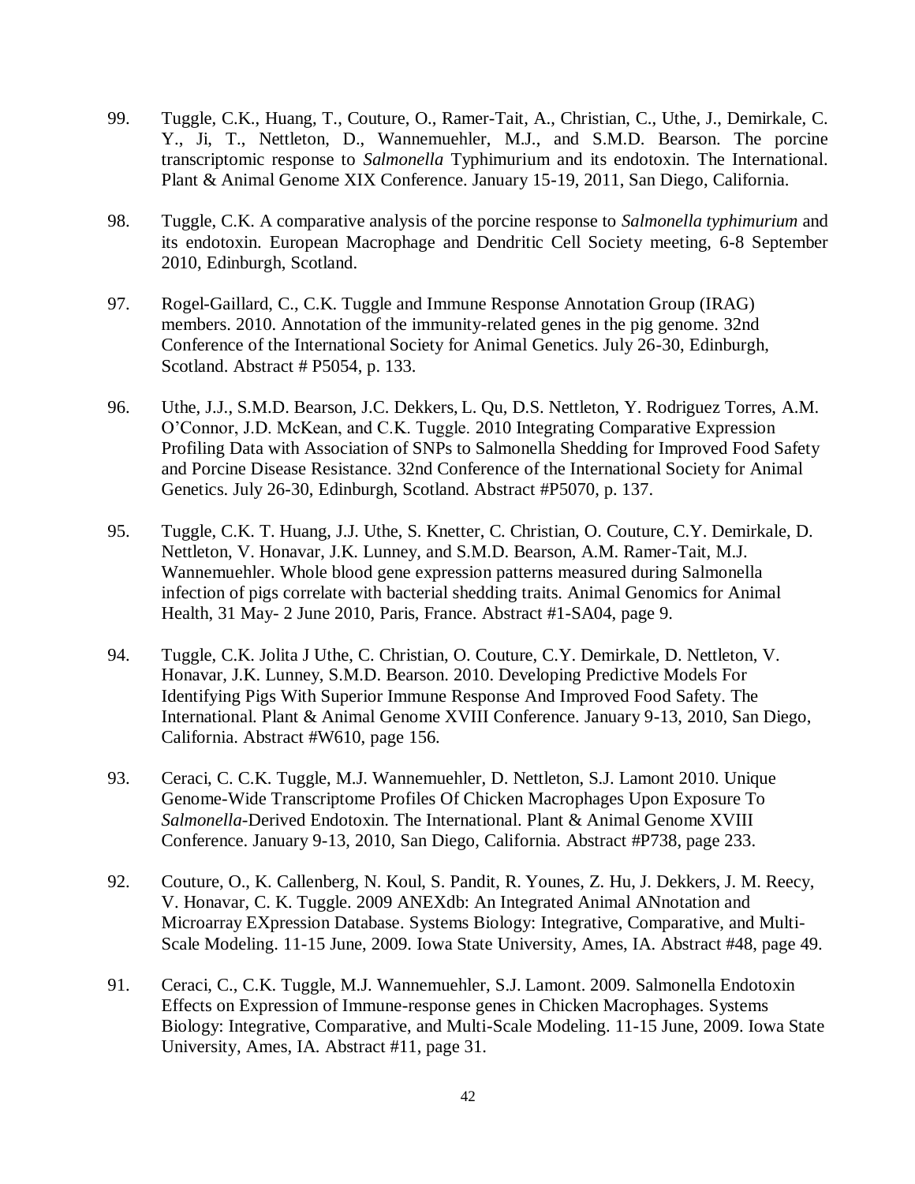99. Tuggle, C.K., Huang, T., Couture, O., Ramer-Tait, A., Christian, C., Uthe, J., Demirkale, C. Y., Ji, T., Nettleton, D., Wannemuehler, M.J., and S.M.D. Bearson. The porcine transcriptomic response to *Salmonella* Typhimurium and its endotoxin. The International. Plant & Animal Genome XIX Conference. January 15-19, 2011, San Diego, California.

98. Tuggle, C.K. A comparative analysis of the porcine response to *Salmonella typhimurium* and its endotoxin. European Macrophage and Dendritic Cell Society meeting, 6-8 September 2010, Edinburgh, Scotland.

97. Rogel-Gaillard, C., C.K. Tuggle and Immune Response Annotation Group (IRAG) members. 2010. Annotation of the immunity-related genes in the pig genome. 32nd Conference of the International Society for Animal Genetics. July 26-30, Edinburgh, Scotland. Abstract # P5054, p. 133.

96. Uthe, J.J., S.M.D. Bearson, J.C. Dekkers, L. Qu, D.S. Nettleton, Y. Rodriguez Torres, A.M. O'Connor, J.D. McKean, and C.K. Tuggle. 2010 Integrating Comparative Expression Profiling Data with Association of SNPs to Salmonella Shedding for Improved Food Safety and Porcine Disease Resistance. 32nd Conference of the International Society for Animal Genetics. July 26-30, Edinburgh, Scotland. Abstract #P5070, p. 137.

95. Tuggle, C.K. T. Huang, J.J. Uthe, S. Knetter, C. Christian, O. Couture, C.Y. Demirkale, D. Nettleton, V. Honavar, J.K. Lunney, and S.M.D. Bearson, A.M. Ramer-Tait, M.J. Wannemuehler. Whole blood gene expression patterns measured during Salmonella infection of pigs correlate with bacterial shedding traits. Animal Genomics for Animal Health, 31 May- 2 June 2010, Paris, France. Abstract #1-SA04, page 9.

94. Tuggle, C.K. Jolita J Uthe, C. Christian, O. Couture, C.Y. Demirkale, D. Nettleton, V. Honavar, J.K. Lunney, S.M.D. Bearson. 2010. Developing Predictive Models For Identifying Pigs With Superior Immune Response And Improved Food Safety. The International. Plant & Animal Genome XVIII Conference. January 9-13, 2010, San Diego, California. Abstract #W610, page 156.

93. Ceraci, C. C.K. Tuggle, M.J. Wannemuehler, D. Nettleton, S.J. Lamont 2010. Unique Genome-Wide Transcriptome Profiles Of Chicken Macrophages Upon Exposure To *Salmonella*-Derived Endotoxin. The International. Plant & Animal Genome XVIII Conference. January 9-13, 2010, San Diego, California. Abstract #P738, page 233.

92. Couture, O., K. Callenberg, N. Koul, S. Pandit, R. Younes, Z. Hu, J. Dekkers, J. M. Reecy, V. Honavar, C. K. Tuggle. 2009 ANEXdb: An Integrated Animal ANnotation and Microarray EXpression Database. Systems Biology: Integrative, Comparative, and Multi-Scale Modeling. 11-15 June, 2009. Iowa State University, Ames, IA. Abstract #48, page 49.

91. Ceraci, C., C.K. Tuggle, M.J. Wannemuehler, S.J. Lamont. 2009. Salmonella Endotoxin Effects on Expression of Immune-response genes in Chicken Macrophages. Systems Biology: Integrative, Comparative, and Multi-Scale Modeling. 11-15 June, 2009. Iowa State University, Ames, IA. Abstract #11, page 31.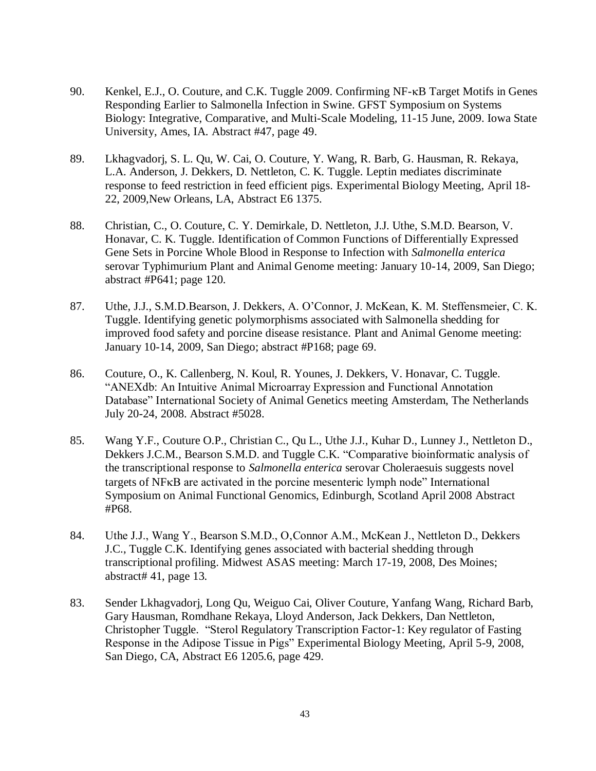90. Kenkel, E.J., O. Couture, and C.K. Tuggle 2009. Confirming NF-κB Target Motifs in Genes Responding Earlier to Salmonella Infection in Swine. GFST Symposium on Systems Biology: Integrative, Comparative, and Multi-Scale Modeling, 11-15 June, 2009. Iowa State University, Ames, IA. Abstract #47, page 49.

89. Lkhagvadorj, S. L. Qu, W. Cai, O. Couture, Y. Wang, R. Barb, G. Hausman, R. Rekaya, L.A. Anderson, J. Dekkers, D. Nettleton, C. K. Tuggle. Leptin mediates discriminate response to feed restriction in feed efficient pigs. Experimental Biology Meeting, April 18-22, 2009,New Orleans, LA, Abstract E6 1375.

88. Christian, C., O. Couture, C. Y. Demirkale, D. Nettleton, J.J. Uthe, S.M.D. Bearson, V. Honavar, C. K. Tuggle. Identification of Common Functions of Differentially Expressed Gene Sets in Porcine Whole Blood in Response to Infection with *Salmonella enterica* serovar Typhimurium Plant and Animal Genome meeting: January 10-14, 2009, San Diego; abstract #P641; page 120.

87. Uthe, J.J., S.M.D.Bearson, J. Dekkers, A. O'Connor, J. McKean, K. M. Steffensmeier, C. K. Tuggle. Identifying genetic polymorphisms associated with Salmonella shedding for improved food safety and porcine disease resistance. Plant and Animal Genome meeting: January 10-14, 2009, San Diego; abstract #P168; page 69.

86. Couture, O., K. Callenberg, N. Koul, R. Younes, J. Dekkers, V. Honavar, C. Tuggle. "ANEXdb: An Intuitive Animal Microarray Expression and Functional Annotation Database" International Society of Animal Genetics meeting Amsterdam, The Netherlands July 20-24, 2008. Abstract #5028.

85. Wang Y.F., Couture O.P., Christian C., Qu L., Uthe J.J., Kuhar D., Lunney J., Nettleton D., Dekkers J.C.M., Bearson S.M.D. and Tuggle C.K. "Comparative bioinformatic analysis of the transcriptional response to *Salmonella enterica* serovar Choleraesuis suggests novel targets of NFκB are activated in the porcine mesenteric lymph node" International Symposium on Animal Functional Genomics, Edinburgh, Scotland April 2008 Abstract #P68.

84. Uthe J.J., Wang Y., Bearson S.M.D., O,Connor A.M., McKean J., Nettleton D., Dekkers J.C., Tuggle C.K. Identifying genes associated with bacterial shedding through transcriptional profiling. Midwest ASAS meeting: March 17-19, 2008, Des Moines; abstract# 41, page 13.

83. Sender Lkhagvadorj, Long Qu, Weiguo Cai, Oliver Couture, Yanfang Wang, Richard Barb, Gary Hausman, Romdhane Rekaya, Lloyd Anderson, Jack Dekkers, Dan Nettleton, Christopher Tuggle. "Sterol Regulatory Transcription Factor-1: Key regulator of Fasting Response in the Adipose Tissue in Pigs" Experimental Biology Meeting, April 5-9, 2008, San Diego, CA, Abstract E6 1205.6, page 429.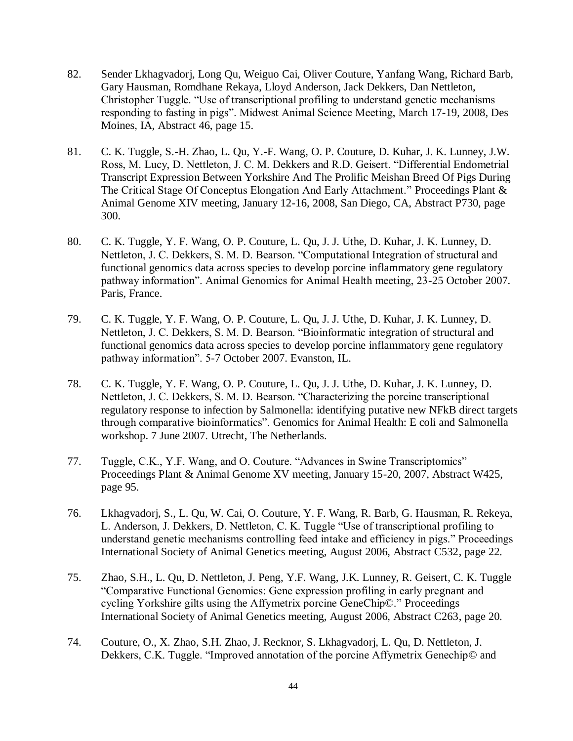82. Sender Lkhagvadorj, Long Qu, Weiguo Cai, Oliver Couture, Yanfang Wang, Richard Barb, Gary Hausman, Romdhane Rekaya, Lloyd Anderson, Jack Dekkers, Dan Nettleton, Christopher Tuggle. "Use of transcriptional profiling to understand genetic mechanisms responding to fasting in pigs". Midwest Animal Science Meeting, March 17-19, 2008, Des Moines, IA, Abstract 46, page 15.

81. C. K. Tuggle, S.-H. Zhao, L. Qu, Y.-F. Wang, O. P. Couture, D. Kuhar, J. K. Lunney, J.W. Ross, M. Lucy, D. Nettleton, J. C. M. Dekkers and R.D. Geisert. "Differential Endometrial Transcript Expression Between Yorkshire And The Prolific Meishan Breed Of Pigs During The Critical Stage Of Conceptus Elongation And Early Attachment." Proceedings Plant & Animal Genome XIV meeting, January 12-16, 2008, San Diego, CA, Abstract P730, page 300.

80. C. K. Tuggle, Y. F. Wang, O. P. Couture, L. Qu, J. J. Uthe, D. Kuhar, J. K. Lunney, D. Nettleton, J. C. Dekkers, S. M. D. Bearson. "Computational Integration of structural and functional genomics data across species to develop porcine inflammatory gene regulatory pathway information". Animal Genomics for Animal Health meeting, 23-25 October 2007. Paris, France.

79. C. K. Tuggle, Y. F. Wang, O. P. Couture, L. Qu, J. J. Uthe, D. Kuhar, J. K. Lunney, D. Nettleton, J. C. Dekkers, S. M. D. Bearson. "Bioinformatic integration of structural and functional genomics data across species to develop porcine inflammatory gene regulatory pathway information". 5-7 October 2007. Evanston, IL.

78. C. K. Tuggle, Y. F. Wang, O. P. Couture, L. Qu, J. J. Uthe, D. Kuhar, J. K. Lunney, D. Nettleton, J. C. Dekkers, S. M. D. Bearson. "Characterizing the porcine transcriptional regulatory response to infection by Salmonella: identifying putative new NFkB direct targets through comparative bioinformatics". Genomics for Animal Health: E coli and Salmonella workshop. 7 June 2007. Utrecht, The Netherlands.

77. Tuggle, C.K., Y.F. Wang, and O. Couture. "Advances in Swine Transcriptomics" Proceedings Plant & Animal Genome XV meeting, January 15-20, 2007, Abstract W425, page 95.

76. Lkhagvadorj, S., L. Qu, W. Cai, O. Couture, Y. F. Wang, R. Barb, G. Hausman, R. Rekeya, L. Anderson, J. Dekkers, D. Nettleton, C. K. Tuggle "Use of transcriptional profiling to understand genetic mechanisms controlling feed intake and efficiency in pigs." Proceedings International Society of Animal Genetics meeting, August 2006, Abstract C532, page 22.

75. Zhao, S.H., L. Qu, D. Nettleton, J. Peng, Y.F. Wang, J.K. Lunney, R. Geisert, C. K. Tuggle "Comparative Functional Genomics: Gene expression profiling in early pregnant and cycling Yorkshire gilts using the Affymetrix porcine GeneChip©." Proceedings International Society of Animal Genetics meeting, August 2006, Abstract C263, page 20.

74. Couture, O., X. Zhao, S.H. Zhao, J. Recknor, S. Lkhagvadorj, L. Qu, D. Nettleton, J. Dekkers, C.K. Tuggle. "Improved annotation of the porcine Affymetrix Genechip© and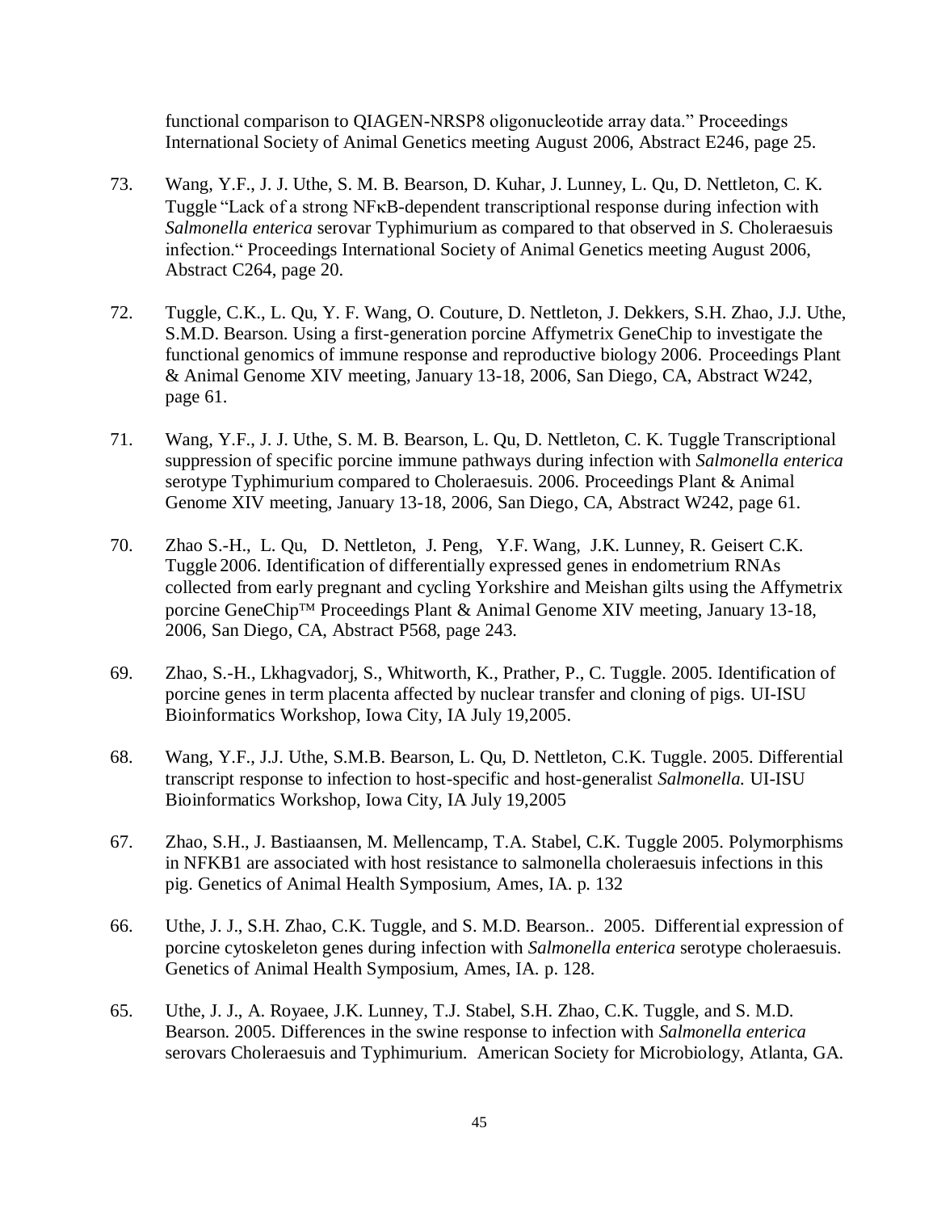functional comparison to QIAGEN-NRSP8 oligonucleotide array data." Proceedings International Society of Animal Genetics meeting August 2006, Abstract E246, page 25.

73. Wang, Y.F., J. J. Uthe, S. M. B. Bearson, D. Kuhar, J. Lunney, L. Qu, D. Nettleton, C. K. Tuggle "Lack of a strong NFκB-dependent transcriptional response during infection with *Salmonella enterica* serovar Typhimurium as compared to that observed in *S.* Choleraesuis infection." Proceedings International Society of Animal Genetics meeting August 2006, Abstract C264, page 20.

72. Tuggle, C.K., L. Qu, Y. F. Wang, O. Couture, D. Nettleton, J. Dekkers, S.H. Zhao, J.J. Uthe, S.M.D. Bearson. Using a first-generation porcine Affymetrix GeneChip to investigate the functional genomics of immune response and reproductive biology 2006. Proceedings Plant & Animal Genome XIV meeting, January 13-18, 2006, San Diego, CA, Abstract W242, page 61.

71. Wang, Y.F., J. J. Uthe, S. M. B. Bearson, L. Qu, D. Nettleton, C. K. Tuggle Transcriptional suppression of specific porcine immune pathways during infection with *Salmonella enterica* serotype Typhimurium compared to Choleraesuis. 2006. Proceedings Plant & Animal Genome XIV meeting, January 13-18, 2006, San Diego, CA, Abstract W242, page 61.

70. Zhao S.-H., L. Qu, D. Nettleton, J. Peng, Y.F. Wang, J.K. Lunney, R. Geisert C.K. Tuggle 2006. Identification of differentially expressed genes in endometrium RNAs collected from early pregnant and cycling Yorkshire and Meishan gilts using the Affymetrix porcine GeneChip™ Proceedings Plant & Animal Genome XIV meeting, January 13-18, 2006, San Diego, CA, Abstract P568, page 243.

69. Zhao, S.-H., Lkhagvadorj, S., Whitworth, K., Prather, P., C. Tuggle. 2005. Identification of porcine genes in term placenta affected by nuclear transfer and cloning of pigs. UI-ISU Bioinformatics Workshop, Iowa City, IA July 19,2005.

68. Wang, Y.F., J.J. Uthe, S.M.B. Bearson, L. Qu, D. Nettleton, C.K. Tuggle. 2005. Differential transcript response to infection to host-specific and host-generalist *Salmonella.* UI-ISU Bioinformatics Workshop, Iowa City, IA July 19,2005

67. Zhao, S.H., J. Bastiaansen, M. Mellencamp, T.A. Stabel, C.K. Tuggle 2005. Polymorphisms in NFKB1 are associated with host resistance to salmonella choleraesuis infections in this pig. Genetics of Animal Health Symposium, Ames, IA. p. 132

66. Uthe, J. J., S.H. Zhao, C.K. Tuggle, and S. M.D. Bearson.. 2005. Differential expression of porcine cytoskeleton genes during infection with *Salmonella enterica* serotype choleraesuis. Genetics of Animal Health Symposium, Ames, IA. p. 128.

65. Uthe, J. J., A. Royaee, J.K. Lunney, T.J. Stabel, S.H. Zhao, C.K. Tuggle, and S. M.D. Bearson. 2005. Differences in the swine response to infection with *Salmonella enterica* serovars Choleraesuis and Typhimurium. American Society for Microbiology, Atlanta, GA.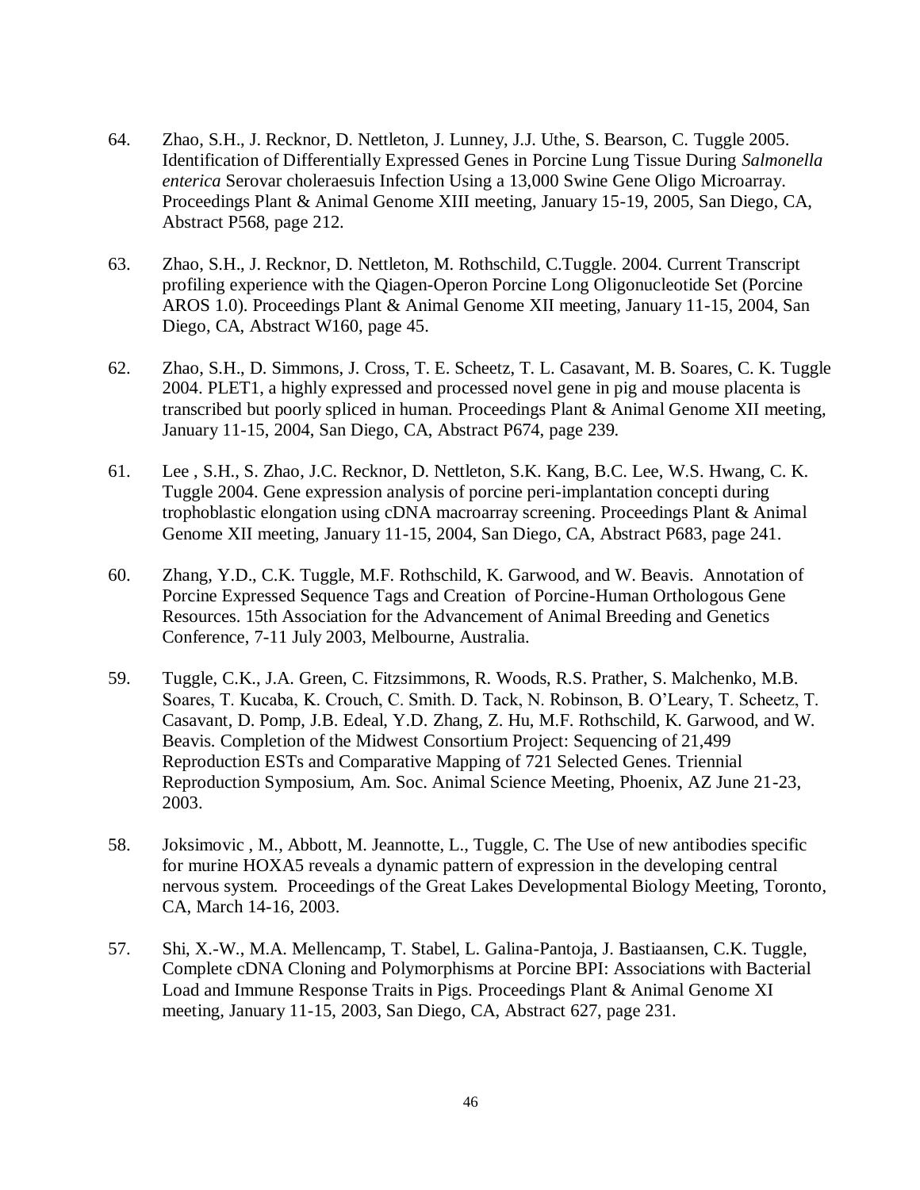64. Zhao, S.H., J. Recknor, D. Nettleton, J. Lunney, J.J. Uthe, S. Bearson, C. Tuggle 2005. Identification of Differentially Expressed Genes in Porcine Lung Tissue During *Salmonella enterica* Serovar choleraesuis Infection Using a 13,000 Swine Gene Oligo Microarray. Proceedings Plant & Animal Genome XIII meeting, January 15-19, 2005, San Diego, CA, Abstract P568, page 212.

63. Zhao, S.H., J. Recknor, D. Nettleton, M. Rothschild, C.Tuggle. 2004. Current Transcript profiling experience with the Qiagen-Operon Porcine Long Oligonucleotide Set (Porcine AROS 1.0). Proceedings Plant & Animal Genome XII meeting, January 11-15, 2004, San Diego, CA, Abstract W160, page 45.

62. Zhao, S.H., D. Simmons, J. Cross, T. E. Scheetz, T. L. Casavant, M. B. Soares, C. K. Tuggle 2004. PLET1, a highly expressed and processed novel gene in pig and mouse placenta is transcribed but poorly spliced in human. Proceedings Plant & Animal Genome XII meeting, January 11-15, 2004, San Diego, CA, Abstract P674, page 239.

61. Lee , S.H., S. Zhao, J.C. Recknor, D. Nettleton, S.K. Kang, B.C. Lee, W.S. Hwang, C. K. Tuggle 2004. Gene expression analysis of porcine peri-implantation concepti during trophoblastic elongation using cDNA macroarray screening. Proceedings Plant & Animal Genome XII meeting, January 11-15, 2004, San Diego, CA, Abstract P683, page 241.

60. Zhang, Y.D., C.K. Tuggle, M.F. Rothschild, K. Garwood, and W. Beavis. Annotation of Porcine Expressed Sequence Tags and Creation of Porcine-Human Orthologous Gene Resources. 15th Association for the Advancement of Animal Breeding and Genetics Conference, 7-11 July 2003, Melbourne, Australia.

59. Tuggle, C.K., J.A. Green, C. Fitzsimmons, R. Woods, R.S. Prather, S. Malchenko, M.B. Soares, T. Kucaba, K. Crouch, C. Smith. D. Tack, N. Robinson, B. O'Leary, T. Scheetz, T. Casavant, D. Pomp, J.B. Edeal, Y.D. Zhang, Z. Hu, M.F. Rothschild, K. Garwood, and W. Beavis. Completion of the Midwest Consortium Project: Sequencing of 21,499 Reproduction ESTs and Comparative Mapping of 721 Selected Genes. Triennial Reproduction Symposium, Am. Soc. Animal Science Meeting, Phoenix, AZ June 21-23, 2003.

58. Joksimovic , M., Abbott, M. Jeannotte, L., Tuggle, C. The Use of new antibodies specific for murine HOXA5 reveals a dynamic pattern of expression in the developing central nervous system. Proceedings of the Great Lakes Developmental Biology Meeting, Toronto, CA, March 14-16, 2003.

57. Shi, X.-W., M.A. Mellencamp, T. Stabel, L. Galina-Pantoja, J. Bastiaansen, C.K. Tuggle, Complete cDNA Cloning and Polymorphisms at Porcine BPI: Associations with Bacterial Load and Immune Response Traits in Pigs. Proceedings Plant & Animal Genome XI meeting, January 11-15, 2003, San Diego, CA, Abstract 627, page 231.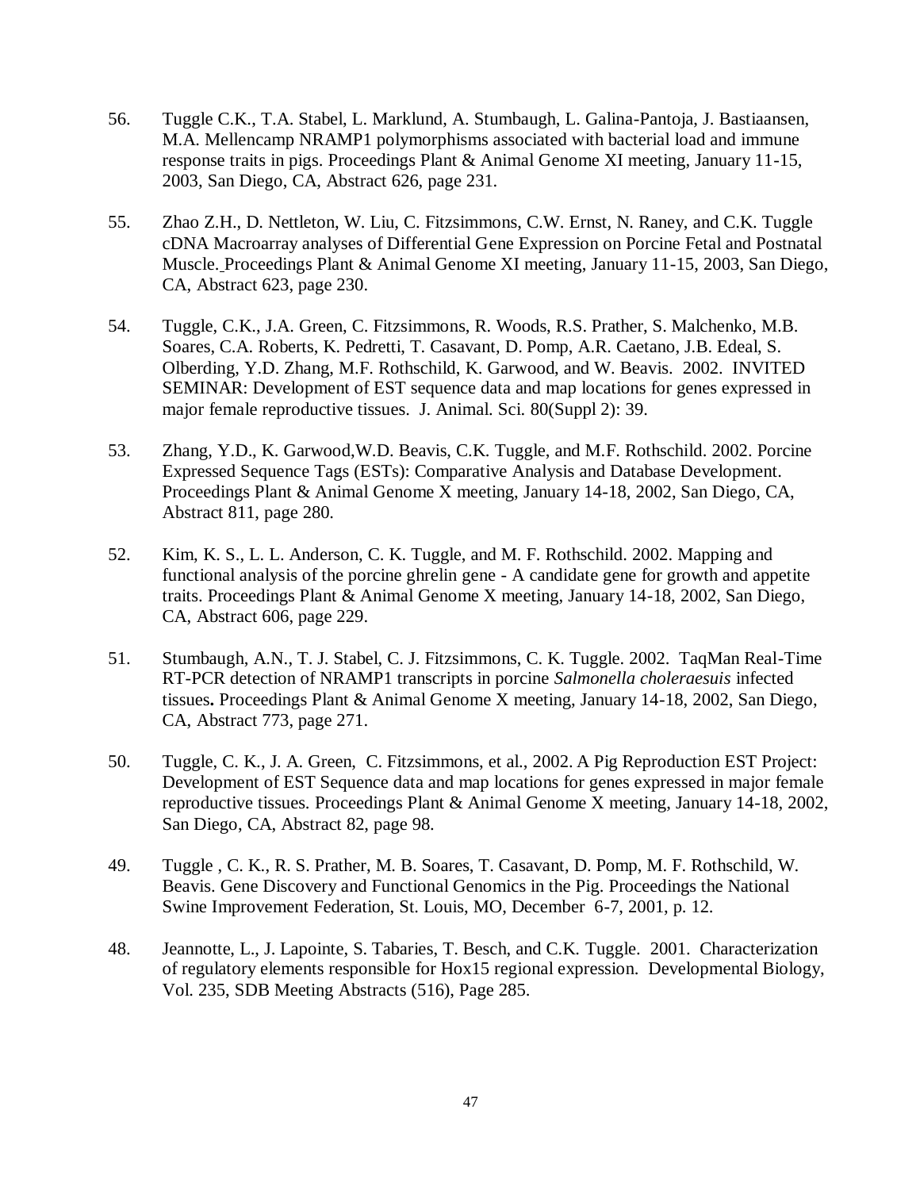56. Tuggle C.K., T.A. Stabel, L. Marklund, A. Stumbaugh, L. Galina-Pantoja, J. Bastiaansen, M.A. Mellencamp NRAMP1 polymorphisms associated with bacterial load and immune response traits in pigs. Proceedings Plant & Animal Genome XI meeting, January 11-15, 2003, San Diego, CA, Abstract 626, page 231.

55. Zhao Z.H., D. Nettleton, W. Liu, C. Fitzsimmons, C.W. Ernst, N. Raney, and C.K. Tuggle cDNA Macroarray analyses of Differential Gene Expression on Porcine Fetal and Postnatal Muscle. Proceedings Plant & Animal Genome XI meeting, January 11-15, 2003, San Diego, CA, Abstract 623, page 230.

54. Tuggle, C.K., J.A. Green, C. Fitzsimmons, R. Woods, R.S. Prather, S. Malchenko, M.B. Soares, C.A. Roberts, K. Pedretti, T. Casavant, D. Pomp, A.R. Caetano, J.B. Edeal, S. Olberding, Y.D. Zhang, M.F. Rothschild, K. Garwood, and W. Beavis. 2002. INVITED SEMINAR: Development of EST sequence data and map locations for genes expressed in major female reproductive tissues. J. Animal. Sci. 80(Suppl 2): 39.

53. Zhang, Y.D., K. Garwood,W.D. Beavis, C.K. Tuggle, and M.F. Rothschild. 2002. Porcine Expressed Sequence Tags (ESTs): Comparative Analysis and Database Development. Proceedings Plant & Animal Genome X meeting, January 14-18, 2002, San Diego, CA, Abstract 811, page 280.

52. Kim, K. S., L. L. Anderson, C. K. Tuggle, and M. F. Rothschild. 2002. Mapping and functional analysis of the porcine ghrelin gene - A candidate gene for growth and appetite traits. Proceedings Plant & Animal Genome X meeting, January 14-18, 2002, San Diego, CA, Abstract 606, page 229.

51. Stumbaugh, A.N., T. J. Stabel, C. J. Fitzsimmons, C. K. Tuggle. 2002. TaqMan Real-Time RT-PCR detection of NRAMP1 transcripts in porcine *Salmonella choleraesuis* infected tissues**.** Proceedings Plant & Animal Genome X meeting, January 14-18, 2002, San Diego, CA, Abstract 773, page 271.

50. Tuggle, C. K., J. A. Green, C. Fitzsimmons, et al., 2002. A Pig Reproduction EST Project: Development of EST Sequence data and map locations for genes expressed in major female reproductive tissues. Proceedings Plant & Animal Genome X meeting, January 14-18, 2002, San Diego, CA, Abstract 82, page 98.

49. Tuggle , C. K., R. S. Prather, M. B. Soares, T. Casavant, D. Pomp, M. F. Rothschild, W. Beavis. Gene Discovery and Functional Genomics in the Pig. Proceedings the National Swine Improvement Federation, St. Louis, MO, December 6-7, 2001, p. 12.

48. Jeannotte, L., J. Lapointe, S. Tabaries, T. Besch, and C.K. Tuggle. 2001. Characterization of regulatory elements responsible for Hox15 regional expression. Developmental Biology, Vol. 235, SDB Meeting Abstracts (516), Page 285.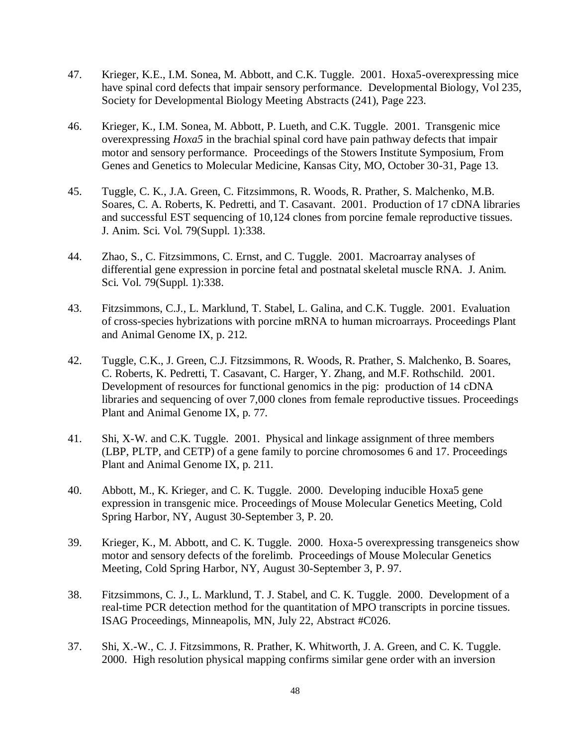47. Krieger, K.E., I.M. Sonea, M. Abbott, and C.K. Tuggle. 2001. Hoxa5-overexpressing mice have spinal cord defects that impair sensory performance. Developmental Biology, Vol 235, Society for Developmental Biology Meeting Abstracts (241), Page 223.

46. Krieger, K., I.M. Sonea, M. Abbott, P. Lueth, and C.K. Tuggle. 2001. Transgenic mice overexpressing *Hoxa5* in the brachial spinal cord have pain pathway defects that impair motor and sensory performance. Proceedings of the Stowers Institute Symposium, From Genes and Genetics to Molecular Medicine, Kansas City, MO, October 30-31, Page 13.

45. Tuggle, C. K., J.A. Green, C. Fitzsimmons, R. Woods, R. Prather, S. Malchenko, M.B. Soares, C. A. Roberts, K. Pedretti, and T. Casavant. 2001. Production of 17 cDNA libraries and successful EST sequencing of 10,124 clones from porcine female reproductive tissues. J. Anim. Sci. Vol. 79(Suppl. 1):338.

44. Zhao, S., C. Fitzsimmons, C. Ernst, and C. Tuggle. 2001. Macroarray analyses of differential gene expression in porcine fetal and postnatal skeletal muscle RNA. J. Anim. Sci. Vol. 79(Suppl. 1):338.

43. Fitzsimmons, C.J., L. Marklund, T. Stabel, L. Galina, and C.K. Tuggle. 2001. Evaluation of cross-species hybrizations with porcine mRNA to human microarrays. Proceedings Plant and Animal Genome IX, p. 212.

42. Tuggle, C.K., J. Green, C.J. Fitzsimmons, R. Woods, R. Prather, S. Malchenko, B. Soares, C. Roberts, K. Pedretti, T. Casavant, C. Harger, Y. Zhang, and M.F. Rothschild. 2001. Development of resources for functional genomics in the pig: production of 14 cDNA libraries and sequencing of over 7,000 clones from female reproductive tissues. Proceedings Plant and Animal Genome IX, p. 77.

41. Shi, X-W. and C.K. Tuggle. 2001. Physical and linkage assignment of three members (LBP, PLTP, and CETP) of a gene family to porcine chromosomes 6 and 17. Proceedings Plant and Animal Genome IX, p. 211.

40. Abbott, M., K. Krieger, and C. K. Tuggle. 2000. Developing inducible Hoxa5 gene expression in transgenic mice. Proceedings of Mouse Molecular Genetics Meeting, Cold Spring Harbor, NY, August 30-September 3, P. 20.

39. Krieger, K., M. Abbott, and C. K. Tuggle. 2000. Hoxa-5 overexpressing transgeneics show motor and sensory defects of the forelimb. Proceedings of Mouse Molecular Genetics Meeting, Cold Spring Harbor, NY, August 30-September 3, P. 97.

38. Fitzsimmons, C. J., L. Marklund, T. J. Stabel, and C. K. Tuggle. 2000. Development of a real-time PCR detection method for the quantitation of MPO transcripts in porcine tissues. ISAG Proceedings, Minneapolis, MN, July 22, Abstract #C026.

37. Shi, X.-W., C. J. Fitzsimmons, R. Prather, K. Whitworth, J. A. Green, and C. K. Tuggle. 2000. High resolution physical mapping confirms similar gene order with an inversion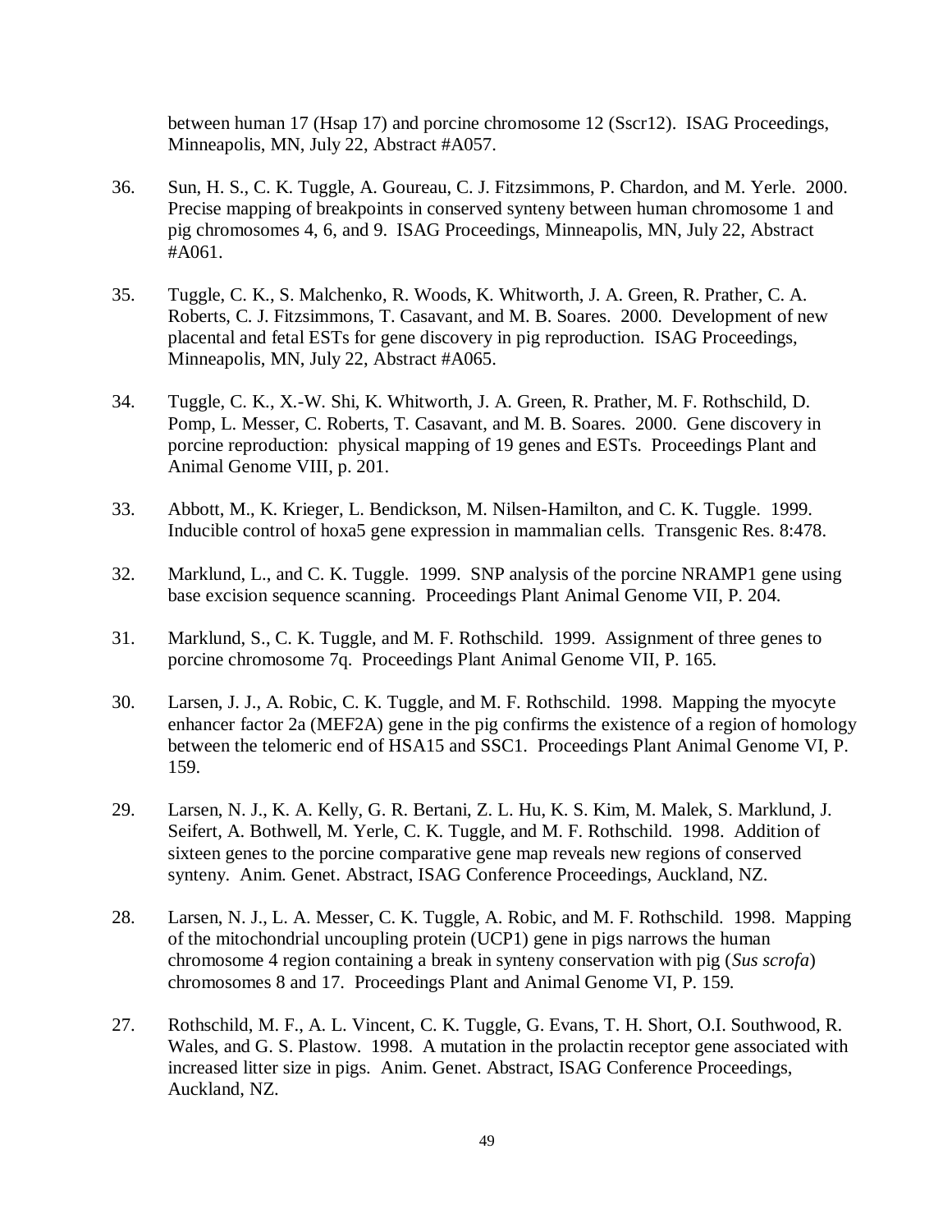between human 17 (Hsap 17) and porcine chromosome 12 (Sscr12). ISAG Proceedings, Minneapolis, MN, July 22, Abstract #A057.

36. Sun, H. S., C. K. Tuggle, A. Goureau, C. J. Fitzsimmons, P. Chardon, and M. Yerle. 2000. Precise mapping of breakpoints in conserved synteny between human chromosome 1 and pig chromosomes 4, 6, and 9. ISAG Proceedings, Minneapolis, MN, July 22, Abstract #A061.

35. Tuggle, C. K., S. Malchenko, R. Woods, K. Whitworth, J. A. Green, R. Prather, C. A. Roberts, C. J. Fitzsimmons, T. Casavant, and M. B. Soares. 2000. Development of new placental and fetal ESTs for gene discovery in pig reproduction. ISAG Proceedings, Minneapolis, MN, July 22, Abstract #A065.

34. Tuggle, C. K., X.-W. Shi, K. Whitworth, J. A. Green, R. Prather, M. F. Rothschild, D. Pomp, L. Messer, C. Roberts, T. Casavant, and M. B. Soares. 2000. Gene discovery in porcine reproduction: physical mapping of 19 genes and ESTs. Proceedings Plant and Animal Genome VIII, p. 201.

33. Abbott, M., K. Krieger, L. Bendickson, M. Nilsen-Hamilton, and C. K. Tuggle. 1999. Inducible control of hoxa5 gene expression in mammalian cells. Transgenic Res. 8:478.

32. Marklund, L., and C. K. Tuggle. 1999. SNP analysis of the porcine NRAMP1 gene using base excision sequence scanning. Proceedings Plant Animal Genome VII, P. 204.

31. Marklund, S., C. K. Tuggle, and M. F. Rothschild. 1999. Assignment of three genes to porcine chromosome 7q. Proceedings Plant Animal Genome VII, P. 165.

30. Larsen, J. J., A. Robic, C. K. Tuggle, and M. F. Rothschild. 1998. Mapping the myocyte enhancer factor 2a (MEF2A) gene in the pig confirms the existence of a region of homology between the telomeric end of HSA15 and SSC1. Proceedings Plant Animal Genome VI, P. 159.

29. Larsen, N. J., K. A. Kelly, G. R. Bertani, Z. L. Hu, K. S. Kim, M. Malek, S. Marklund, J. Seifert, A. Bothwell, M. Yerle, C. K. Tuggle, and M. F. Rothschild. 1998. Addition of sixteen genes to the porcine comparative gene map reveals new regions of conserved synteny. Anim. Genet. Abstract, ISAG Conference Proceedings, Auckland, NZ.

28. Larsen, N. J., L. A. Messer, C. K. Tuggle, A. Robic, and M. F. Rothschild. 1998. Mapping of the mitochondrial uncoupling protein (UCP1) gene in pigs narrows the human chromosome 4 region containing a break in synteny conservation with pig (*Sus scrofa*) chromosomes 8 and 17. Proceedings Plant and Animal Genome VI, P. 159.

27. Rothschild, M. F., A. L. Vincent, C. K. Tuggle, G. Evans, T. H. Short, O.I. Southwood, R. Wales, and G. S. Plastow. 1998. A mutation in the prolactin receptor gene associated with increased litter size in pigs. Anim. Genet. Abstract, ISAG Conference Proceedings, Auckland, NZ.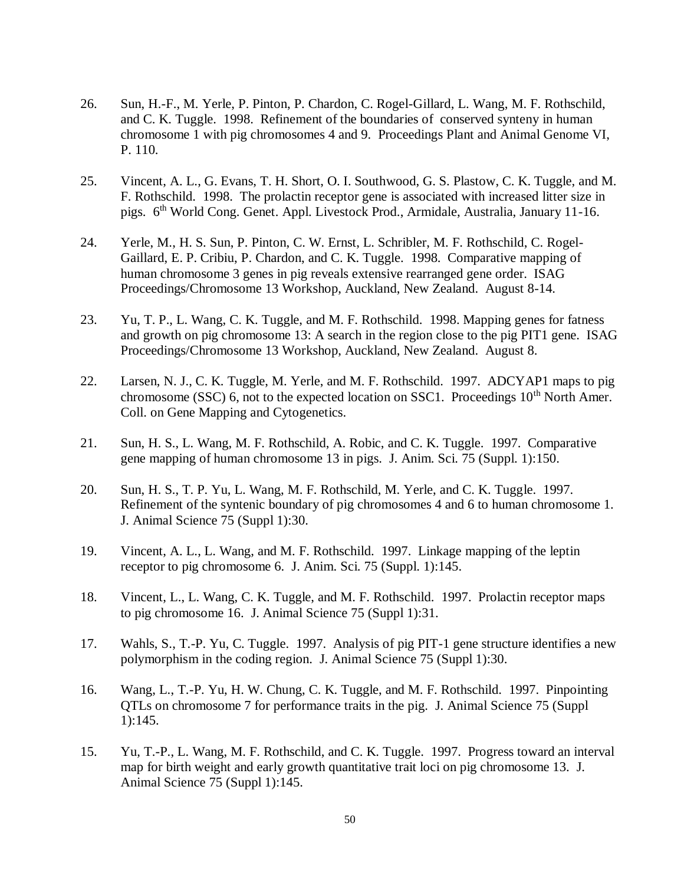26. Sun, H.-F., M. Yerle, P. Pinton, P. Chardon, C. Rogel-Gillard, L. Wang, M. F. Rothschild, and C. K. Tuggle. 1998. Refinement of the boundaries of conserved synteny in human chromosome 1 with pig chromosomes 4 and 9. Proceedings Plant and Animal Genome VI, P. 110.

25. Vincent, A. L., G. Evans, T. H. Short, O. I. Southwood, G. S. Plastow, C. K. Tuggle, and M. F. Rothschild. 1998. The prolactin receptor gene is associated with increased litter size in pigs. 6th World Cong. Genet. Appl. Livestock Prod., Armidale, Australia, January 11-16.

24. Yerle, M., H. S. Sun, P. Pinton, C. W. Ernst, L. Schribler, M. F. Rothschild, C. Rogel-Gaillard, E. P. Cribiu, P. Chardon, and C. K. Tuggle. 1998. Comparative mapping of human chromosome 3 genes in pig reveals extensive rearranged gene order. ISAG Proceedings/Chromosome 13 Workshop, Auckland, New Zealand. August 8-14.

23. Yu, T. P., L. Wang, C. K. Tuggle, and M. F. Rothschild. 1998. Mapping genes for fatness and growth on pig chromosome 13: A search in the region close to the pig PIT1 gene. ISAG Proceedings/Chromosome 13 Workshop, Auckland, New Zealand. August 8.

22. Larsen, N. J., C. K. Tuggle, M. Yerle, and M. F. Rothschild. 1997. ADCYAP1 maps to pig chromosome (SSC) 6, not to the expected location on SSC1. Proceedings 10th North Amer. Coll. on Gene Mapping and Cytogenetics.

21. Sun, H. S., L. Wang, M. F. Rothschild, A. Robic, and C. K. Tuggle. 1997. Comparative gene mapping of human chromosome 13 in pigs. J. Anim. Sci. 75 (Suppl. 1):150.

20. Sun, H. S., T. P. Yu, L. Wang, M. F. Rothschild, M. Yerle, and C. K. Tuggle. 1997. Refinement of the syntenic boundary of pig chromosomes 4 and 6 to human chromosome 1. J. Animal Science 75 (Suppl 1):30.

19. Vincent, A. L., L. Wang, and M. F. Rothschild. 1997. Linkage mapping of the leptin receptor to pig chromosome 6. J. Anim. Sci. 75 (Suppl. 1):145.

18. Vincent, L., L. Wang, C. K. Tuggle, and M. F. Rothschild. 1997. Prolactin receptor maps to pig chromosome 16. J. Animal Science 75 (Suppl 1):31.

17. Wahls, S., T.-P. Yu, C. Tuggle. 1997. Analysis of pig PIT-1 gene structure identifies a new polymorphism in the coding region. J. Animal Science 75 (Suppl 1):30.

16. Wang, L., T.-P. Yu, H. W. Chung, C. K. Tuggle, and M. F. Rothschild. 1997. Pinpointing QTLs on chromosome 7 for performance traits in the pig. J. Animal Science 75 (Suppl 1):145.

15. Yu, T.-P., L. Wang, M. F. Rothschild, and C. K. Tuggle. 1997. Progress toward an interval map for birth weight and early growth quantitative trait loci on pig chromosome 13. J. Animal Science 75 (Suppl 1):145.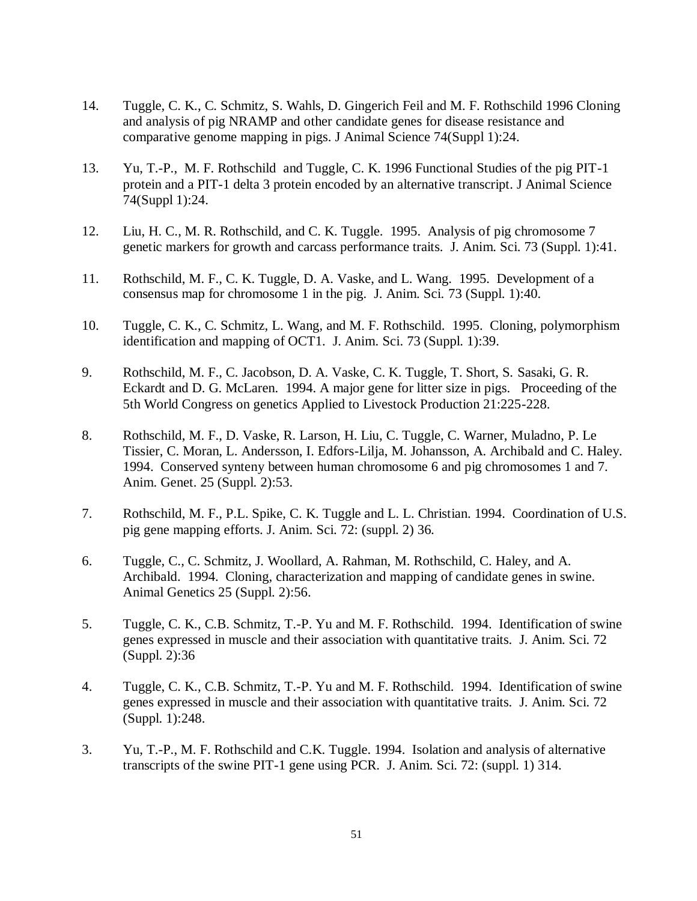14. Tuggle, C. K., C. Schmitz, S. Wahls, D. Gingerich Feil and M. F. Rothschild 1996 Cloning and analysis of pig NRAMP and other candidate genes for disease resistance and comparative genome mapping in pigs. J Animal Science 74(Suppl 1):24.

13. Yu, T.-P., M. F. Rothschild and Tuggle, C. K. 1996 Functional Studies of the pig PIT-1 protein and a PIT-1 delta 3 protein encoded by an alternative transcript. J Animal Science 74(Suppl 1):24.

12. Liu, H. C., M. R. Rothschild, and C. K. Tuggle. 1995. Analysis of pig chromosome 7 genetic markers for growth and carcass performance traits. J. Anim. Sci. 73 (Suppl. 1):41.

11. Rothschild, M. F., C. K. Tuggle, D. A. Vaske, and L. Wang. 1995. Development of a consensus map for chromosome 1 in the pig. J. Anim. Sci. 73 (Suppl. 1):40.

10. Tuggle, C. K., C. Schmitz, L. Wang, and M. F. Rothschild. 1995. Cloning, polymorphism identification and mapping of OCT1. J. Anim. Sci. 73 (Suppl. 1):39.

9. Rothschild, M. F., C. Jacobson, D. A. Vaske, C. K. Tuggle, T. Short, S. Sasaki, G. R. Eckardt and D. G. McLaren. 1994. A major gene for litter size in pigs. Proceeding of the 5th World Congress on genetics Applied to Livestock Production 21:225-228.

8. Rothschild, M. F., D. Vaske, R. Larson, H. Liu, C. Tuggle, C. Warner, Muladno, P. Le Tissier, C. Moran, L. Andersson, I. Edfors-Lilja, M. Johansson, A. Archibald and C. Haley. 1994. Conserved synteny between human chromosome 6 and pig chromosomes 1 and 7. Anim. Genet. 25 (Suppl. 2):53.

7. Rothschild, M. F., P.L. Spike, C. K. Tuggle and L. L. Christian. 1994. Coordination of U.S. pig gene mapping efforts. J. Anim. Sci. 72: (suppl. 2) 36.

6. Tuggle, C., C. Schmitz, J. Woollard, A. Rahman, M. Rothschild, C. Haley, and A. Archibald. 1994. Cloning, characterization and mapping of candidate genes in swine. Animal Genetics 25 (Suppl. 2):56.

5. Tuggle, C. K., C.B. Schmitz, T.-P. Yu and M. F. Rothschild. 1994. Identification of swine genes expressed in muscle and their association with quantitative traits. J. Anim. Sci. 72 (Suppl. 2):36

4. Tuggle, C. K., C.B. Schmitz, T.-P. Yu and M. F. Rothschild. 1994. Identification of swine genes expressed in muscle and their association with quantitative traits. J. Anim. Sci. 72 (Suppl. 1):248.

3. Yu, T.-P., M. F. Rothschild and C.K. Tuggle. 1994. Isolation and analysis of alternative transcripts of the swine PIT-1 gene using PCR. J. Anim. Sci. 72: (suppl. 1) 314.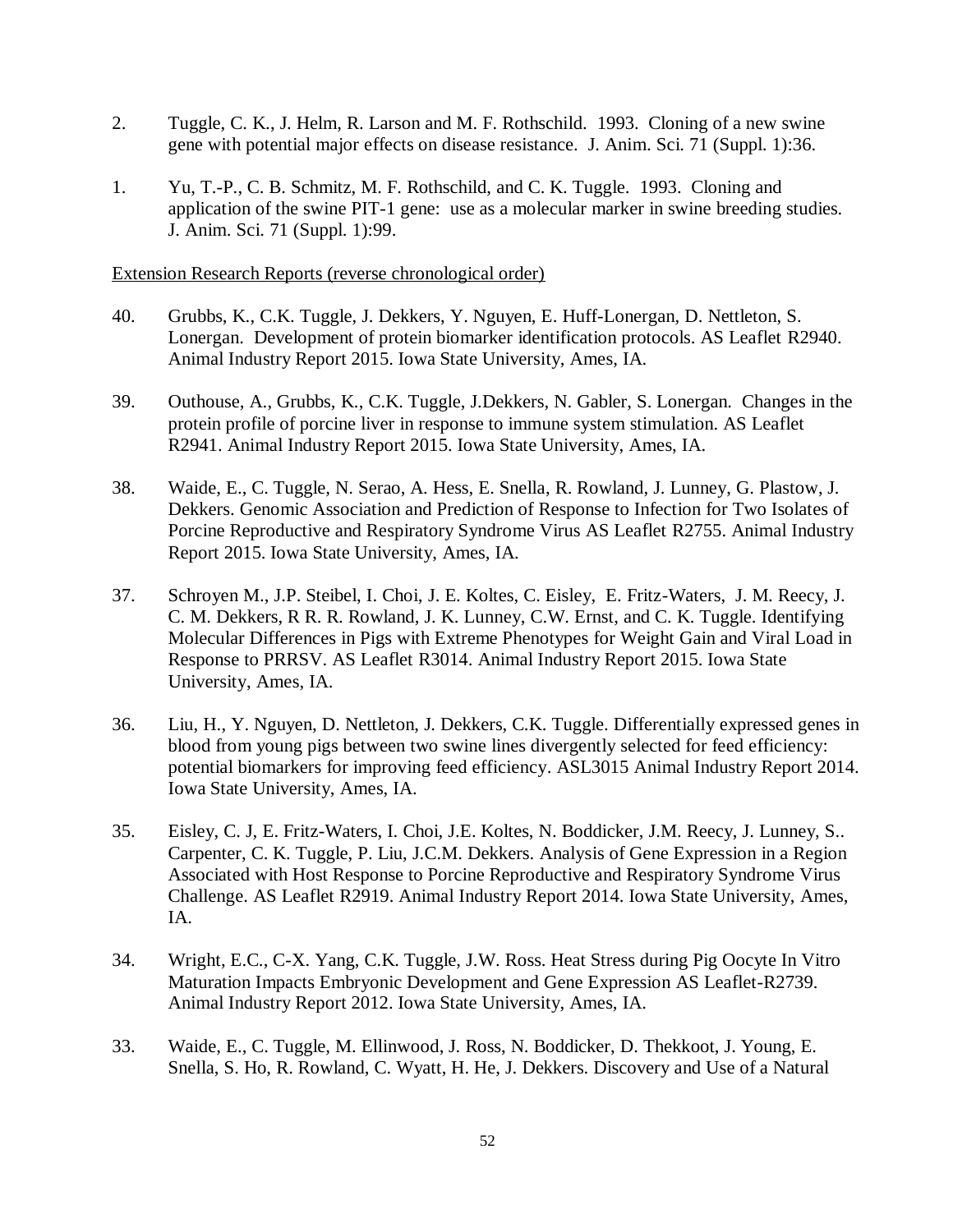2. Tuggle, C. K., J. Helm, R. Larson and M. F. Rothschild. 1993. Cloning of a new swine gene with potential major effects on disease resistance. J. Anim. Sci. 71 (Suppl. 1):36.

1. Yu, T.-P., C. B. Schmitz, M. F. Rothschild, and C. K. Tuggle. 1993. Cloning and application of the swine PIT-1 gene: use as a molecular marker in swine breeding studies. J. Anim. Sci. 71 (Suppl. 1):99.

Extension Research Reports (reverse chronological order)

40. Grubbs, K., C.K. Tuggle, J. Dekkers, Y. Nguyen, E. Huff-Lonergan, D. Nettleton, S. Lonergan. Development of protein biomarker identification protocols. AS Leaflet R2940. Animal Industry Report 2015. Iowa State University, Ames, IA.

39. Outhouse, A., Grubbs, K., C.K. Tuggle, J.Dekkers, N. Gabler, S. Lonergan. Changes in the protein profile of porcine liver in response to immune system stimulation. AS Leaflet R2941. Animal Industry Report 2015. Iowa State University, Ames, IA.

38. Waide, E., C. Tuggle, N. Serao, A. Hess, E. Snella, R. Rowland, J. Lunney, G. Plastow, J. Dekkers. Genomic Association and Prediction of Response to Infection for Two Isolates of Porcine Reproductive and Respiratory Syndrome Virus AS Leaflet R2755. Animal Industry Report 2015. Iowa State University, Ames, IA.

37. Schroyen M., J.P. Steibel, I. Choi, J. E. Koltes, C. Eisley, E. Fritz-Waters, J. M. Reecy, J. C. M. Dekkers, R R. R. Rowland, J. K. Lunney, C.W. Ernst, and C. K. Tuggle. Identifying Molecular Differences in Pigs with Extreme Phenotypes for Weight Gain and Viral Load in Response to PRRSV. AS Leaflet R3014. Animal Industry Report 2015. Iowa State University, Ames, IA.

36. Liu, H., Y. Nguyen, D. Nettleton, J. Dekkers, C.K. Tuggle. Differentially expressed genes in blood from young pigs between two swine lines divergently selected for feed efficiency: potential biomarkers for improving feed efficiency. ASL3015 Animal Industry Report 2014. Iowa State University, Ames, IA.

35. Eisley, C. J, E. Fritz-Waters, I. Choi, J.E. Koltes, N. Boddicker, J.M. Reecy, J. Lunney, S.. Carpenter, C. K. Tuggle, P. Liu, J.C.M. Dekkers. Analysis of Gene Expression in a Region Associated with Host Response to Porcine Reproductive and Respiratory Syndrome Virus Challenge. AS Leaflet R2919. Animal Industry Report 2014. Iowa State University, Ames, IA.

34. Wright, E.C., C-X. Yang, C.K. Tuggle, J.W. Ross. Heat Stress during Pig Oocyte In Vitro Maturation Impacts Embryonic Development and Gene Expression AS Leaflet-R2739. Animal Industry Report 2012. Iowa State University, Ames, IA.

33. Waide, E., C. Tuggle, M. Ellinwood, J. Ross, N. Boddicker, D. Thekkoot, J. Young, E. Snella, S. Ho, R. Rowland, C. Wyatt, H. He, J. Dekkers. Discovery and Use of a Natural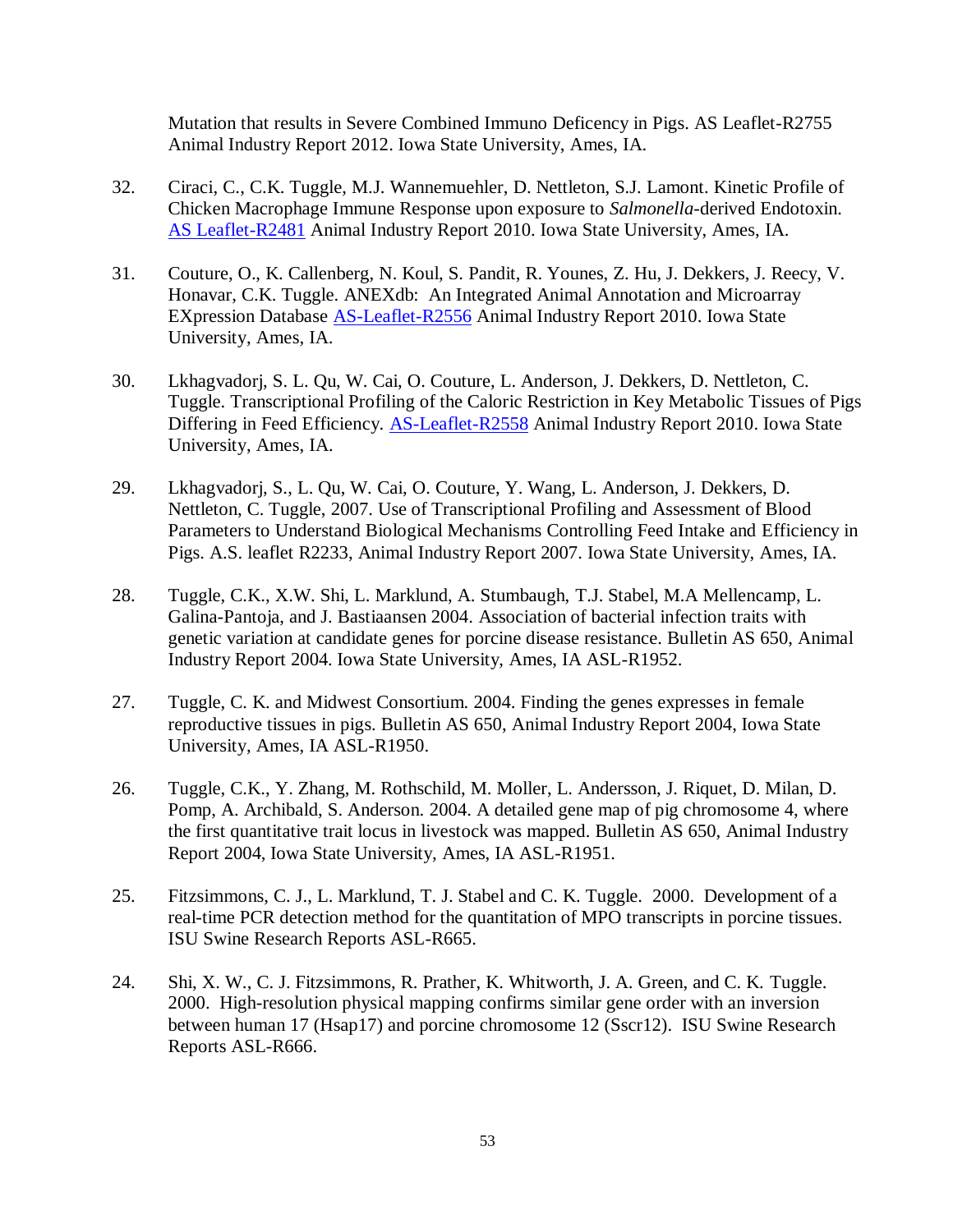Mutation that results in Severe Combined Immuno Deficency in Pigs. AS Leaflet-R2755 Animal Industry Report 2012. Iowa State University, Ames, IA.

32. Ciraci, C., C.K. Tuggle, M.J. Wannemuehler, D. Nettleton, S.J. Lamont. Kinetic Profile of Chicken Macrophage Immune Response upon exposure to *Salmonella*-derived Endotoxin. AS Leaflet-R2481 Animal Industry Report 2010. Iowa State University, Ames, IA.

31. Couture, O., K. Callenberg, N. Koul, S. Pandit, R. Younes, Z. Hu, J. Dekkers, J. Reecy, V. Honavar, C.K. Tuggle. ANEXdb: An Integrated Animal Annotation and Microarray EXpression Database AS-Leaflet-R2556 Animal Industry Report 2010. Iowa State University, Ames, IA.

30. Lkhagvadorj, S. L. Qu, W. Cai, O. Couture, L. Anderson, J. Dekkers, D. Nettleton, C. Tuggle. Transcriptional Profiling of the Caloric Restriction in Key Metabolic Tissues of Pigs Differing in Feed Efficiency. AS-Leaflet-R2558 Animal Industry Report 2010. Iowa State University, Ames, IA.

29. Lkhagvadorj, S., L. Qu, W. Cai, O. Couture, Y. Wang, L. Anderson, J. Dekkers, D. Nettleton, C. Tuggle, 2007. Use of Transcriptional Profiling and Assessment of Blood Parameters to Understand Biological Mechanisms Controlling Feed Intake and Efficiency in Pigs. A.S. leaflet R2233, Animal Industry Report 2007. Iowa State University, Ames, IA.

28. Tuggle, C.K., X.W. Shi, L. Marklund, A. Stumbaugh, T.J. Stabel, M.A Mellencamp, L. Galina-Pantoja, and J. Bastiaansen 2004. Association of bacterial infection traits with genetic variation at candidate genes for porcine disease resistance. Bulletin AS 650, Animal Industry Report 2004. Iowa State University, Ames, IA ASL-R1952.

27. Tuggle, C. K. and Midwest Consortium. 2004. Finding the genes expresses in female reproductive tissues in pigs. Bulletin AS 650, Animal Industry Report 2004, Iowa State University, Ames, IA ASL-R1950.

26. Tuggle, C.K., Y. Zhang, M. Rothschild, M. Moller, L. Andersson, J. Riquet, D. Milan, D. Pomp, A. Archibald, S. Anderson. 2004. A detailed gene map of pig chromosome 4, where the first quantitative trait locus in livestock was mapped. Bulletin AS 650, Animal Industry Report 2004, Iowa State University, Ames, IA ASL-R1951.

25. Fitzsimmons, C. J., L. Marklund, T. J. Stabel and C. K. Tuggle. 2000. Development of a real-time PCR detection method for the quantitation of MPO transcripts in porcine tissues. ISU Swine Research Reports ASL-R665.

24. Shi, X. W., C. J. Fitzsimmons, R. Prather, K. Whitworth, J. A. Green, and C. K. Tuggle. 2000. High-resolution physical mapping confirms similar gene order with an inversion between human 17 (Hsap17) and porcine chromosome 12 (Sscr12). ISU Swine Research Reports ASL-R666.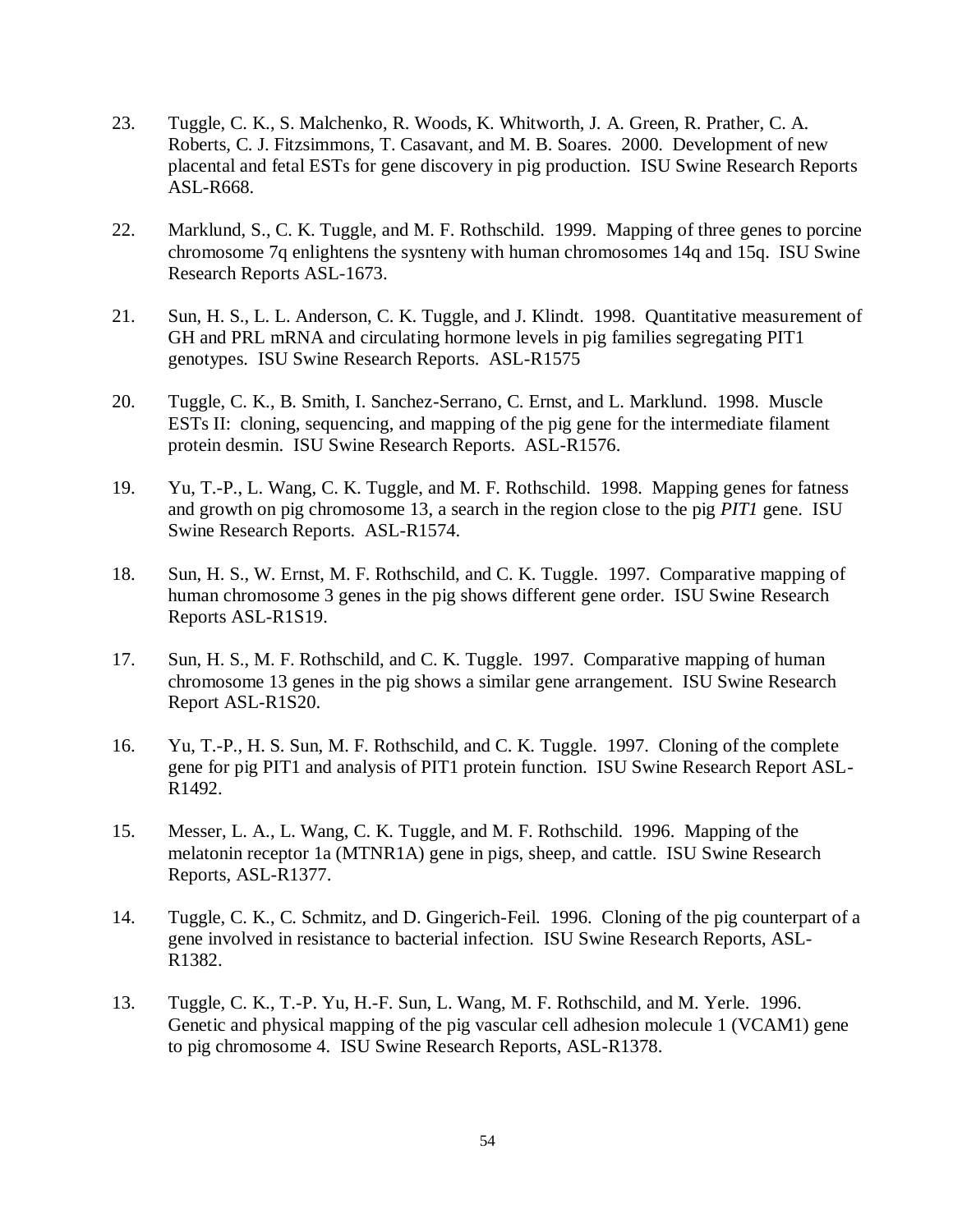23. Tuggle, C. K., S. Malchenko, R. Woods, K. Whitworth, J. A. Green, R. Prather, C. A. Roberts, C. J. Fitzsimmons, T. Casavant, and M. B. Soares. 2000. Development of new placental and fetal ESTs for gene discovery in pig production. ISU Swine Research Reports ASL-R668.

22. Marklund, S., C. K. Tuggle, and M. F. Rothschild. 1999. Mapping of three genes to porcine chromosome 7q enlightens the sysnteny with human chromosomes 14q and 15q. ISU Swine Research Reports ASL-1673.

21. Sun, H. S., L. L. Anderson, C. K. Tuggle, and J. Klindt. 1998. Quantitative measurement of GH and PRL mRNA and circulating hormone levels in pig families segregating PIT1 genotypes. ISU Swine Research Reports. ASL-R1575

20. Tuggle, C. K., B. Smith, I. Sanchez-Serrano, C. Ernst, and L. Marklund. 1998. Muscle ESTs II: cloning, sequencing, and mapping of the pig gene for the intermediate filament protein desmin. ISU Swine Research Reports. ASL-R1576.

19. Yu, T.-P., L. Wang, C. K. Tuggle, and M. F. Rothschild. 1998. Mapping genes for fatness and growth on pig chromosome 13, a search in the region close to the pig *PIT1* gene. ISU Swine Research Reports. ASL-R1574.

18. Sun, H. S., W. Ernst, M. F. Rothschild, and C. K. Tuggle. 1997. Comparative mapping of human chromosome 3 genes in the pig shows different gene order. ISU Swine Research Reports ASL-R1S19.

17. Sun, H. S., M. F. Rothschild, and C. K. Tuggle. 1997. Comparative mapping of human chromosome 13 genes in the pig shows a similar gene arrangement. ISU Swine Research Report ASL-R1S20.

16. Yu, T.-P., H. S. Sun, M. F. Rothschild, and C. K. Tuggle. 1997. Cloning of the complete gene for pig PIT1 and analysis of PIT1 protein function. ISU Swine Research Report ASL-R1492.

15. Messer, L. A., L. Wang, C. K. Tuggle, and M. F. Rothschild. 1996. Mapping of the melatonin receptor 1a (MTNR1A) gene in pigs, sheep, and cattle. ISU Swine Research Reports, ASL-R1377.

14. Tuggle, C. K., C. Schmitz, and D. Gingerich-Feil. 1996. Cloning of the pig counterpart of a gene involved in resistance to bacterial infection. ISU Swine Research Reports, ASL-R1382.

13. Tuggle, C. K., T.-P. Yu, H.-F. Sun, L. Wang, M. F. Rothschild, and M. Yerle. 1996. Genetic and physical mapping of the pig vascular cell adhesion molecule 1 (VCAM1) gene to pig chromosome 4. ISU Swine Research Reports, ASL-R1378.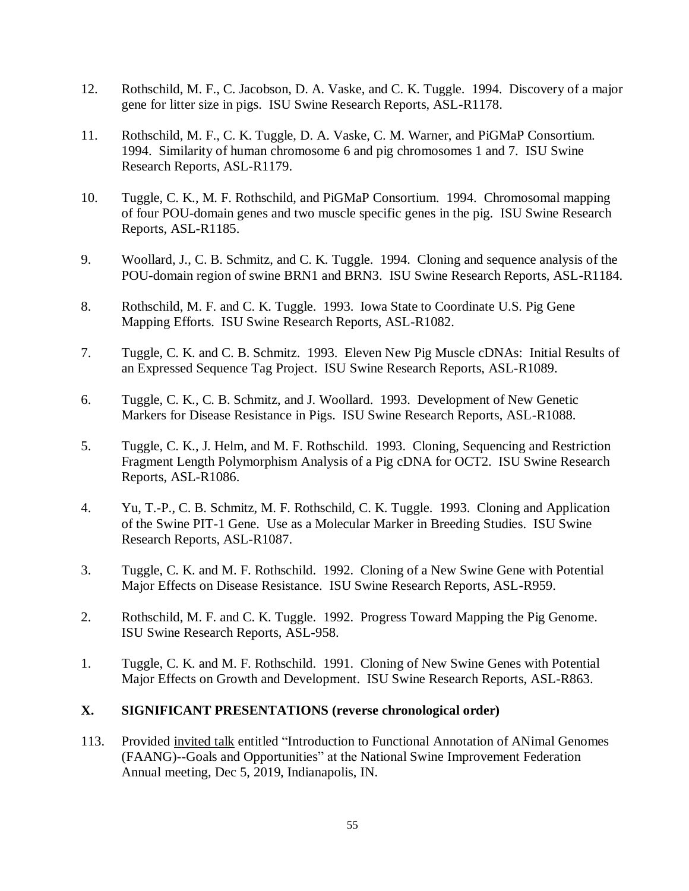12. Rothschild, M. F., C. Jacobson, D. A. Vaske, and C. K. Tuggle. 1994. Discovery of a major gene for litter size in pigs. ISU Swine Research Reports, ASL-R1178.

11. Rothschild, M. F., C. K. Tuggle, D. A. Vaske, C. M. Warner, and PiGMaP Consortium. 1994. Similarity of human chromosome 6 and pig chromosomes 1 and 7. ISU Swine Research Reports, ASL-R1179.

10. Tuggle, C. K., M. F. Rothschild, and PiGMaP Consortium. 1994. Chromosomal mapping of four POU-domain genes and two muscle specific genes in the pig. ISU Swine Research Reports, ASL-R1185.

9. Woollard, J., C. B. Schmitz, and C. K. Tuggle. 1994. Cloning and sequence analysis of the POU-domain region of swine BRN1 and BRN3. ISU Swine Research Reports, ASL-R1184.

8. Rothschild, M. F. and C. K. Tuggle. 1993. Iowa State to Coordinate U.S. Pig Gene Mapping Efforts. ISU Swine Research Reports, ASL-R1082.

7. Tuggle, C. K. and C. B. Schmitz. 1993. Eleven New Pig Muscle cDNAs: Initial Results of an Expressed Sequence Tag Project. ISU Swine Research Reports, ASL-R1089.

6. Tuggle, C. K., C. B. Schmitz, and J. Woollard. 1993. Development of New Genetic Markers for Disease Resistance in Pigs. ISU Swine Research Reports, ASL-R1088.

5. Tuggle, C. K., J. Helm, and M. F. Rothschild. 1993. Cloning, Sequencing and Restriction Fragment Length Polymorphism Analysis of a Pig cDNA for OCT2. ISU Swine Research Reports, ASL-R1086.

4. Yu, T.-P., C. B. Schmitz, M. F. Rothschild, C. K. Tuggle. 1993. Cloning and Application of the Swine PIT-1 Gene. Use as a Molecular Marker in Breeding Studies. ISU Swine Research Reports, ASL-R1087.

3. Tuggle, C. K. and M. F. Rothschild. 1992. Cloning of a New Swine Gene with Potential Major Effects on Disease Resistance. ISU Swine Research Reports, ASL-R959.

2. Rothschild, M. F. and C. K. Tuggle. 1992. Progress Toward Mapping the Pig Genome. ISU Swine Research Reports, ASL-958.

1. Tuggle, C. K. and M. F. Rothschild. 1991. Cloning of New Swine Genes with Potential Major Effects on Growth and Development. ISU Swine Research Reports, ASL-R863.

## X. SIGNIFICANT PRESENTATIONS (reverse chronological order)

113. Provided invited talk entitled "Introduction to Functional Annotation of ANimal Genomes (FAANG)--Goals and Opportunities" at the National Swine Improvement Federation Annual meeting, Dec 5, 2019, Indianapolis, IN.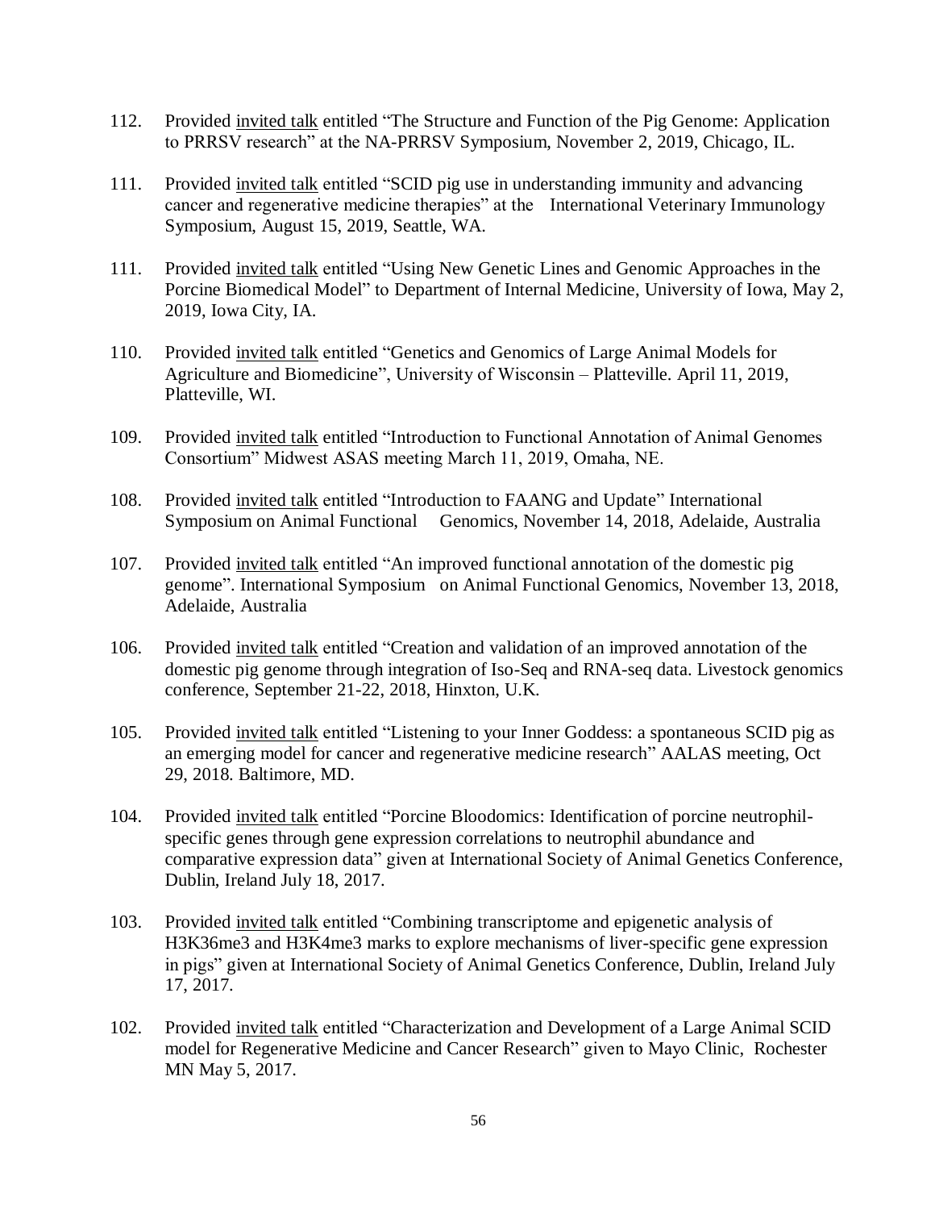112. Provided <u>invited talk</u> entitled "The Structure and Function of the Pig Genome: Application to PRRSV research" at the NA-PRRSV Symposium, November 2, 2019, Chicago, IL.

111. Provided <u>invited talk</u> entitled "SCID pig use in understanding immunity and advancing cancer and regenerative medicine therapies" at the International Veterinary Immunology Symposium, August 15, 2019, Seattle, WA.

111. Provided <u>invited talk</u> entitled "Using New Genetic Lines and Genomic Approaches in the Porcine Biomedical Model" to Department of Internal Medicine, University of Iowa, May 2, 2019, Iowa City, IA.

110. Provided <u>invited talk</u> entitled "Genetics and Genomics of Large Animal Models for Agriculture and Biomedicine", University of Wisconsin – Platteville. April 11, 2019, Platteville, WI.

109. Provided <u>invited talk</u> entitled "Introduction to Functional Annotation of Animal Genomes Consortium" Midwest ASAS meeting March 11, 2019, Omaha, NE.

108. Provided <u>invited talk</u> entitled "Introduction to FAANG and Update" International Symposium on Animal Functional Genomics, November 14, 2018, Adelaide, Australia

107. Provided <u>invited talk</u> entitled "An improved functional annotation of the domestic pig genome". International Symposium on Animal Functional Genomics, November 13, 2018, Adelaide, Australia

106. Provided <u>invited talk</u> entitled "Creation and validation of an improved annotation of the domestic pig genome through integration of Iso-Seq and RNA-seq data. Livestock genomics conference, September 21-22, 2018, Hinxton, U.K.

105. Provided <u>invited talk</u> entitled "Listening to your Inner Goddess: a spontaneous SCID pig as an emerging model for cancer and regenerative medicine research" AALAS meeting, Oct 29, 2018. Baltimore, MD.

104. Provided <u>invited talk</u> entitled "Porcine Bloodomics: Identification of porcine neutrophil-specific genes through gene expression correlations to neutrophil abundance and comparative expression data" given at International Society of Animal Genetics Conference, Dublin, Ireland July 18, 2017.

103. Provided <u>invited talk</u> entitled "Combining transcriptome and epigenetic analysis of H3K36me3 and H3K4me3 marks to explore mechanisms of liver-specific gene expression in pigs" given at International Society of Animal Genetics Conference, Dublin, Ireland July 17, 2017.

102. Provided <u>invited talk</u> entitled "Characterization and Development of a Large Animal SCID model for Regenerative Medicine and Cancer Research" given to Mayo Clinic, Rochester MN May 5, 2017.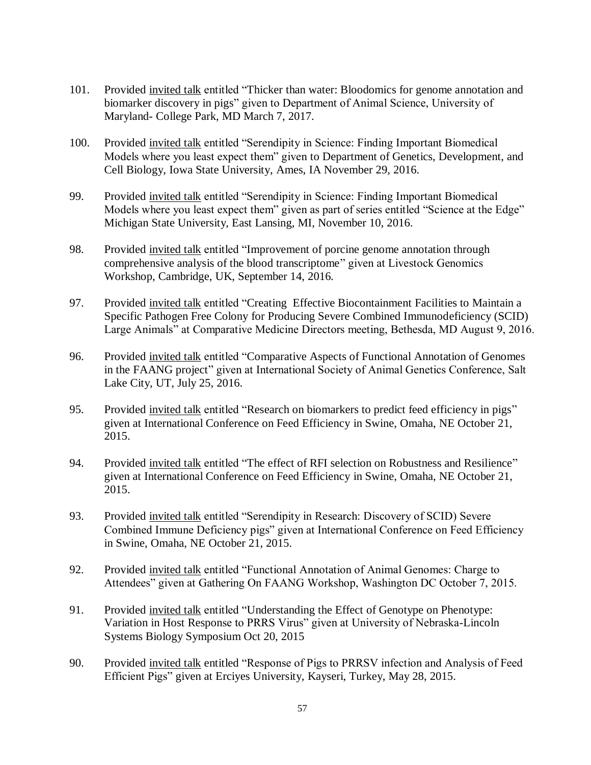101. Provided <u>invited talk</u> entitled “Thicker than water: Bloodomics for genome annotation and biomarker discovery in pigs” given to Department of Animal Science, University of Maryland- College Park, MD March 7, 2017.

100. Provided <u>invited talk</u> entitled “Serendipity in Science: Finding Important Biomedical Models where you least expect them” given to Department of Genetics, Development, and Cell Biology, Iowa State University, Ames, IA November 29, 2016.

99. Provided <u>invited talk</u> entitled “Serendipity in Science: Finding Important Biomedical Models where you least expect them” given as part of series entitled “Science at the Edge” Michigan State University, East Lansing, MI, November 10, 2016.

98. Provided <u>invited talk</u> entitled “Improvement of porcine genome annotation through comprehensive analysis of the blood transcriptome” given at Livestock Genomics Workshop, Cambridge, UK, September 14, 2016.

97. Provided <u>invited talk</u> entitled “Creating Effective Biocontainment Facilities to Maintain a Specific Pathogen Free Colony for Producing Severe Combined Immunodeficiency (SCID) Large Animals” at Comparative Medicine Directors meeting, Bethesda, MD August 9, 2016.

96. Provided <u>invited talk</u> entitled “Comparative Aspects of Functional Annotation of Genomes in the FAANG project” given at International Society of Animal Genetics Conference, Salt Lake City, UT, July 25, 2016.

95. Provided <u>invited talk</u> entitled “Research on biomarkers to predict feed efficiency in pigs” given at International Conference on Feed Efficiency in Swine, Omaha, NE October 21, 2015.

94. Provided <u>invited talk</u> entitled “The effect of RFI selection on Robustness and Resilience” given at International Conference on Feed Efficiency in Swine, Omaha, NE October 21, 2015.

93. Provided <u>invited talk</u> entitled “Serendipity in Research: Discovery of SCID) Severe Combined Immune Deficiency pigs” given at International Conference on Feed Efficiency in Swine, Omaha, NE October 21, 2015.

92. Provided <u>invited talk</u> entitled “Functional Annotation of Animal Genomes: Charge to Attendees” given at Gathering On FAANG Workshop, Washington DC October 7, 2015.

91. Provided <u>invited talk</u> entitled “Understanding the Effect of Genotype on Phenotype: Variation in Host Response to PRRS Virus” given at University of Nebraska-Lincoln Systems Biology Symposium Oct 20, 2015

90. Provided <u>invited talk</u> entitled “Response of Pigs to PRRSV infection and Analysis of Feed Efficient Pigs” given at Erciyes University, Kayseri, Turkey, May 28, 2015.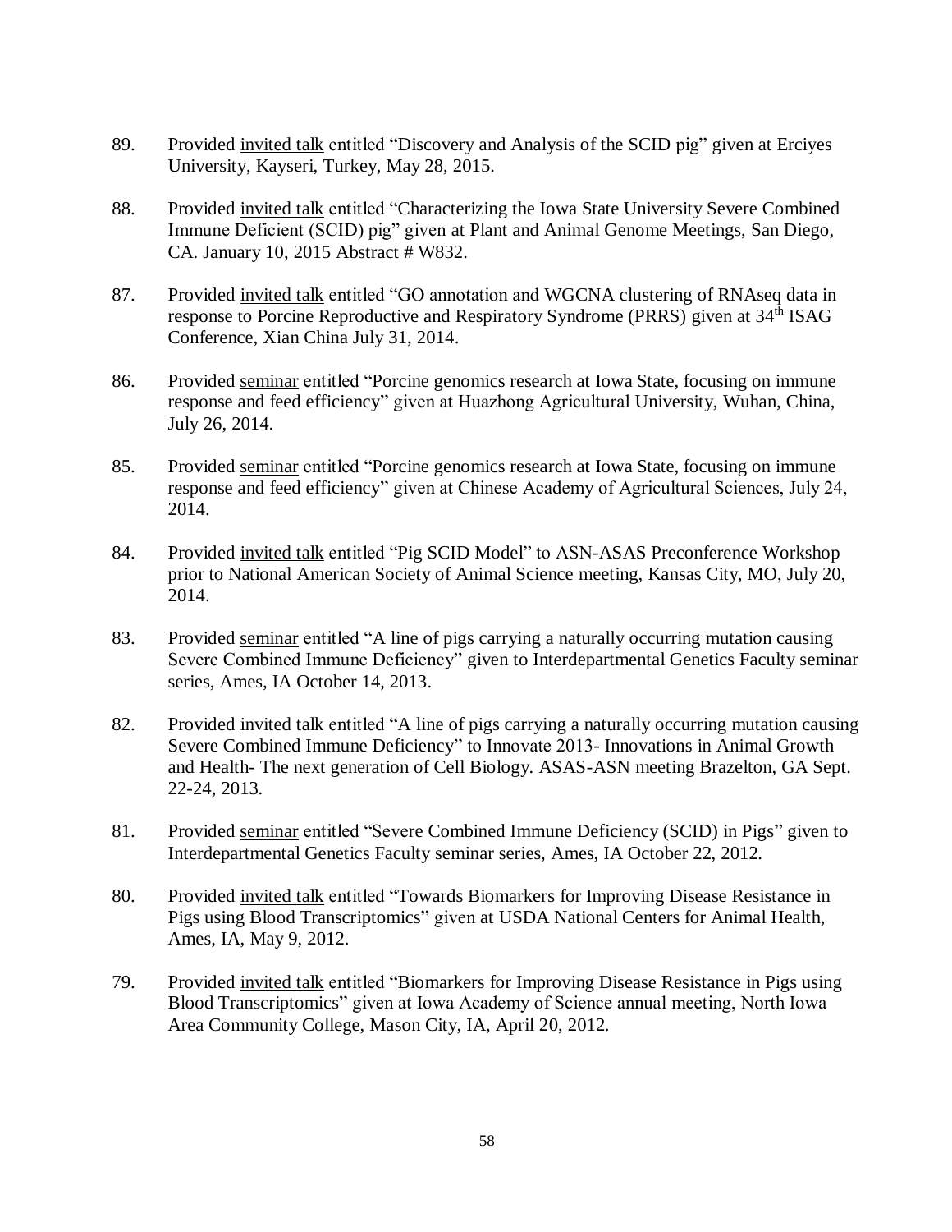89. Provided invited talk entitled "Discovery and Analysis of the SCID pig" given at Erciyes University, Kayseri, Turkey, May 28, 2015.

88. Provided invited talk entitled "Characterizing the Iowa State University Severe Combined Immune Deficient (SCID) pig" given at Plant and Animal Genome Meetings, San Diego, CA. January 10, 2015 Abstract # W832.

87. Provided invited talk entitled "GO annotation and WGCNA clustering of RNAseq data in response to Porcine Reproductive and Respiratory Syndrome (PRRS) given at 34th ISAG Conference, Xian China July 31, 2014.

86. Provided seminar entitled "Porcine genomics research at Iowa State, focusing on immune response and feed efficiency" given at Huazhong Agricultural University, Wuhan, China, July 26, 2014.

85. Provided seminar entitled "Porcine genomics research at Iowa State, focusing on immune response and feed efficiency" given at Chinese Academy of Agricultural Sciences, July 24, 2014.

84. Provided invited talk entitled "Pig SCID Model" to ASN-ASAS Preconference Workshop prior to National American Society of Animal Science meeting, Kansas City, MO, July 20, 2014.

83. Provided seminar entitled "A line of pigs carrying a naturally occurring mutation causing Severe Combined Immune Deficiency" given to Interdepartmental Genetics Faculty seminar series, Ames, IA October 14, 2013.

82. Provided invited talk entitled "A line of pigs carrying a naturally occurring mutation causing Severe Combined Immune Deficiency" to Innovate 2013- Innovations in Animal Growth and Health- The next generation of Cell Biology. ASAS-ASN meeting Brazelton, GA Sept. 22-24, 2013.

81. Provided seminar entitled "Severe Combined Immune Deficiency (SCID) in Pigs" given to Interdepartmental Genetics Faculty seminar series, Ames, IA October 22, 2012.

80. Provided invited talk entitled "Towards Biomarkers for Improving Disease Resistance in Pigs using Blood Transcriptomics" given at USDA National Centers for Animal Health, Ames, IA, May 9, 2012.

79. Provided invited talk entitled "Biomarkers for Improving Disease Resistance in Pigs using Blood Transcriptomics" given at Iowa Academy of Science annual meeting, North Iowa Area Community College, Mason City, IA, April 20, 2012.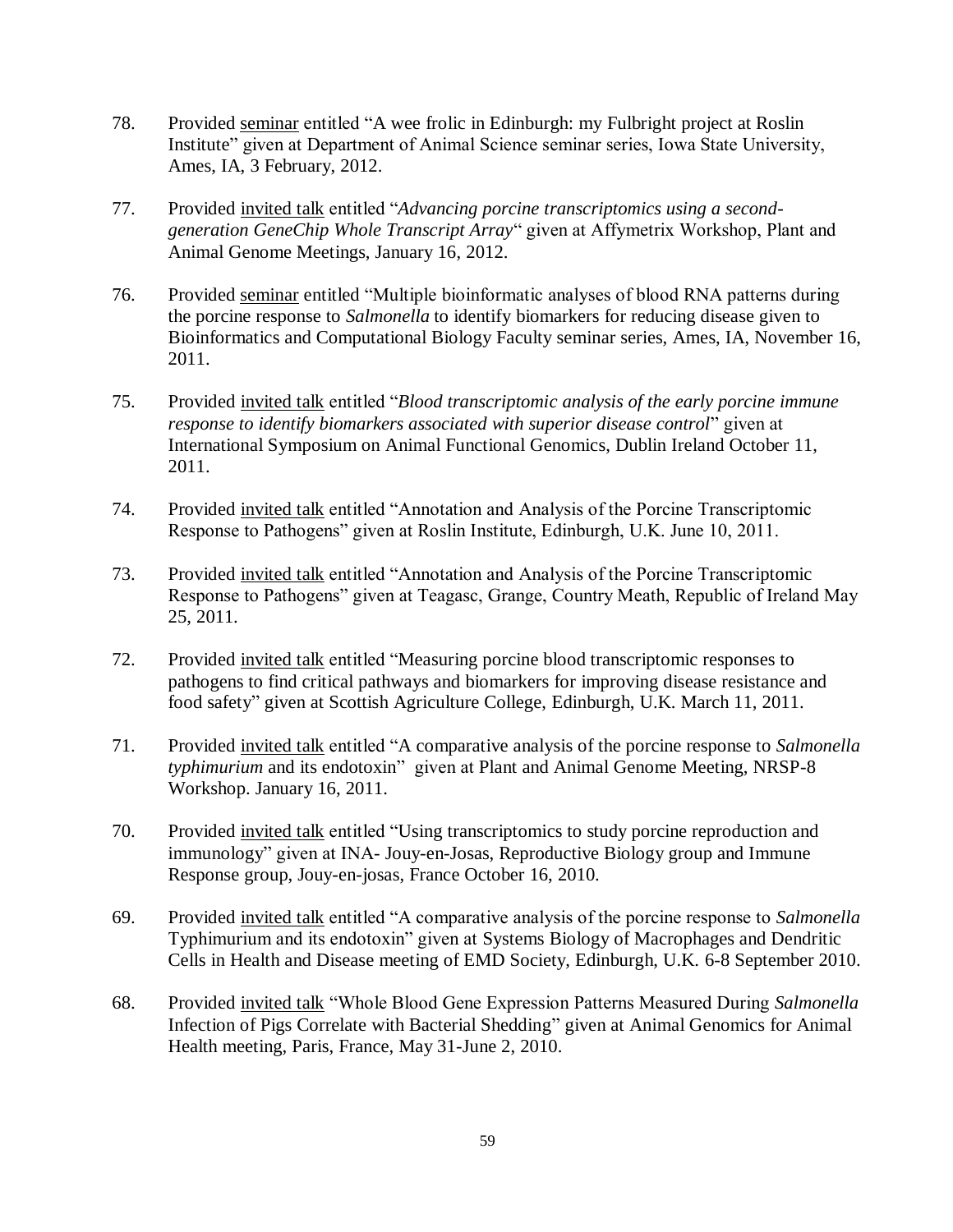78. Provided <u>seminar</u> entitled "A wee frolic in Edinburgh: my Fulbright project at Roslin Institute" given at Department of Animal Science seminar series, Iowa State University, Ames, IA, 3 February, 2012.

77. Provided <u>invited talk</u> entitled "*Advancing porcine transcriptomics using a second-generation GeneChip Whole Transcript Array*" given at Affymetrix Workshop, Plant and Animal Genome Meetings, January 16, 2012.

76. Provided <u>seminar</u> entitled "Multiple bioinformatic analyses of blood RNA patterns during the porcine response to *Salmonella* to identify biomarkers for reducing disease given to Bioinformatics and Computational Biology Faculty seminar series, Ames, IA, November 16, 2011.

75. Provided <u>invited talk</u> entitled "*Blood transcriptomic analysis of the early porcine immune response to identify biomarkers associated with superior disease control*" given at International Symposium on Animal Functional Genomics, Dublin Ireland October 11, 2011.

74. Provided <u>invited talk</u> entitled "Annotation and Analysis of the Porcine Transcriptomic Response to Pathogens" given at Roslin Institute, Edinburgh, U.K. June 10, 2011.

73. Provided <u>invited talk</u> entitled "Annotation and Analysis of the Porcine Transcriptomic Response to Pathogens" given at Teagasc, Grange, Country Meath, Republic of Ireland May 25, 2011.

72. Provided <u>invited talk</u> entitled "Measuring porcine blood transcriptomic responses to pathogens to find critical pathways and biomarkers for improving disease resistance and food safety" given at Scottish Agriculture College, Edinburgh, U.K. March 11, 2011.

71. Provided <u>invited talk</u> entitled "A comparative analysis of the porcine response to *Salmonella typhimurium* and its endotoxin" given at Plant and Animal Genome Meeting, NRSP-8 Workshop. January 16, 2011.

70. Provided <u>invited talk</u> entitled "Using transcriptomics to study porcine reproduction and immunology" given at INA- Jouy-en-Josas, Reproductive Biology group and Immune Response group, Jouy-en-josas, France October 16, 2010.

69. Provided <u>invited talk</u> entitled "A comparative analysis of the porcine response to *Salmonella* Typhimurium and its endotoxin" given at Systems Biology of Macrophages and Dendritic Cells in Health and Disease meeting of EMD Society, Edinburgh, U.K. 6-8 September 2010.

68. Provided <u>invited talk</u> "Whole Blood Gene Expression Patterns Measured During *Salmonella* Infection of Pigs Correlate with Bacterial Shedding" given at Animal Genomics for Animal Health meeting, Paris, France, May 31-June 2, 2010.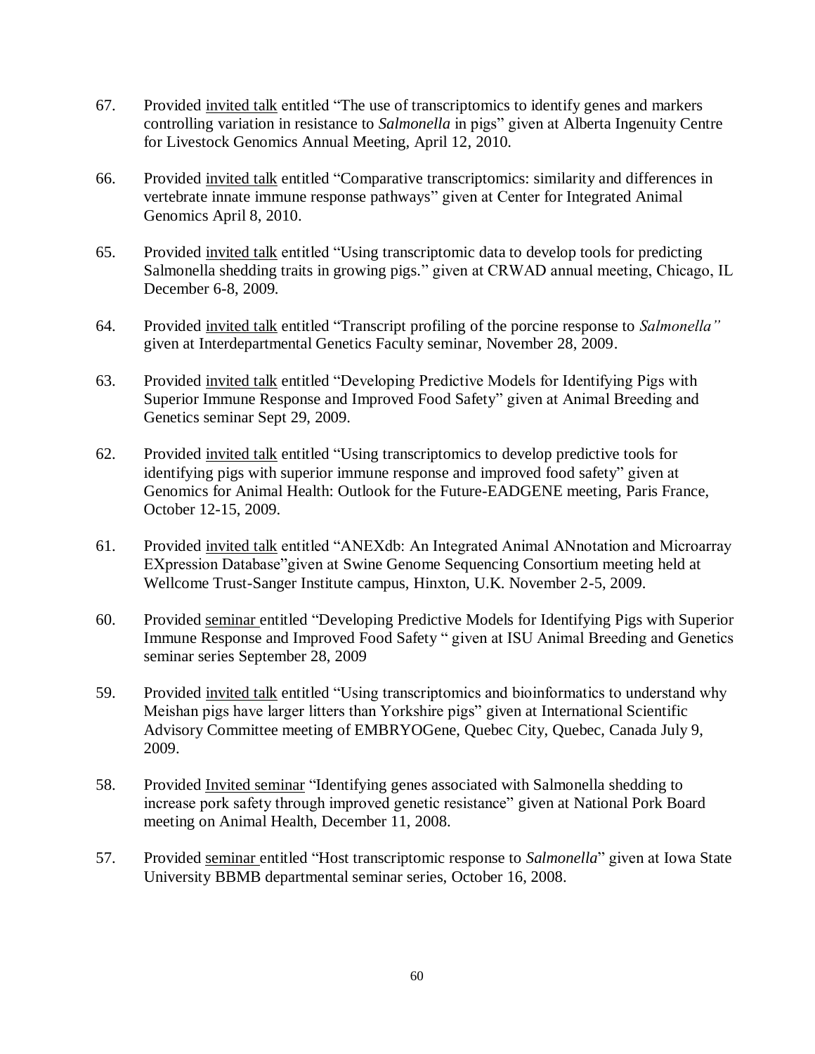67. Provided <u>invited talk</u> entitled "The use of transcriptomics to identify genes and markers controlling variation in resistance to *Salmonella* in pigs" given at Alberta Ingenuity Centre for Livestock Genomics Annual Meeting, April 12, 2010.

66. Provided <u>invited talk</u> entitled "Comparative transcriptomics: similarity and differences in vertebrate innate immune response pathways" given at Center for Integrated Animal Genomics April 8, 2010.

65. Provided <u>invited talk</u> entitled "Using transcriptomic data to develop tools for predicting Salmonella shedding traits in growing pigs." given at CRWAD annual meeting, Chicago, IL December 6-8, 2009.

64. Provided <u>invited talk</u> entitled "Transcript profiling of the porcine response to *Salmonella"* given at Interdepartmental Genetics Faculty seminar, November 28, 2009.

63. Provided <u>invited talk</u> entitled "Developing Predictive Models for Identifying Pigs with Superior Immune Response and Improved Food Safety" given at Animal Breeding and Genetics seminar Sept 29, 2009.

62. Provided <u>invited talk</u> entitled "Using transcriptomics to develop predictive tools for identifying pigs with superior immune response and improved food safety" given at Genomics for Animal Health: Outlook for the Future-EADGENE meeting, Paris France, October 12-15, 2009.

61. Provided <u>invited talk</u> entitled "ANEXdb: An Integrated Animal ANnotation and Microarray EXpression Database"given at Swine Genome Sequencing Consortium meeting held at Wellcome Trust-Sanger Institute campus, Hinxton, U.K. November 2-5, 2009.

60. Provided <u>seminar</u> entitled "Developing Predictive Models for Identifying Pigs with Superior Immune Response and Improved Food Safety " given at ISU Animal Breeding and Genetics seminar series September 28, 2009

59. Provided <u>invited talk</u> entitled "Using transcriptomics and bioinformatics to understand why Meishan pigs have larger litters than Yorkshire pigs" given at International Scientific Advisory Committee meeting of EMBRYOGene, Quebec City, Quebec, Canada July 9, 2009.

58. Provided <u>Invited seminar</u> "Identifying genes associated with Salmonella shedding to increase pork safety through improved genetic resistance" given at National Pork Board meeting on Animal Health, December 11, 2008.

57. Provided <u>seminar</u> entitled "Host transcriptomic response to *Salmonella*" given at Iowa State University BBMB departmental seminar series, October 16, 2008.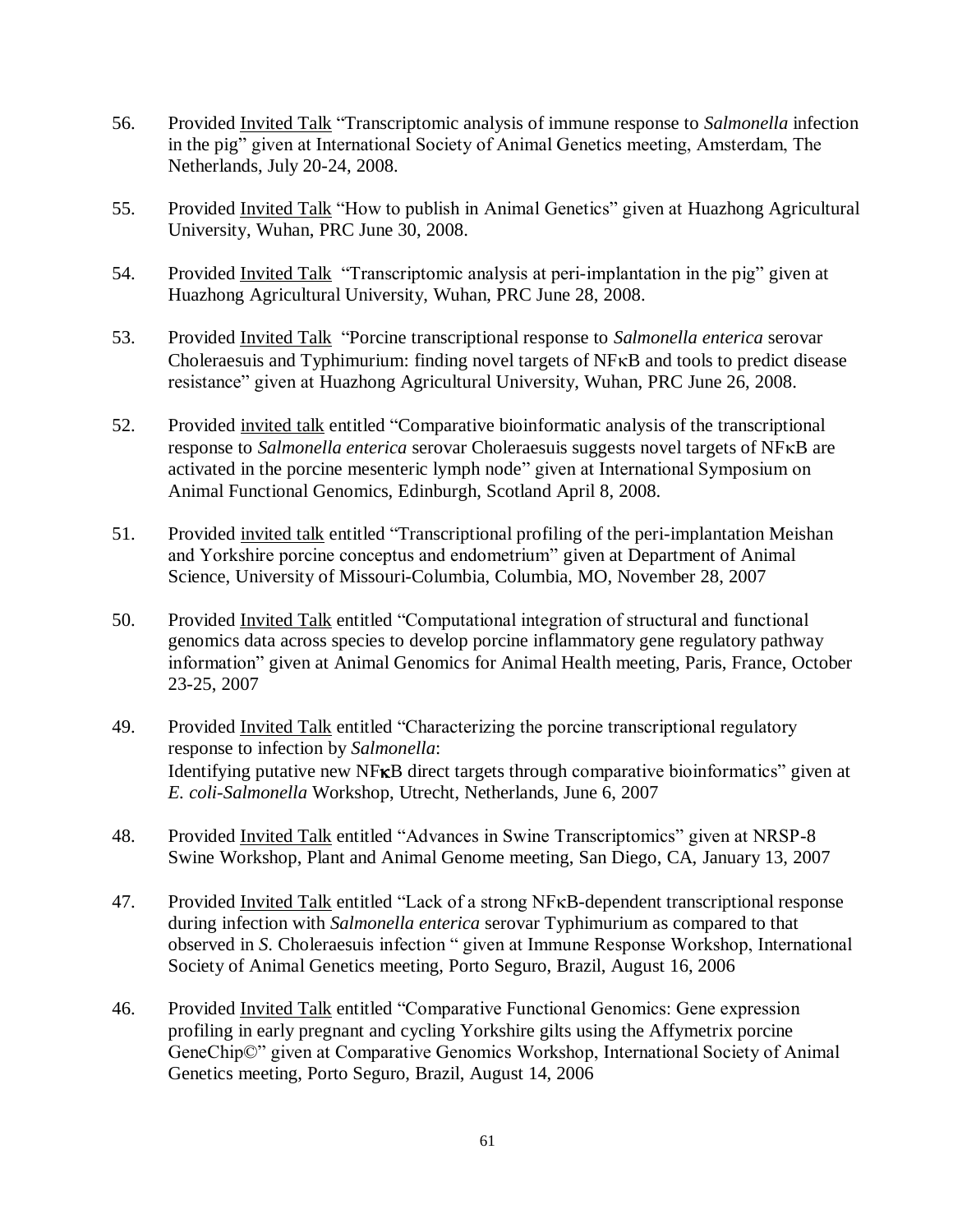56. Provided <u>Invited Talk</u> "Transcriptomic analysis of immune response to *Salmonella* infection in the pig" given at International Society of Animal Genetics meeting, Amsterdam, The Netherlands, July 20-24, 2008.

55. Provided <u>Invited Talk</u> "How to publish in Animal Genetics" given at Huazhong Agricultural University, Wuhan, PRC June 30, 2008.

54. Provided <u>Invited Talk</u> "Transcriptomic analysis at peri-implantation in the pig" given at Huazhong Agricultural University, Wuhan, PRC June 28, 2008.

53. Provided <u>Invited Talk</u> "Porcine transcriptional response to *Salmonella enterica* serovar Choleraesuis and Typhimurium: finding novel targets of NFκB and tools to predict disease resistance" given at Huazhong Agricultural University, Wuhan, PRC June 26, 2008.

52. Provided <u>invited talk</u> entitled "Comparative bioinformatic analysis of the transcriptional response to *Salmonella enterica* serovar Choleraesuis suggests novel targets of NFκB are activated in the porcine mesenteric lymph node" given at International Symposium on Animal Functional Genomics, Edinburgh, Scotland April 8, 2008.

51. Provided <u>invited talk</u> entitled "Transcriptional profiling of the peri-implantation Meishan and Yorkshire porcine conceptus and endometrium" given at Department of Animal Science, University of Missouri-Columbia, Columbia, MO, November 28, 2007

50. Provided <u>Invited Talk</u> entitled "Computational integration of structural and functional genomics data across species to develop porcine inflammatory gene regulatory pathway information" given at Animal Genomics for Animal Health meeting, Paris, France, October 23-25, 2007

49. Provided <u>Invited Talk</u> entitled "Characterizing the porcine transcriptional regulatory response to infection by *Salmonella*: Identifying putative new NF**κ**B direct targets through comparative bioinformatics" given at *E. coli-Salmonella* Workshop, Utrecht, Netherlands, June 6, 2007

48. Provided <u>Invited Talk</u> entitled "Advances in Swine Transcriptomics" given at NRSP-8 Swine Workshop, Plant and Animal Genome meeting, San Diego, CA, January 13, 2007

47. Provided <u>Invited Talk</u> entitled "Lack of a strong NFκB-dependent transcriptional response during infection with *Salmonella enterica* serovar Typhimurium as compared to that observed in *S*. Choleraesuis infection " given at Immune Response Workshop, International Society of Animal Genetics meeting, Porto Seguro, Brazil, August 16, 2006

46. Provided <u>Invited Talk</u> entitled "Comparative Functional Genomics: Gene expression profiling in early pregnant and cycling Yorkshire gilts using the Affymetrix porcine GeneChip©" given at Comparative Genomics Workshop, International Society of Animal Genetics meeting, Porto Seguro, Brazil, August 14, 2006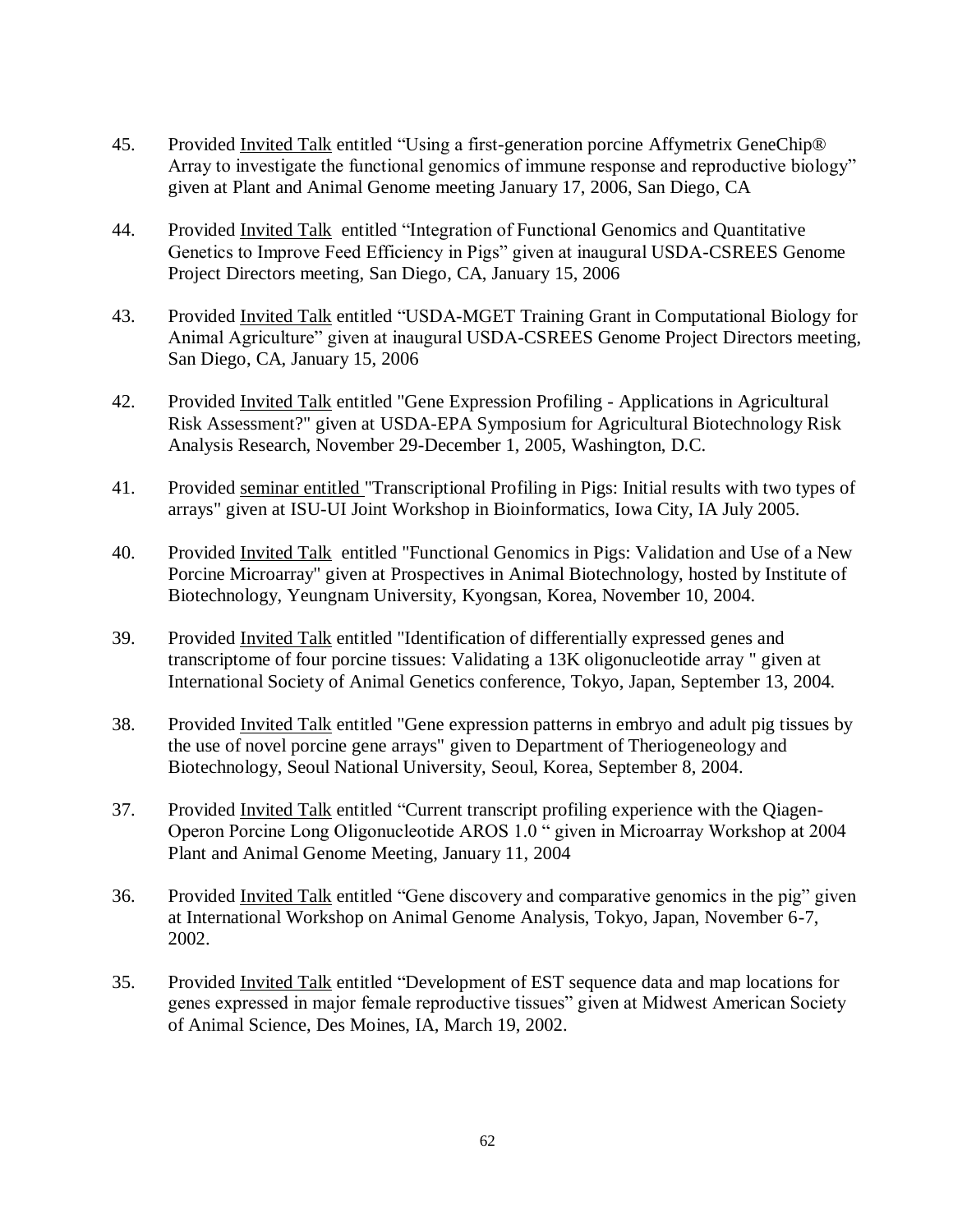45. Provided <u>Invited Talk</u> entitled "Using a first-generation porcine Affymetrix GeneChip® Array to investigate the functional genomics of immune response and reproductive biology" given at Plant and Animal Genome meeting January 17, 2006, San Diego, CA

44. Provided <u>Invited Talk</u> entitled "Integration of Functional Genomics and Quantitative Genetics to Improve Feed Efficiency in Pigs" given at inaugural USDA-CSREES Genome Project Directors meeting, San Diego, CA, January 15, 2006

43. Provided <u>Invited Talk</u> entitled "USDA-MGET Training Grant in Computational Biology for Animal Agriculture" given at inaugural USDA-CSREES Genome Project Directors meeting, San Diego, CA, January 15, 2006

42. Provided <u>Invited Talk</u> entitled "Gene Expression Profiling - Applications in Agricultural Risk Assessment?" given at USDA-EPA Symposium for Agricultural Biotechnology Risk Analysis Research, November 29-December 1, 2005, Washington, D.C.

41. Provided <u>seminar entitled</u> "Transcriptional Profiling in Pigs: Initial results with two types of arrays" given at ISU-UI Joint Workshop in Bioinformatics, Iowa City, IA July 2005.

40. Provided <u>Invited Talk</u> entitled "Functional Genomics in Pigs: Validation and Use of a New Porcine Microarray" given at Prospectives in Animal Biotechnology, hosted by Institute of Biotechnology, Yeungnam University, Kyongsan, Korea, November 10, 2004.

39. Provided <u>Invited Talk</u> entitled "Identification of differentially expressed genes and transcriptome of four porcine tissues: Validating a 13K oligonucleotide array " given at International Society of Animal Genetics conference, Tokyo, Japan, September 13, 2004.

38. Provided <u>Invited Talk</u> entitled "Gene expression patterns in embryo and adult pig tissues by the use of novel porcine gene arrays" given to Department of Theriogeneology and Biotechnology, Seoul National University, Seoul, Korea, September 8, 2004.

37. Provided <u>Invited Talk</u> entitled "Current transcript profiling experience with the Qiagen-Operon Porcine Long Oligonucleotide AROS 1.0 " given in Microarray Workshop at 2004 Plant and Animal Genome Meeting, January 11, 2004

36. Provided <u>Invited Talk</u> entitled "Gene discovery and comparative genomics in the pig" given at International Workshop on Animal Genome Analysis, Tokyo, Japan, November 6-7, 2002.

35. Provided <u>Invited Talk</u> entitled "Development of EST sequence data and map locations for genes expressed in major female reproductive tissues" given at Midwest American Society of Animal Science, Des Moines, IA, March 19, 2002.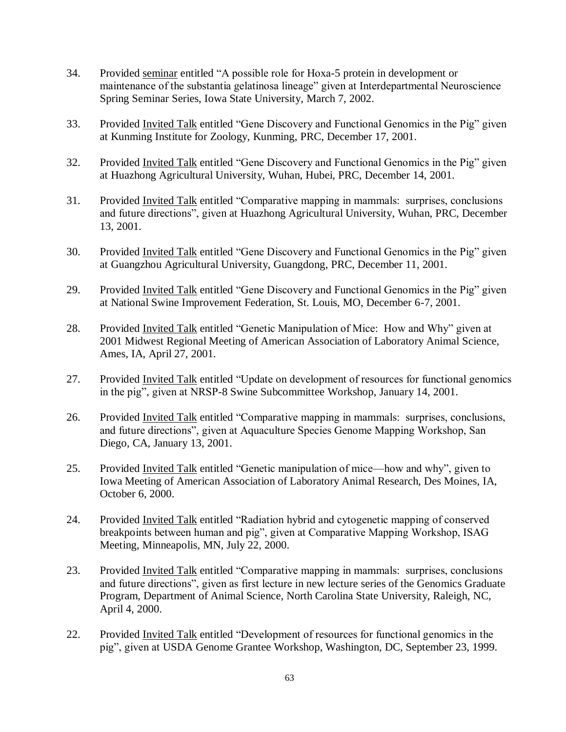34. Provided <u>seminar</u> entitled "A possible role for Hoxa-5 protein in development or maintenance of the substantia gelatinosa lineage" given at Interdepartmental Neuroscience Spring Seminar Series, Iowa State University, March 7, 2002.

33. Provided <u>Invited Talk</u> entitled "Gene Discovery and Functional Genomics in the Pig" given at Kunming Institute for Zoology, Kunming, PRC, December 17, 2001.

32. Provided <u>Invited Talk</u> entitled "Gene Discovery and Functional Genomics in the Pig" given at Huazhong Agricultural University, Wuhan, Hubei, PRC, December 14, 2001.

31. Provided <u>Invited Talk</u> entitled "Comparative mapping in mammals: surprises, conclusions and future directions", given at Huazhong Agricultural University, Wuhan, PRC, December 13, 2001.

30. Provided <u>Invited Talk</u> entitled "Gene Discovery and Functional Genomics in the Pig" given at Guangzhou Agricultural University, Guangdong, PRC, December 11, 2001.

29. Provided <u>Invited Talk</u> entitled "Gene Discovery and Functional Genomics in the Pig" given at National Swine Improvement Federation, St. Louis, MO, December 6-7, 2001.

28. Provided <u>Invited Talk</u> entitled "Genetic Manipulation of Mice: How and Why" given at 2001 Midwest Regional Meeting of American Association of Laboratory Animal Science, Ames, IA, April 27, 2001.

27. Provided <u>Invited Talk</u> entitled "Update on development of resources for functional genomics in the pig", given at NRSP-8 Swine Subcommittee Workshop, January 14, 2001.

26. Provided <u>Invited Talk</u> entitled "Comparative mapping in mammals: surprises, conclusions, and future directions", given at Aquaculture Species Genome Mapping Workshop, San Diego, CA, January 13, 2001.

25. Provided <u>Invited Talk</u> entitled "Genetic manipulation of mice—how and why", given to Iowa Meeting of American Association of Laboratory Animal Research, Des Moines, IA, October 6, 2000.

24. Provided <u>Invited Talk</u> entitled "Radiation hybrid and cytogenetic mapping of conserved breakpoints between human and pig", given at Comparative Mapping Workshop, ISAG Meeting, Minneapolis, MN, July 22, 2000.

23. Provided <u>Invited Talk</u> entitled "Comparative mapping in mammals: surprises, conclusions and future directions", given as first lecture in new lecture series of the Genomics Graduate Program, Department of Animal Science, North Carolina State University, Raleigh, NC, April 4, 2000.

22. Provided <u>Invited Talk</u> entitled "Development of resources for functional genomics in the pig", given at USDA Genome Grantee Workshop, Washington, DC, September 23, 1999.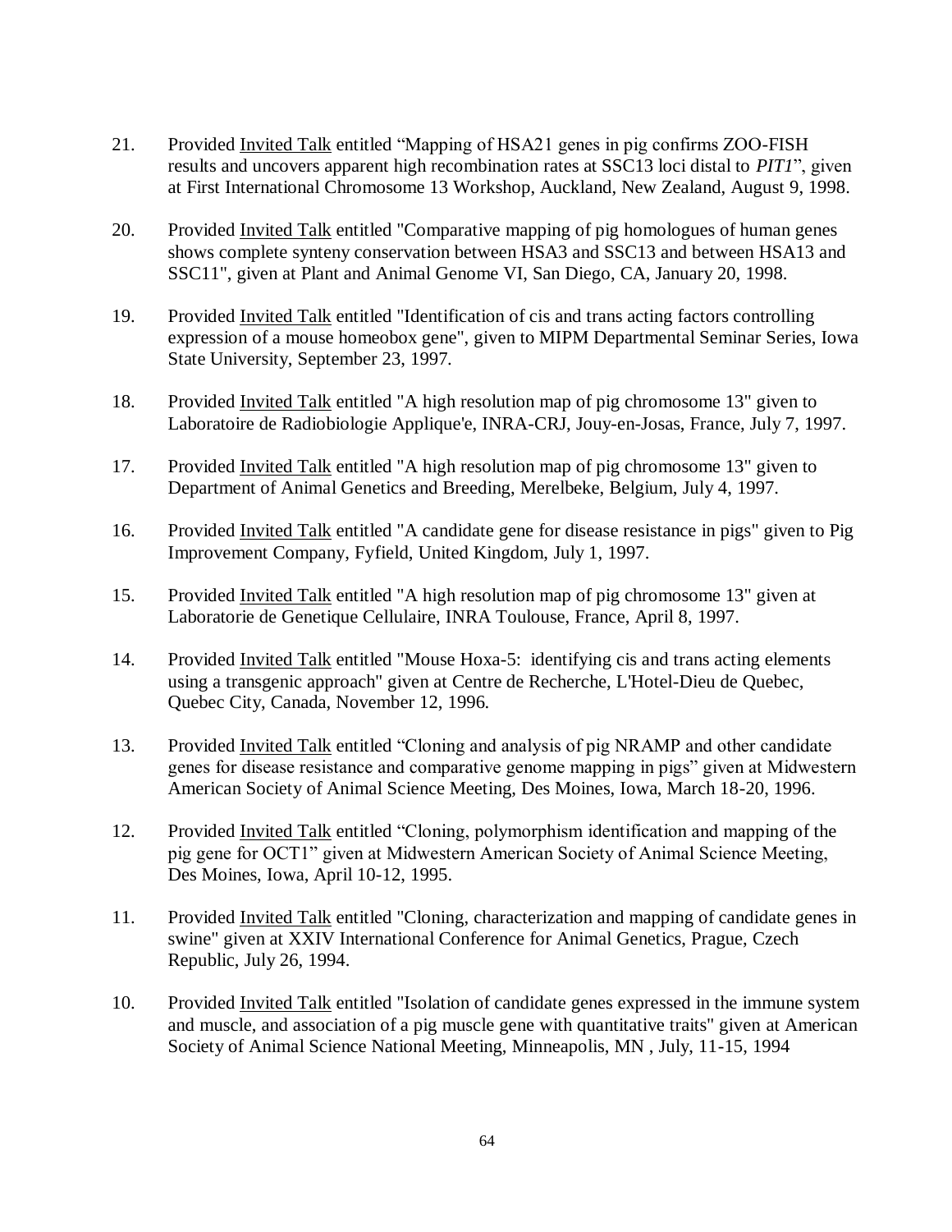21. Provided <u>Invited Talk</u> entitled "Mapping of HSA21 genes in pig confirms ZOO-FISH results and uncovers apparent high recombination rates at SSC13 loci distal to *PIT1*", given at First International Chromosome 13 Workshop, Auckland, New Zealand, August 9, 1998.

20. Provided <u>Invited Talk</u> entitled "Comparative mapping of pig homologues of human genes shows complete synteny conservation between HSA3 and SSC13 and between HSA13 and SSC11", given at Plant and Animal Genome VI, San Diego, CA, January 20, 1998.

19. Provided <u>Invited Talk</u> entitled "Identification of cis and trans acting factors controlling expression of a mouse homeobox gene", given to MIPM Departmental Seminar Series, Iowa State University, September 23, 1997.

18. Provided <u>Invited Talk</u> entitled "A high resolution map of pig chromosome 13" given to Laboratoire de Radiobiologie Applique'e, INRA-CRJ, Jouy-en-Josas, France, July 7, 1997.

17. Provided <u>Invited Talk</u> entitled "A high resolution map of pig chromosome 13" given to Department of Animal Genetics and Breeding, Merelbeke, Belgium, July 4, 1997.

16. Provided <u>Invited Talk</u> entitled "A candidate gene for disease resistance in pigs" given to Pig Improvement Company, Fyfield, United Kingdom, July 1, 1997.

15. Provided <u>Invited Talk</u> entitled "A high resolution map of pig chromosome 13" given at Laboratorie de Genetique Cellulaire, INRA Toulouse, France, April 8, 1997.

14. Provided <u>Invited Talk</u> entitled "Mouse Hoxa-5: identifying cis and trans acting elements using a transgenic approach" given at Centre de Recherche, L'Hotel-Dieu de Quebec, Quebec City, Canada, November 12, 1996.

13. Provided <u>Invited Talk</u> entitled "Cloning and analysis of pig NRAMP and other candidate genes for disease resistance and comparative genome mapping in pigs" given at Midwestern American Society of Animal Science Meeting, Des Moines, Iowa, March 18-20, 1996.

12. Provided <u>Invited Talk</u> entitled "Cloning, polymorphism identification and mapping of the pig gene for OCT1" given at Midwestern American Society of Animal Science Meeting, Des Moines, Iowa, April 10-12, 1995.

11. Provided <u>Invited Talk</u> entitled "Cloning, characterization and mapping of candidate genes in swine" given at XXIV International Conference for Animal Genetics, Prague, Czech Republic, July 26, 1994.

10. Provided <u>Invited Talk</u> entitled "Isolation of candidate genes expressed in the immune system and muscle, and association of a pig muscle gene with quantitative traits" given at American Society of Animal Science National Meeting, Minneapolis, MN , July, 11-15, 1994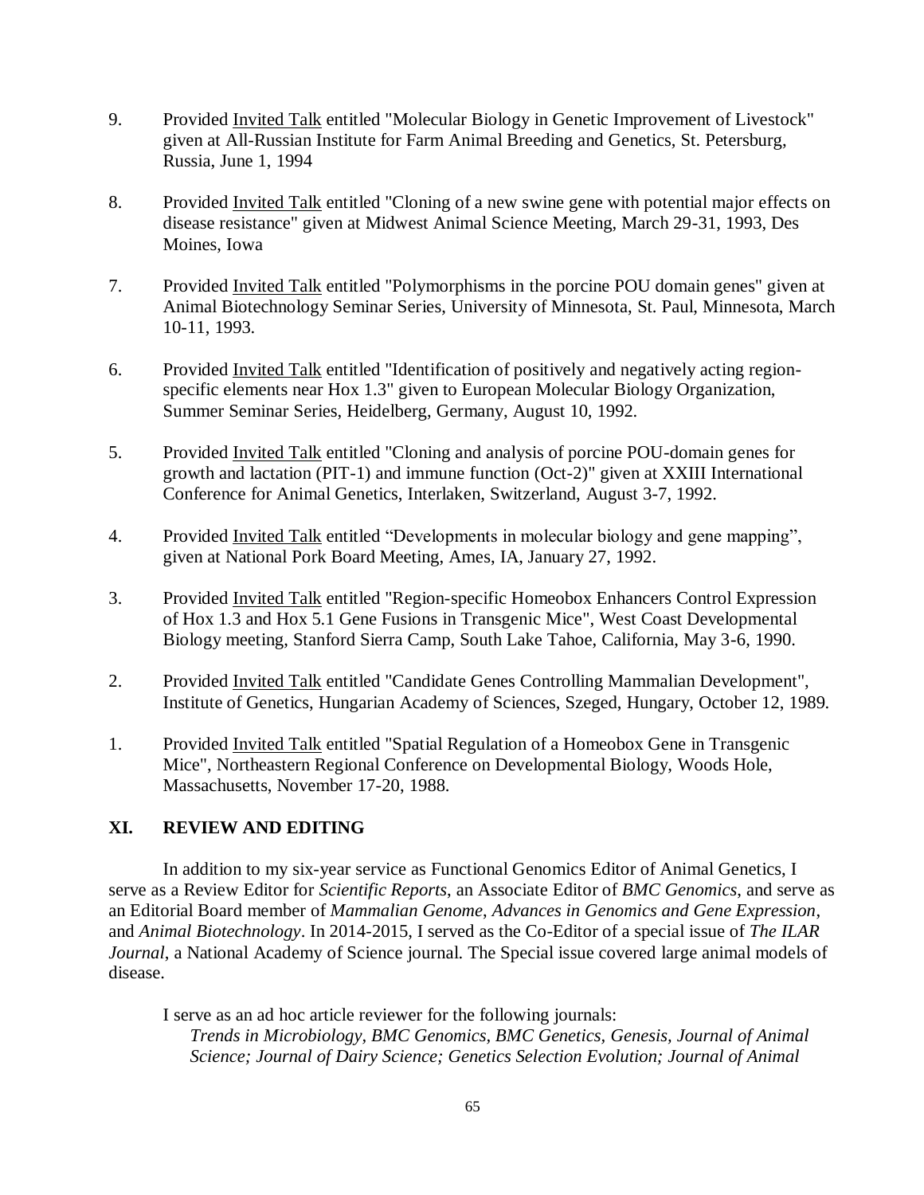9. Provided <u>Invited Talk</u> entitled "Molecular Biology in Genetic Improvement of Livestock" given at All-Russian Institute for Farm Animal Breeding and Genetics, St. Petersburg, Russia, June 1, 1994

8. Provided <u>Invited Talk</u> entitled "Cloning of a new swine gene with potential major effects on disease resistance" given at Midwest Animal Science Meeting, March 29-31, 1993, Des Moines, Iowa

7. Provided <u>Invited Talk</u> entitled "Polymorphisms in the porcine POU domain genes" given at Animal Biotechnology Seminar Series, University of Minnesota, St. Paul, Minnesota, March 10-11, 1993.

6. Provided <u>Invited Talk</u> entitled "Identification of positively and negatively acting region-specific elements near Hox 1.3" given to European Molecular Biology Organization, Summer Seminar Series, Heidelberg, Germany, August 10, 1992.

5. Provided <u>Invited Talk</u> entitled "Cloning and analysis of porcine POU-domain genes for growth and lactation (PIT-1) and immune function (Oct-2)" given at XXIII International Conference for Animal Genetics, Interlaken, Switzerland, August 3-7, 1992.

4. Provided <u>Invited Talk</u> entitled "Developments in molecular biology and gene mapping", given at National Pork Board Meeting, Ames, IA, January 27, 1992.

3. Provided <u>Invited Talk</u> entitled "Region-specific Homeobox Enhancers Control Expression of Hox 1.3 and Hox 5.1 Gene Fusions in Transgenic Mice", West Coast Developmental Biology meeting, Stanford Sierra Camp, South Lake Tahoe, California, May 3-6, 1990.

2. Provided <u>Invited Talk</u> entitled "Candidate Genes Controlling Mammalian Development", Institute of Genetics, Hungarian Academy of Sciences, Szeged, Hungary, October 12, 1989.

1. Provided <u>Invited Talk</u> entitled "Spatial Regulation of a Homeobox Gene in Transgenic Mice", Northeastern Regional Conference on Developmental Biology, Woods Hole, Massachusetts, November 17-20, 1988.

## XI. REVIEW AND EDITING

In addition to my six-year service as Functional Genomics Editor of Animal Genetics, I serve as a Review Editor for *Scientific Reports*, an Associate Editor of *BMC Genomics*, and serve as an Editorial Board member of *Mammalian Genome*, *Advances in Genomics and Gene Expression*, and *Animal Biotechnology*. In 2014-2015, I served as the Co-Editor of a special issue of *The ILAR Journal*, a National Academy of Science journal. The Special issue covered large animal models of disease.

I serve as an ad hoc article reviewer for the following journals:
*Trends in Microbiology, BMC Genomics, BMC Genetics, Genesis, Journal of Animal Science; Journal of Dairy Science; Genetics Selection Evolution; Journal of Animal*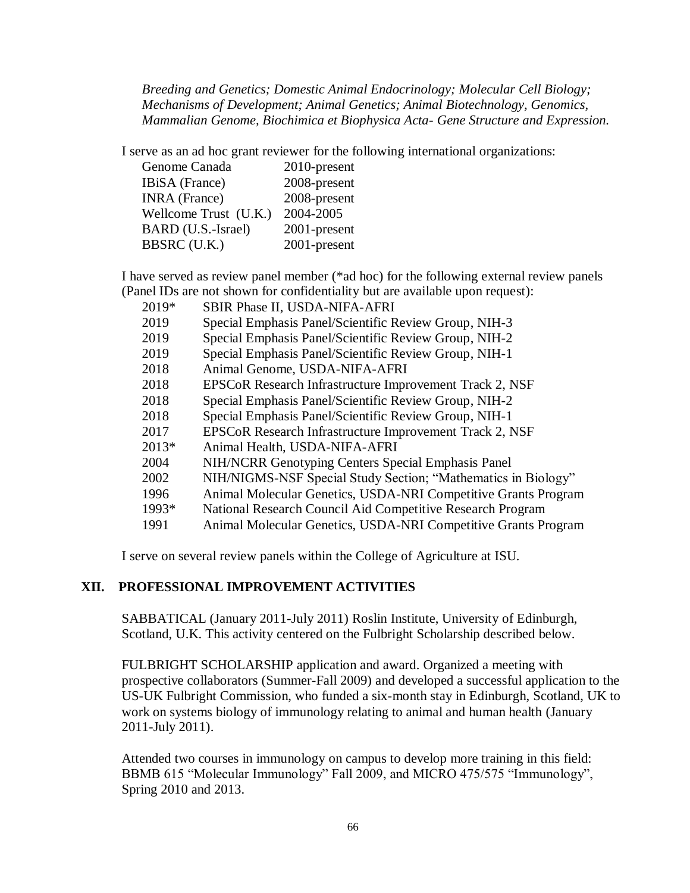*Breeding and Genetics; Domestic Animal Endocrinology; Molecular Cell Biology; Mechanisms of Development; Animal Genetics; Animal Biotechnology, Genomics, Mammalian Genome, Biochimica et Biophysica Acta- Gene Structure and Expression.*

I serve as an ad hoc grant reviewer for the following international organizations:

| | |
|---|---|
| Genome Canada | 2010-present |
| IBiSA (France) | 2008-present |
| INRA (France) | 2008-present |
| Wellcome Trust (U.K.) | 2004-2005 |
| BARD (U.S.-Israel) | 2001-present |
| BBSRC (U.K.) | 2001-present |

I have served as review panel member (*ad hoc) for the following external review panels (Panel IDs are not shown for confidentiality but are available upon request):

| | |
|---|---|
| 2019* | SBIR Phase II, USDA-NIFA-AFRI |
| 2019 | Special Emphasis Panel/Scientific Review Group, NIH-3 |
| 2019 | Special Emphasis Panel/Scientific Review Group, NIH-2 |
| 2019 | Special Emphasis Panel/Scientific Review Group, NIH-1 |
| 2018 | Animal Genome, USDA-NIFA-AFRI |
| 2018 | EPSCoR Research Infrastructure Improvement Track 2, NSF |
| 2018 | Special Emphasis Panel/Scientific Review Group, NIH-2 |
| 2018 | Special Emphasis Panel/Scientific Review Group, NIH-1 |
| 2017 | EPSCoR Research Infrastructure Improvement Track 2, NSF |
| 2013* | Animal Health, USDA-NIFA-AFRI |
| 2004 | NIH/NCRR Genotyping Centers Special Emphasis Panel |
| 2002 | NIH/NIGMS-NSF Special Study Section; "Mathematics in Biology" |
| 1996 | Animal Molecular Genetics, USDA-NRI Competitive Grants Program |
| 1993* | National Research Council Aid Competitive Research Program |
| 1991 | Animal Molecular Genetics, USDA-NRI Competitive Grants Program |

I serve on several review panels within the College of Agriculture at ISU.

## XII. PROFESSIONAL IMPROVEMENT ACTIVITIES

SABBATICAL (January 2011-July 2011) Roslin Institute, University of Edinburgh, Scotland, U.K. This activity centered on the Fulbright Scholarship described below.

FULBRIGHT SCHOLARSHIP application and award. Organized a meeting with prospective collaborators (Summer-Fall 2009) and developed a successful application to the US-UK Fulbright Commission, who funded a six-month stay in Edinburgh, Scotland, UK to work on systems biology of immunology relating to animal and human health (January 2011-July 2011).

Attended two courses in immunology on campus to develop more training in this field: BBMB 615 "Molecular Immunology" Fall 2009, and MICRO 475/575 "Immunology", Spring 2010 and 2013.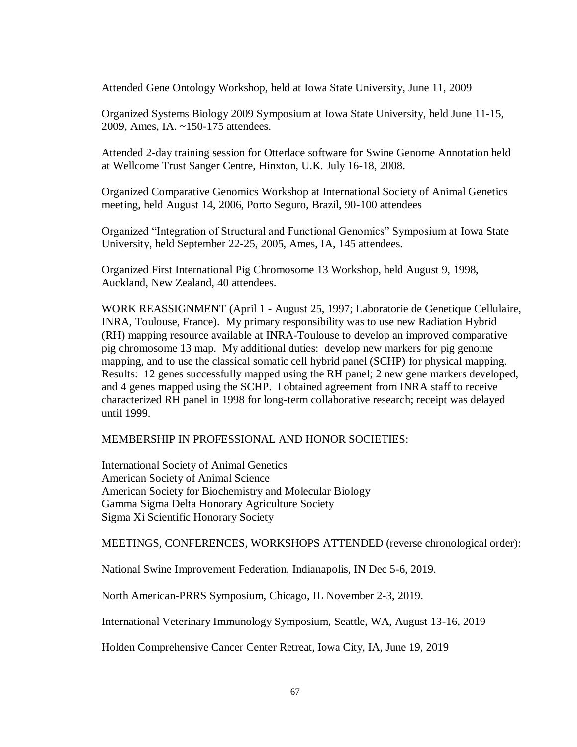Attended Gene Ontology Workshop, held at Iowa State University, June 11, 2009

Organized Systems Biology 2009 Symposium at Iowa State University, held June 11-15, 2009, Ames, IA. ~150-175 attendees.

Attended 2-day training session for Otterlace software for Swine Genome Annotation held at Wellcome Trust Sanger Centre, Hinxton, U.K. July 16-18, 2008.

Organized Comparative Genomics Workshop at International Society of Animal Genetics meeting, held August 14, 2006, Porto Seguro, Brazil, 90-100 attendees

Organized "Integration of Structural and Functional Genomics" Symposium at Iowa State University, held September 22-25, 2005, Ames, IA, 145 attendees.

Organized First International Pig Chromosome 13 Workshop, held August 9, 1998, Auckland, New Zealand, 40 attendees.

WORK REASSIGNMENT (April 1 - August 25, 1997; Laboratorie de Genetique Cellulaire, INRA, Toulouse, France). My primary responsibility was to use new Radiation Hybrid (RH) mapping resource available at INRA-Toulouse to develop an improved comparative pig chromosome 13 map. My additional duties: develop new markers for pig genome mapping, and to use the classical somatic cell hybrid panel (SCHP) for physical mapping. Results: 12 genes successfully mapped using the RH panel; 2 new gene markers developed, and 4 genes mapped using the SCHP. I obtained agreement from INRA staff to receive characterized RH panel in 1998 for long-term collaborative research; receipt was delayed until 1999.

MEMBERSHIP IN PROFESSIONAL AND HONOR SOCIETIES:

International Society of Animal Genetics
American Society of Animal Science
American Society for Biochemistry and Molecular Biology
Gamma Sigma Delta Honorary Agriculture Society
Sigma Xi Scientific Honorary Society

MEETINGS, CONFERENCES, WORKSHOPS ATTENDED (reverse chronological order):

National Swine Improvement Federation, Indianapolis, IN Dec 5-6, 2019.

North American-PRRS Symposium, Chicago, IL November 2-3, 2019.

International Veterinary Immunology Symposium, Seattle, WA, August 13-16, 2019

Holden Comprehensive Cancer Center Retreat, Iowa City, IA, June 19, 2019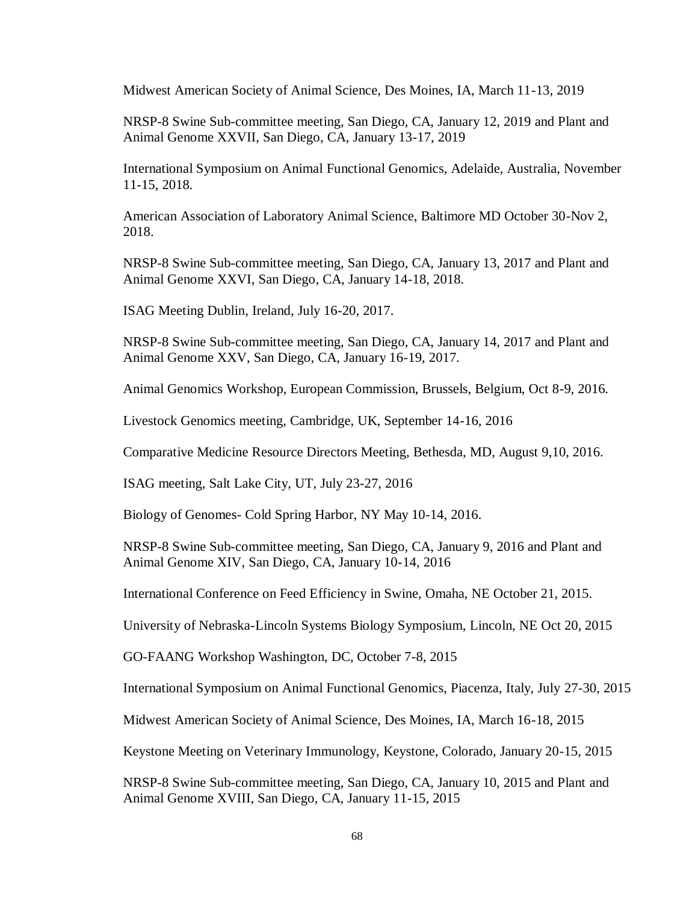Midwest American Society of Animal Science, Des Moines, IA, March 11-13, 2019

NRSP-8 Swine Sub-committee meeting, San Diego, CA, January 12, 2019 and Plant and Animal Genome XXVII, San Diego, CA, January 13-17, 2019

International Symposium on Animal Functional Genomics, Adelaide, Australia, November 11-15, 2018.

American Association of Laboratory Animal Science, Baltimore MD October 30-Nov 2, 2018.

NRSP-8 Swine Sub-committee meeting, San Diego, CA, January 13, 2017 and Plant and Animal Genome XXVI, San Diego, CA, January 14-18, 2018.

ISAG Meeting Dublin, Ireland, July 16-20, 2017.

NRSP-8 Swine Sub-committee meeting, San Diego, CA, January 14, 2017 and Plant and Animal Genome XXV, San Diego, CA, January 16-19, 2017.

Animal Genomics Workshop, European Commission, Brussels, Belgium, Oct 8-9, 2016.

Livestock Genomics meeting, Cambridge, UK, September 14-16, 2016

Comparative Medicine Resource Directors Meeting, Bethesda, MD, August 9,10, 2016.

ISAG meeting, Salt Lake City, UT, July 23-27, 2016

Biology of Genomes- Cold Spring Harbor, NY May 10-14, 2016.

NRSP-8 Swine Sub-committee meeting, San Diego, CA, January 9, 2016 and Plant and Animal Genome XIV, San Diego, CA, January 10-14, 2016

International Conference on Feed Efficiency in Swine, Omaha, NE October 21, 2015.

University of Nebraska-Lincoln Systems Biology Symposium, Lincoln, NE Oct 20, 2015

GO-FAANG Workshop Washington, DC, October 7-8, 2015

International Symposium on Animal Functional Genomics, Piacenza, Italy, July 27-30, 2015

Midwest American Society of Animal Science, Des Moines, IA, March 16-18, 2015

Keystone Meeting on Veterinary Immunology, Keystone, Colorado, January 20-15, 2015

NRSP-8 Swine Sub-committee meeting, San Diego, CA, January 10, 2015 and Plant and Animal Genome XVIII, San Diego, CA, January 11-15, 2015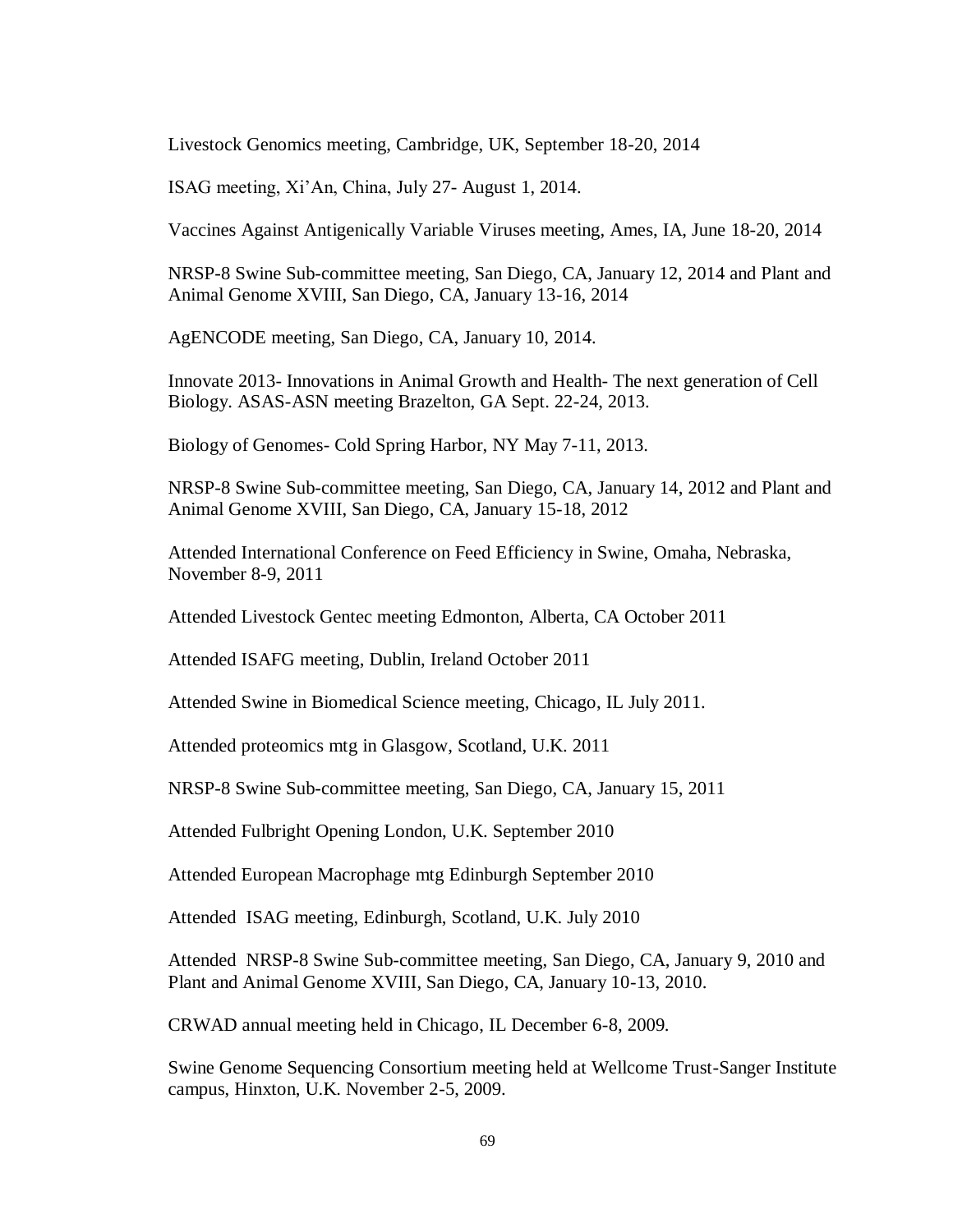Livestock Genomics meeting, Cambridge, UK, September 18-20, 2014

ISAG meeting, Xi'An, China, July 27- August 1, 2014.

Vaccines Against Antigenically Variable Viruses meeting, Ames, IA, June 18-20, 2014

NRSP-8 Swine Sub-committee meeting, San Diego, CA, January 12, 2014 and Plant and Animal Genome XVIII, San Diego, CA, January 13-16, 2014

AgENCODE meeting, San Diego, CA, January 10, 2014.

Innovate 2013- Innovations in Animal Growth and Health- The next generation of Cell Biology. ASAS-ASN meeting Brazelton, GA Sept. 22-24, 2013.

Biology of Genomes- Cold Spring Harbor, NY May 7-11, 2013.

NRSP-8 Swine Sub-committee meeting, San Diego, CA, January 14, 2012 and Plant and Animal Genome XVIII, San Diego, CA, January 15-18, 2012

Attended International Conference on Feed Efficiency in Swine, Omaha, Nebraska, November 8-9, 2011

Attended Livestock Gentec meeting Edmonton, Alberta, CA October 2011

Attended ISAFG meeting, Dublin, Ireland October 2011

Attended Swine in Biomedical Science meeting, Chicago, IL July 2011.

Attended proteomics mtg in Glasgow, Scotland, U.K. 2011

NRSP-8 Swine Sub-committee meeting, San Diego, CA, January 15, 2011

Attended Fulbright Opening London, U.K. September 2010

Attended European Macrophage mtg Edinburgh September 2010

Attended ISAG meeting, Edinburgh, Scotland, U.K. July 2010

Attended NRSP-8 Swine Sub-committee meeting, San Diego, CA, January 9, 2010 and Plant and Animal Genome XVIII, San Diego, CA, January 10-13, 2010.

CRWAD annual meeting held in Chicago, IL December 6-8, 2009.

Swine Genome Sequencing Consortium meeting held at Wellcome Trust-Sanger Institute campus, Hinxton, U.K. November 2-5, 2009.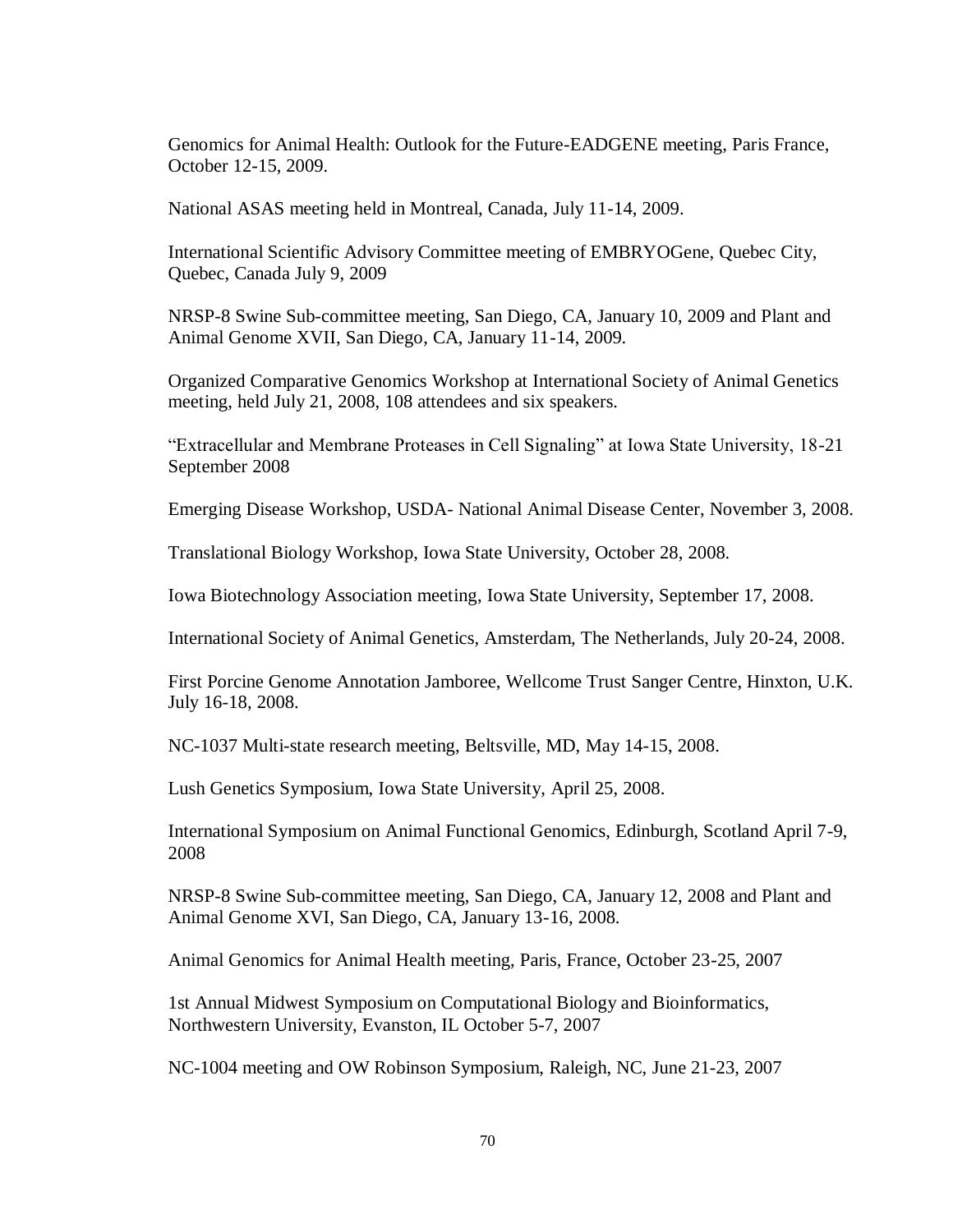Genomics for Animal Health: Outlook for the Future-EADGENE meeting, Paris France, October 12-15, 2009.

National ASAS meeting held in Montreal, Canada, July 11-14, 2009.

International Scientific Advisory Committee meeting of EMBRYOGene, Quebec City, Quebec, Canada July 9, 2009

NRSP-8 Swine Sub-committee meeting, San Diego, CA, January 10, 2009 and Plant and Animal Genome XVII, San Diego, CA, January 11-14, 2009.

Organized Comparative Genomics Workshop at International Society of Animal Genetics meeting, held July 21, 2008, 108 attendees and six speakers.

"Extracellular and Membrane Proteases in Cell Signaling" at Iowa State University, 18-21 September 2008

Emerging Disease Workshop, USDA- National Animal Disease Center, November 3, 2008.

Translational Biology Workshop, Iowa State University, October 28, 2008.

Iowa Biotechnology Association meeting, Iowa State University, September 17, 2008.

International Society of Animal Genetics, Amsterdam, The Netherlands, July 20-24, 2008.

First Porcine Genome Annotation Jamboree, Wellcome Trust Sanger Centre, Hinxton, U.K. July 16-18, 2008.

NC-1037 Multi-state research meeting, Beltsville, MD, May 14-15, 2008.

Lush Genetics Symposium, Iowa State University, April 25, 2008.

International Symposium on Animal Functional Genomics, Edinburgh, Scotland April 7-9, 2008

NRSP-8 Swine Sub-committee meeting, San Diego, CA, January 12, 2008 and Plant and Animal Genome XVI, San Diego, CA, January 13-16, 2008.

Animal Genomics for Animal Health meeting, Paris, France, October 23-25, 2007

1st Annual Midwest Symposium on Computational Biology and Bioinformatics, Northwestern University, Evanston, IL October 5-7, 2007

NC-1004 meeting and OW Robinson Symposium, Raleigh, NC, June 21-23, 2007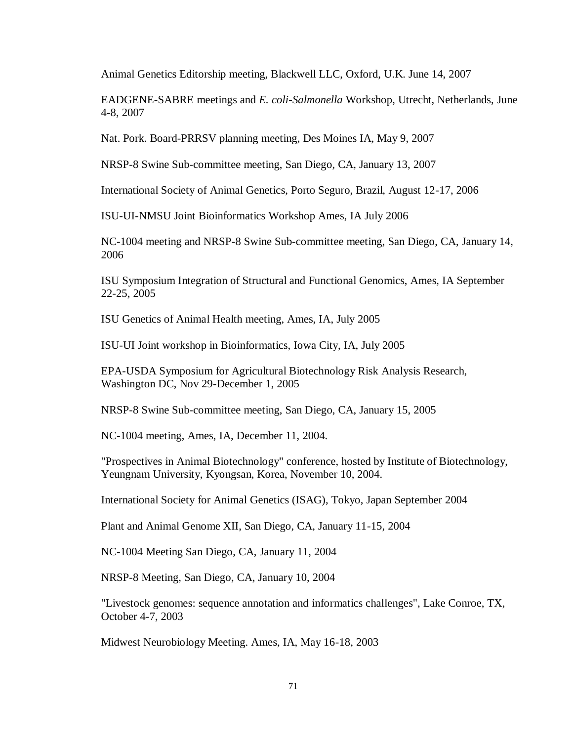Animal Genetics Editorship meeting, Blackwell LLC, Oxford, U.K. June 14, 2007

EADGENE-SABRE meetings and *E. coli-Salmonella* Workshop, Utrecht, Netherlands, June 4-8, 2007

Nat. Pork. Board-PRRSV planning meeting, Des Moines IA, May 9, 2007

NRSP-8 Swine Sub-committee meeting, San Diego, CA, January 13, 2007

International Society of Animal Genetics, Porto Seguro, Brazil, August 12-17, 2006

ISU-UI-NMSU Joint Bioinformatics Workshop Ames, IA July 2006

NC-1004 meeting and NRSP-8 Swine Sub-committee meeting, San Diego, CA, January 14, 2006

ISU Symposium Integration of Structural and Functional Genomics, Ames, IA September 22-25, 2005

ISU Genetics of Animal Health meeting, Ames, IA, July 2005

ISU-UI Joint workshop in Bioinformatics, Iowa City, IA, July 2005

EPA-USDA Symposium for Agricultural Biotechnology Risk Analysis Research, Washington DC, Nov 29-December 1, 2005

NRSP-8 Swine Sub-committee meeting, San Diego, CA, January 15, 2005

NC-1004 meeting, Ames, IA, December 11, 2004.

"Prospectives in Animal Biotechnology" conference, hosted by Institute of Biotechnology, Yeungnam University, Kyongsan, Korea, November 10, 2004.

International Society for Animal Genetics (ISAG), Tokyo, Japan September 2004

Plant and Animal Genome XII, San Diego, CA, January 11-15, 2004

NC-1004 Meeting San Diego, CA, January 11, 2004

NRSP-8 Meeting, San Diego, CA, January 10, 2004

"Livestock genomes: sequence annotation and informatics challenges", Lake Conroe, TX, October 4-7, 2003

Midwest Neurobiology Meeting. Ames, IA, May 16-18, 2003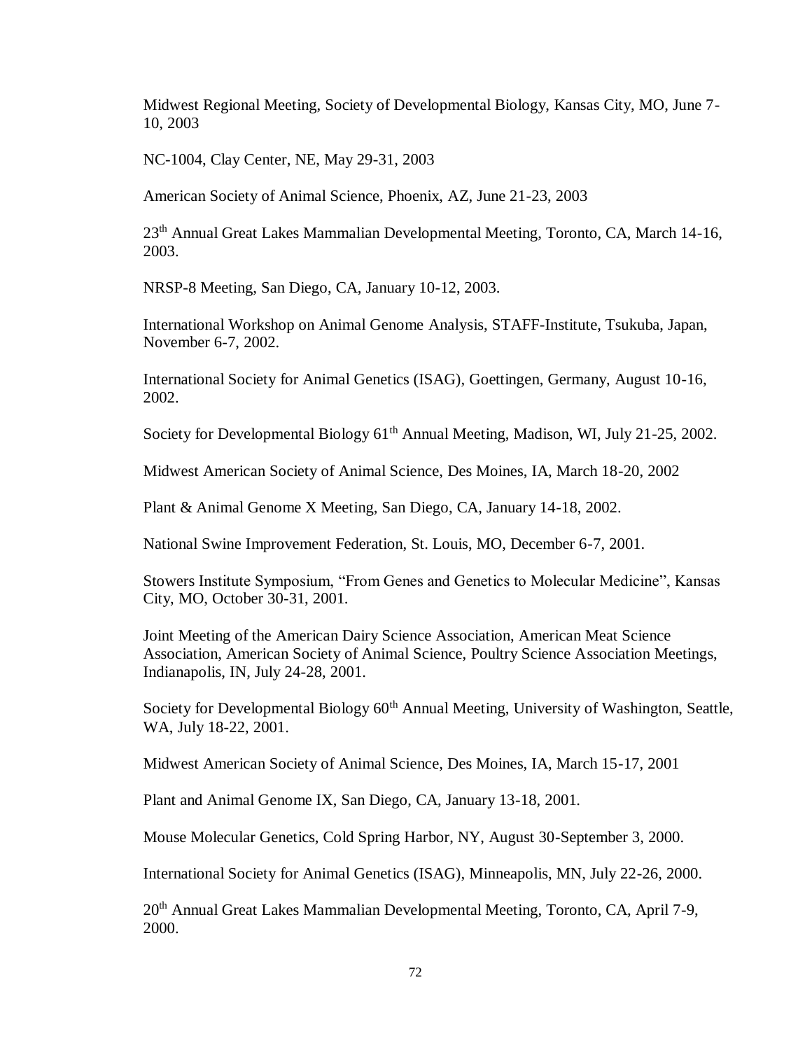Midwest Regional Meeting, Society of Developmental Biology, Kansas City, MO, June 7-10, 2003

NC-1004, Clay Center, NE, May 29-31, 2003

American Society of Animal Science, Phoenix, AZ, June 21-23, 2003

23th Annual Great Lakes Mammalian Developmental Meeting, Toronto, CA, March 14-16, 2003.

NRSP-8 Meeting, San Diego, CA, January 10-12, 2003.

International Workshop on Animal Genome Analysis, STAFF-Institute, Tsukuba, Japan, November 6-7, 2002.

International Society for Animal Genetics (ISAG), Goettingen, Germany, August 10-16, 2002.

Society for Developmental Biology 61th Annual Meeting, Madison, WI, July 21-25, 2002.

Midwest American Society of Animal Science, Des Moines, IA, March 18-20, 2002

Plant & Animal Genome X Meeting, San Diego, CA, January 14-18, 2002.

National Swine Improvement Federation, St. Louis, MO, December 6-7, 2001.

Stowers Institute Symposium, "From Genes and Genetics to Molecular Medicine", Kansas City, MO, October 30-31, 2001.

Joint Meeting of the American Dairy Science Association, American Meat Science Association, American Society of Animal Science, Poultry Science Association Meetings, Indianapolis, IN, July 24-28, 2001.

Society for Developmental Biology 60th Annual Meeting, University of Washington, Seattle, WA, July 18-22, 2001.

Midwest American Society of Animal Science, Des Moines, IA, March 15-17, 2001

Plant and Animal Genome IX, San Diego, CA, January 13-18, 2001.

Mouse Molecular Genetics, Cold Spring Harbor, NY, August 30-September 3, 2000.

International Society for Animal Genetics (ISAG), Minneapolis, MN, July 22-26, 2000.

20th Annual Great Lakes Mammalian Developmental Meeting, Toronto, CA, April 7-9, 2000.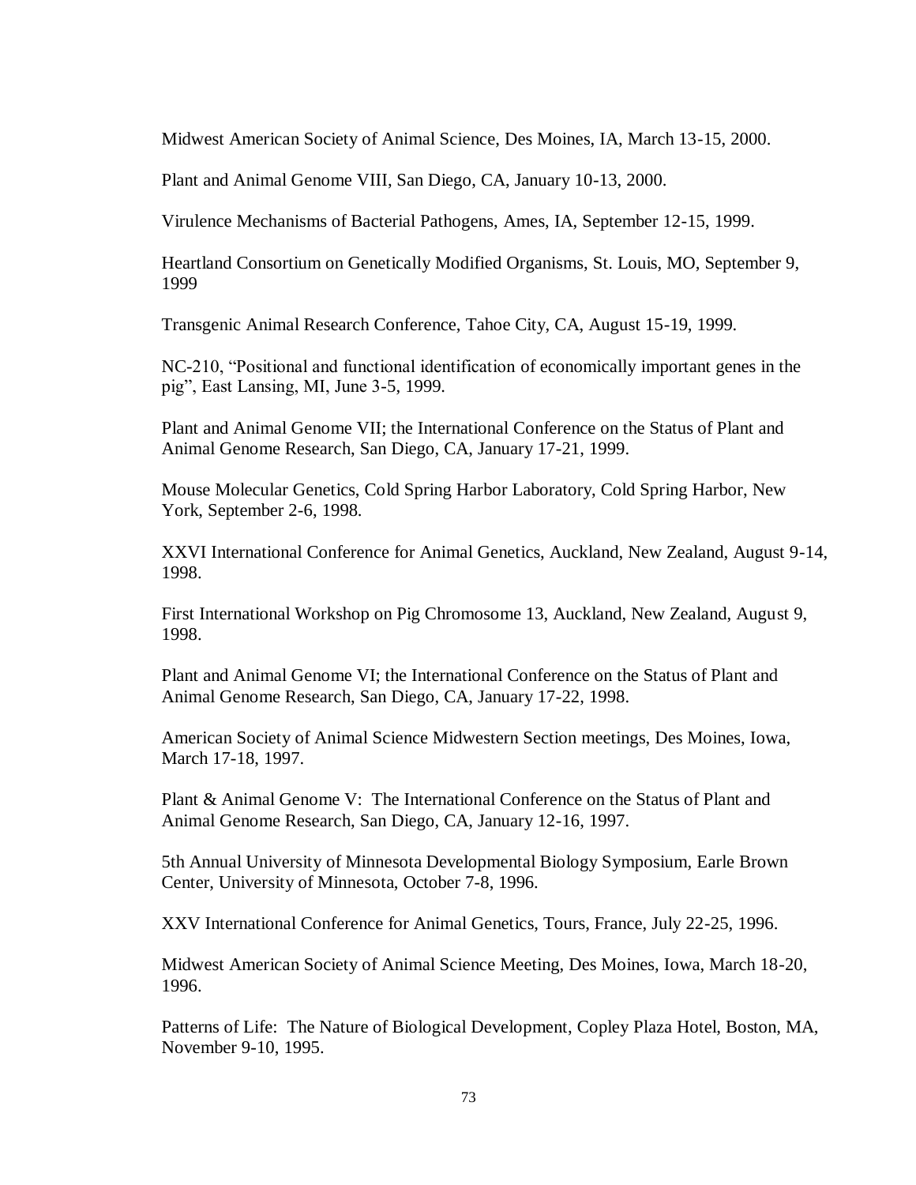Midwest American Society of Animal Science, Des Moines, IA, March 13-15, 2000.

Plant and Animal Genome VIII, San Diego, CA, January 10-13, 2000.

Virulence Mechanisms of Bacterial Pathogens, Ames, IA, September 12-15, 1999.

Heartland Consortium on Genetically Modified Organisms, St. Louis, MO, September 9, 1999

Transgenic Animal Research Conference, Tahoe City, CA, August 15-19, 1999.

NC-210, "Positional and functional identification of economically important genes in the pig", East Lansing, MI, June 3-5, 1999.

Plant and Animal Genome VII; the International Conference on the Status of Plant and Animal Genome Research, San Diego, CA, January 17-21, 1999.

Mouse Molecular Genetics, Cold Spring Harbor Laboratory, Cold Spring Harbor, New York, September 2-6, 1998.

XXVI International Conference for Animal Genetics, Auckland, New Zealand, August 9-14, 1998.

First International Workshop on Pig Chromosome 13, Auckland, New Zealand, August 9, 1998.

Plant and Animal Genome VI; the International Conference on the Status of Plant and Animal Genome Research, San Diego, CA, January 17-22, 1998.

American Society of Animal Science Midwestern Section meetings, Des Moines, Iowa, March 17-18, 1997.

Plant & Animal Genome V: The International Conference on the Status of Plant and Animal Genome Research, San Diego, CA, January 12-16, 1997.

5th Annual University of Minnesota Developmental Biology Symposium, Earle Brown Center, University of Minnesota, October 7-8, 1996.

XXV International Conference for Animal Genetics, Tours, France, July 22-25, 1996.

Midwest American Society of Animal Science Meeting, Des Moines, Iowa, March 18-20, 1996.

Patterns of Life: The Nature of Biological Development, Copley Plaza Hotel, Boston, MA, November 9-10, 1995.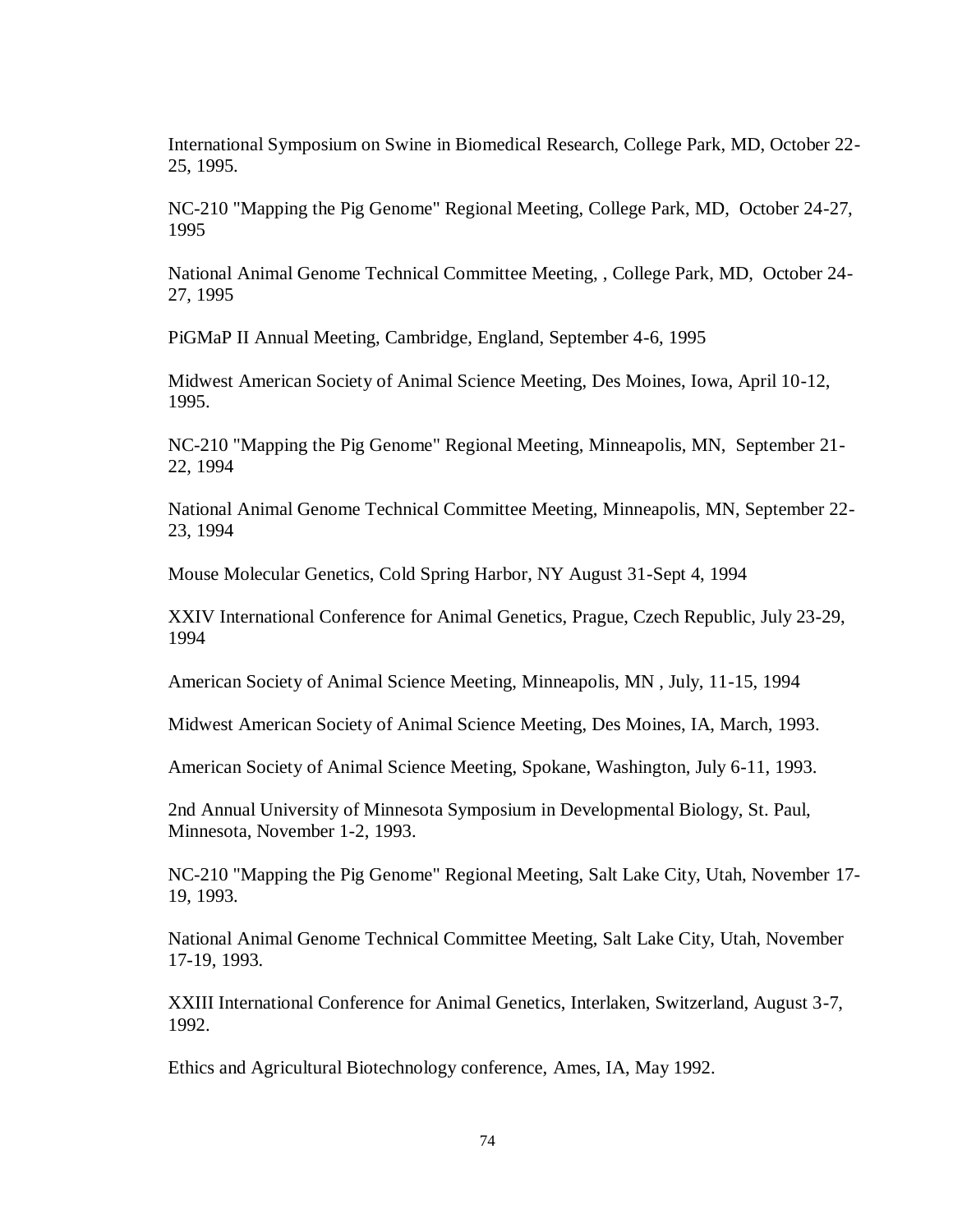International Symposium on Swine in Biomedical Research, College Park, MD, October 22-25, 1995.

NC-210 "Mapping the Pig Genome" Regional Meeting, College Park, MD, October 24-27, 1995

National Animal Genome Technical Committee Meeting, , College Park, MD, October 24-27, 1995

PiGMaP II Annual Meeting, Cambridge, England, September 4-6, 1995

Midwest American Society of Animal Science Meeting, Des Moines, Iowa, April 10-12, 1995.

NC-210 "Mapping the Pig Genome" Regional Meeting, Minneapolis, MN, September 21-22, 1994

National Animal Genome Technical Committee Meeting, Minneapolis, MN, September 22-23, 1994

Mouse Molecular Genetics, Cold Spring Harbor, NY August 31-Sept 4, 1994

XXIV International Conference for Animal Genetics, Prague, Czech Republic, July 23-29, 1994

American Society of Animal Science Meeting, Minneapolis, MN , July, 11-15, 1994

Midwest American Society of Animal Science Meeting, Des Moines, IA, March, 1993.

American Society of Animal Science Meeting, Spokane, Washington, July 6-11, 1993.

2nd Annual University of Minnesota Symposium in Developmental Biology, St. Paul, Minnesota, November 1-2, 1993.

NC-210 "Mapping the Pig Genome" Regional Meeting, Salt Lake City, Utah, November 17-19, 1993.

National Animal Genome Technical Committee Meeting, Salt Lake City, Utah, November 17-19, 1993.

XXIII International Conference for Animal Genetics, Interlaken, Switzerland, August 3-7, 1992.

Ethics and Agricultural Biotechnology conference, Ames, IA, May 1992.